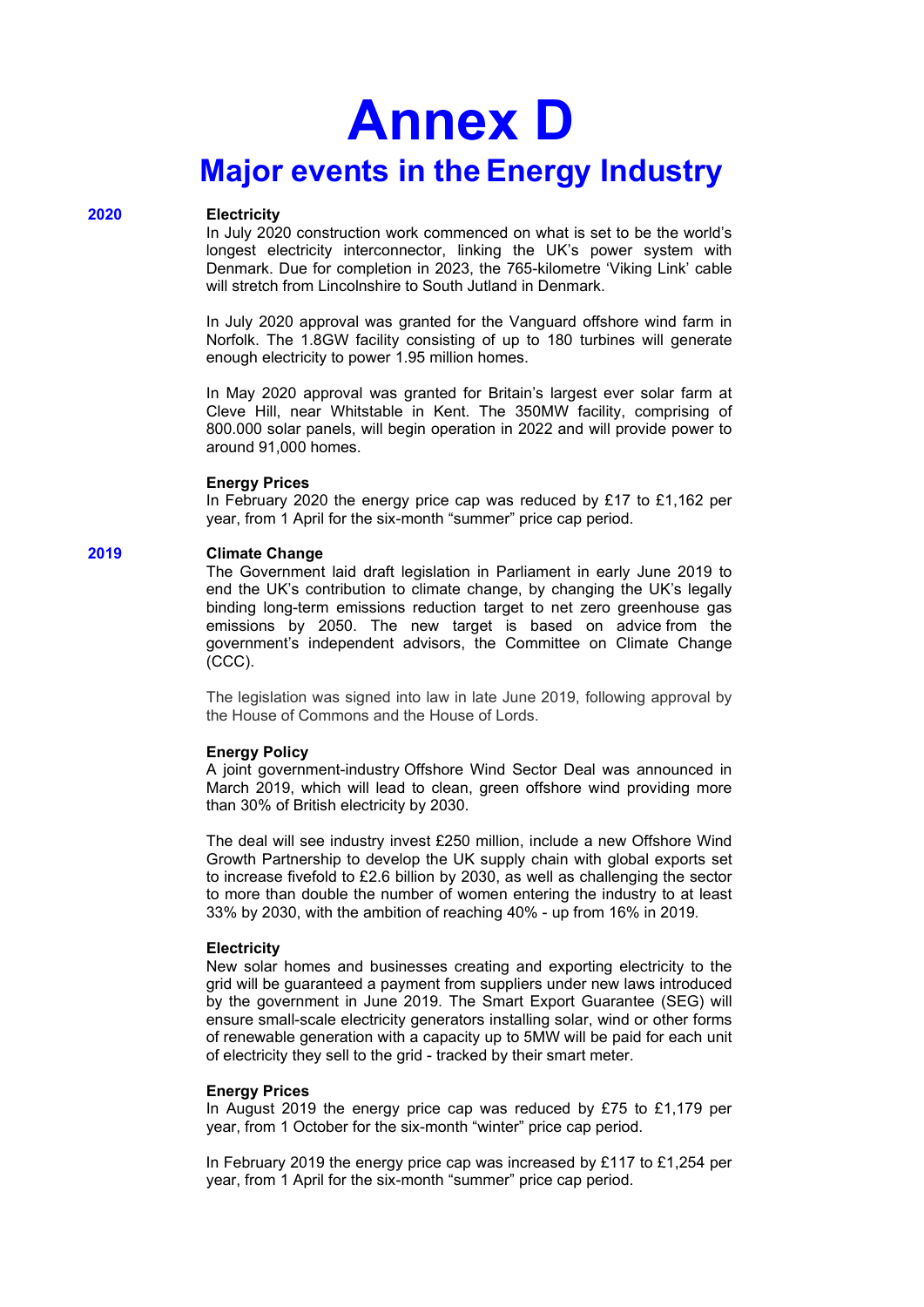# Annex D

## Major events in the Energy Industry

### 2020

**Electricity**

In July 2020 construction work commenced on what is set to be the world's longest electricity interconnector, linking the UK's power system with Denmark. Due for completion in 2023, the 765-kilometre 'Viking Link' cable will stretch from Lincolnshire to South Jutland in Denmark.

In July 2020 approval was granted for the Vanguard offshore wind farm in Norfolk. The 1.8GW facility consisting of up to 180 turbines will generate enough electricity to power 1.95 million homes.

In May 2020 approval was granted for Britain's largest ever solar farm at Cleve Hill, near Whitstable in Kent. The 350MW facility, comprising of 800.000 solar panels, will begin operation in 2022 and will provide power to around 91,000 homes.

**Energy Prices**

In February 2020 the energy price cap was reduced by £17 to £1,162 per year, from 1 April for the six-month "summer" price cap period.

### 2019

**Climate Change**

The Government laid draft legislation in Parliament in early June 2019 to end the UK's contribution to climate change, by changing the UK's legally binding long-term emissions reduction target to net zero greenhouse gas emissions by 2050. The new target is based on advice from the government's independent advisors, the Committee on Climate Change (CCC).

The legislation was signed into law in late June 2019, following approval by the House of Commons and the House of Lords.

**Energy Policy**

A joint government-industry Offshore Wind Sector Deal was announced in March 2019, which will lead to clean, green offshore wind providing more than 30% of British electricity by 2030.

The deal will see industry invest £250 million, include a new Offshore Wind Growth Partnership to develop the UK supply chain with global exports set to increase fivefold to £2.6 billion by 2030, as well as challenging the sector to more than double the number of women entering the industry to at least 33% by 2030, with the ambition of reaching 40% - up from 16% in 2019.

**Electricity**

New solar homes and businesses creating and exporting electricity to the grid will be guaranteed a payment from suppliers under new laws introduced by the government in June 2019. The Smart Export Guarantee (SEG) will ensure small-scale electricity generators installing solar, wind or other forms of renewable generation with a capacity up to 5MW will be paid for each unit of electricity they sell to the grid - tracked by their smart meter.

**Energy Prices**

In August 2019 the energy price cap was reduced by £75 to £1,179 per year, from 1 October for the six-month "winter" price cap period.

In February 2019 the energy price cap was increased by £117 to £1,254 per year, from 1 April for the six-month "summer" price cap period.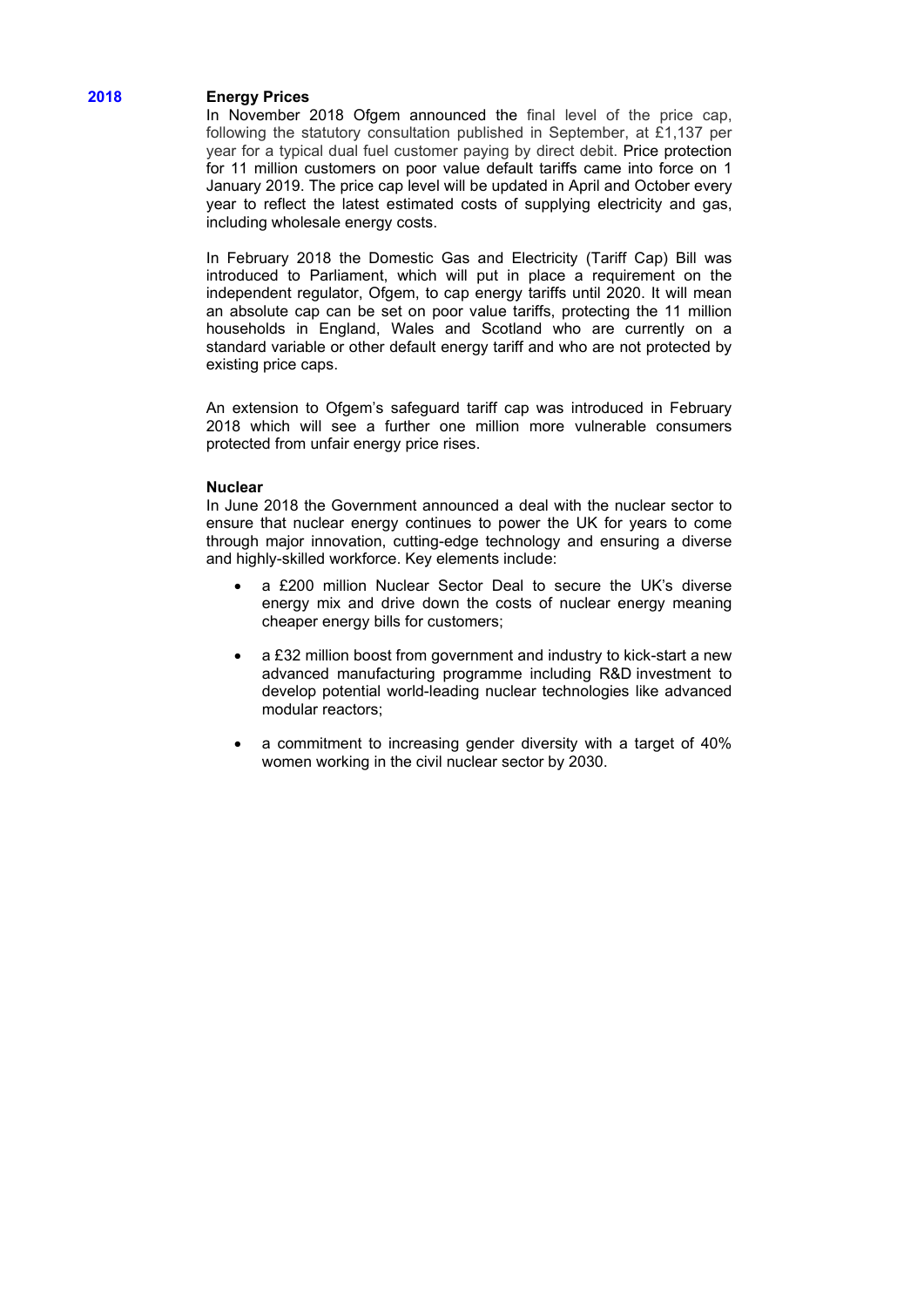**2018**

**Energy Prices**

In November 2018 Ofgem announced the final level of the price cap, following the statutory consultation published in September, at £1,137 per year for a typical dual fuel customer paying by direct debit. Price protection for 11 million customers on poor value default tariffs came into force on 1 January 2019. The price cap level will be updated in April and October every year to reflect the latest estimated costs of supplying electricity and gas, including wholesale energy costs.

In February 2018 the Domestic Gas and Electricity (Tariff Cap) Bill was introduced to Parliament, which will put in place a requirement on the independent regulator, Ofgem, to cap energy tariffs until 2020. It will mean an absolute cap can be set on poor value tariffs, protecting the 11 million households in England, Wales and Scotland who are currently on a standard variable or other default energy tariff and who are not protected by existing price caps.

An extension to Ofgem's safeguard tariff cap was introduced in February 2018 which will see a further one million more vulnerable consumers protected from unfair energy price rises.

**Nuclear**

In June 2018 the Government announced a deal with the nuclear sector to ensure that nuclear energy continues to power the UK for years to come through major innovation, cutting-edge technology and ensuring a diverse and highly-skilled workforce. Key elements include:

- a £200 million Nuclear Sector Deal to secure the UK's diverse energy mix and drive down the costs of nuclear energy meaning cheaper energy bills for customers;
- a £32 million boost from government and industry to kick-start a new advanced manufacturing programme including R&D investment to develop potential world-leading nuclear technologies like advanced modular reactors;
- a commitment to increasing gender diversity with a target of 40% women working in the civil nuclear sector by 2030.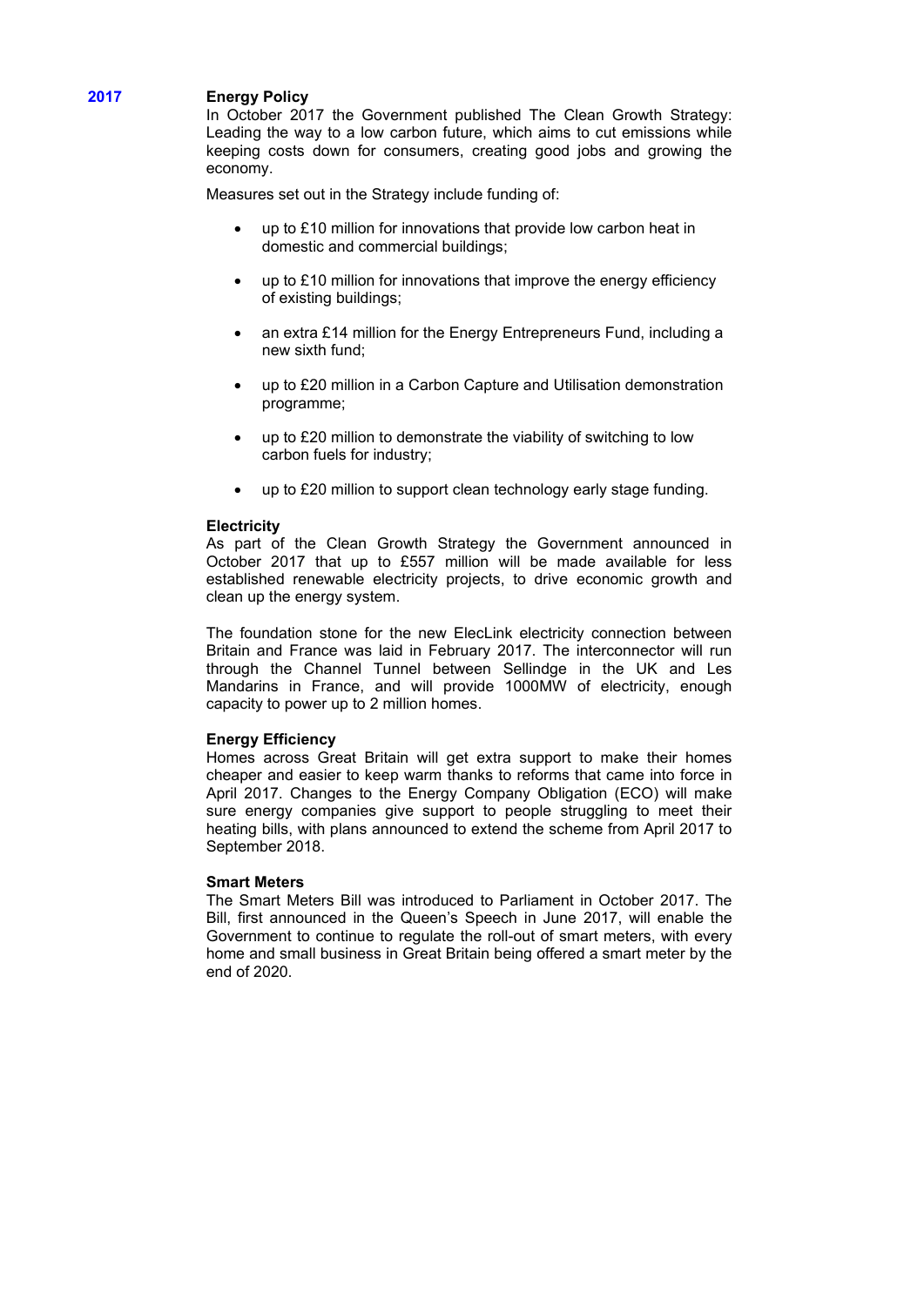**2017**

**Energy Policy**

In October 2017 the Government published The Clean Growth Strategy: Leading the way to a low carbon future, which aims to cut emissions while keeping costs down for consumers, creating good jobs and growing the economy.

Measures set out in the Strategy include funding of:

- up to £10 million for innovations that provide low carbon heat in domestic and commercial buildings;
- up to £10 million for innovations that improve the energy efficiency of existing buildings;
- an extra £14 million for the Energy Entrepreneurs Fund, including a new sixth fund;
- up to £20 million in a Carbon Capture and Utilisation demonstration programme;
- up to £20 million to demonstrate the viability of switching to low carbon fuels for industry;
- up to £20 million to support clean technology early stage funding.

**Electricity**

As part of the Clean Growth Strategy the Government announced in October 2017 that up to £557 million will be made available for less established renewable electricity projects, to drive economic growth and clean up the energy system.

The foundation stone for the new ElecLink electricity connection between Britain and France was laid in February 2017. The interconnector will run through the Channel Tunnel between Sellindge in the UK and Les Mandarins in France, and will provide 1000MW of electricity, enough capacity to power up to 2 million homes.

**Energy Efficiency**

Homes across Great Britain will get extra support to make their homes cheaper and easier to keep warm thanks to reforms that came into force in April 2017. Changes to the Energy Company Obligation (ECO) will make sure energy companies give support to people struggling to meet their heating bills, with plans announced to extend the scheme from April 2017 to September 2018.

**Smart Meters**

The Smart Meters Bill was introduced to Parliament in October 2017. The Bill, first announced in the Queen's Speech in June 2017, will enable the Government to continue to regulate the roll-out of smart meters, with every home and small business in Great Britain being offered a smart meter by the end of 2020.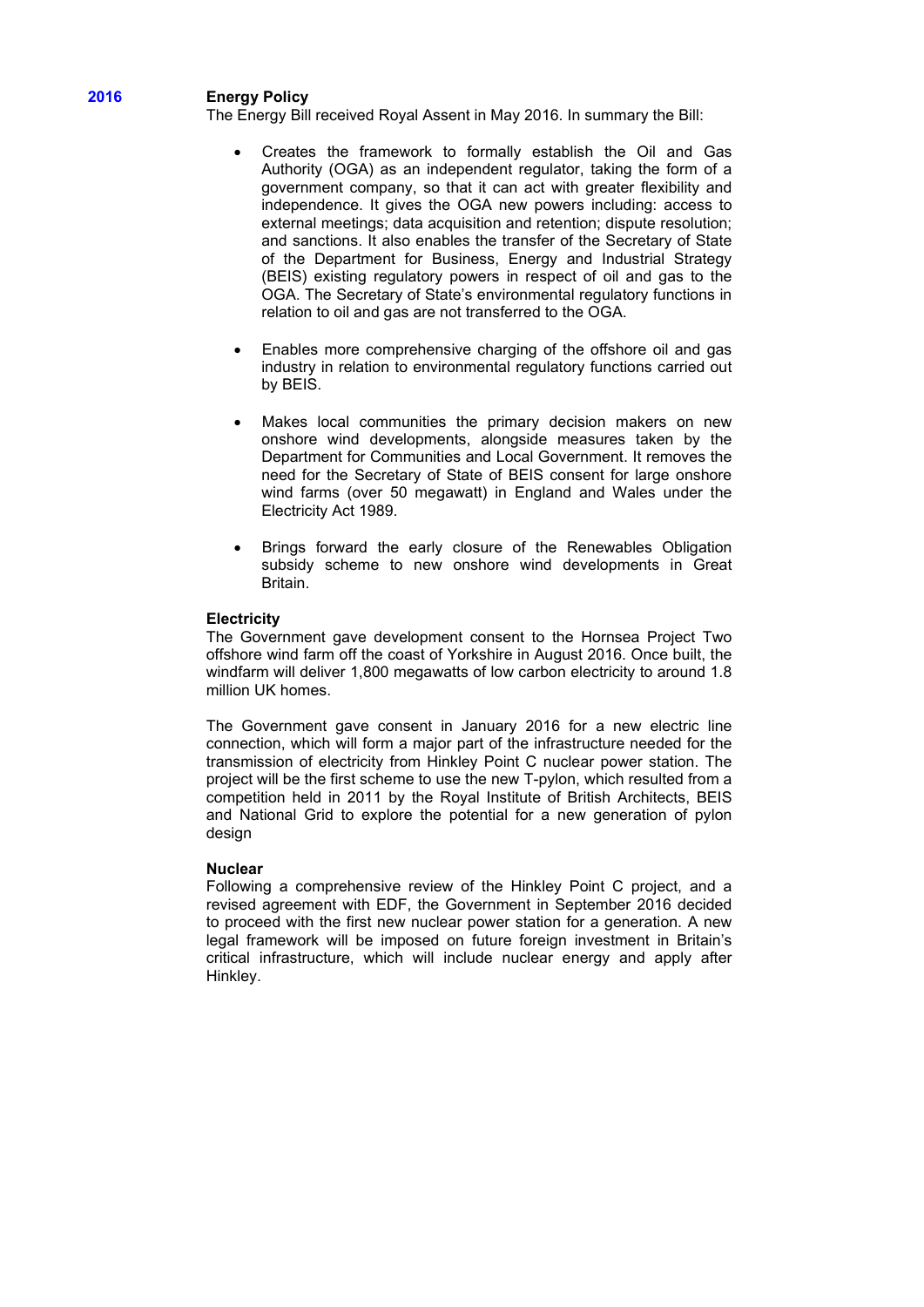**2016** 

## Energy Policy

The Energy Bill received Royal Assent in May 2016. In summary the Bill:

- Creates the framework to formally establish the Oil and Gas Authority (OGA) as an independent regulator, taking the form of a government company, so that it can act with greater flexibility and independence. It gives the OGA new powers including: access to external meetings; data acquisition and retention; dispute resolution; and sanctions. It also enables the transfer of the Secretary of State of the Department for Business, Energy and Industrial Strategy (BEIS) existing regulatory powers in respect of oil and gas to the OGA. The Secretary of State's environmental regulatory functions in relation to oil and gas are not transferred to the OGA.

- Enables more comprehensive charging of the offshore oil and gas industry in relation to environmental regulatory functions carried out by BEIS.

- Makes local communities the primary decision makers on new onshore wind developments, alongside measures taken by the Department for Communities and Local Government. It removes the need for the Secretary of State of BEIS consent for large onshore wind farms (over 50 megawatt) in England and Wales under the Electricity Act 1989.

- Brings forward the early closure of the Renewables Obligation subsidy scheme to new onshore wind developments in Great Britain.

## Electricity

The Government gave development consent to the Hornsea Project Two offshore wind farm off the coast of Yorkshire in August 2016. Once built, the windfarm will deliver 1,800 megawatts of low carbon electricity to around 1.8 million UK homes.

The Government gave consent in January 2016 for a new electric line connection, which will form a major part of the infrastructure needed for the transmission of electricity from Hinkley Point C nuclear power station. The project will be the first scheme to use the new T-pylon, which resulted from a competition held in 2011 by the Royal Institute of British Architects, BEIS and National Grid to explore the potential for a new generation of pylon design

## Nuclear

Following a comprehensive review of the Hinkley Point C project, and a revised agreement with EDF, the Government in September 2016 decided to proceed with the first new nuclear power station for a generation. A new legal framework will be imposed on future foreign investment in Britain's critical infrastructure, which will include nuclear energy and apply after Hinkley.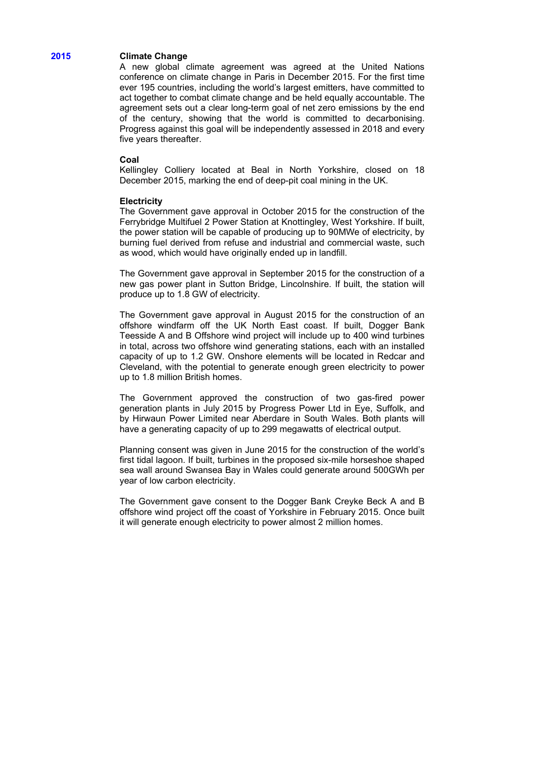## 2015

### Climate Change

A new global climate agreement was agreed at the United Nations conference on climate change in Paris in December 2015. For the first time ever 195 countries, including the world's largest emitters, have committed to act together to combat climate change and be held equally accountable. The agreement sets out a clear long-term goal of net zero emissions by the end of the century, showing that the world is committed to decarbonising. Progress against this goal will be independently assessed in 2018 and every five years thereafter.

### Coal

Kellingley Colliery located at Beal in North Yorkshire, closed on 18 December 2015, marking the end of deep-pit coal mining in the UK.

### Electricity

The Government gave approval in October 2015 for the construction of the Ferrybridge Multifuel 2 Power Station at Knottingley, West Yorkshire. If built, the power station will be capable of producing up to 90MWe of electricity, by burning fuel derived from refuse and industrial and commercial waste, such as wood, which would have originally ended up in landfill.

The Government gave approval in September 2015 for the construction of a new gas power plant in Sutton Bridge, Lincolnshire. If built, the station will produce up to 1.8 GW of electricity.

The Government gave approval in August 2015 for the construction of an offshore windfarm off the UK North East coast. If built, Dogger Bank Teesside A and B Offshore wind project will include up to 400 wind turbines in total, across two offshore wind generating stations, each with an installed capacity of up to 1.2 GW. Onshore elements will be located in Redcar and Cleveland, with the potential to generate enough green electricity to power up to 1.8 million British homes.

The Government approved the construction of two gas-fired power generation plants in July 2015 by Progress Power Ltd in Eye, Suffolk, and by Hirwaun Power Limited near Aberdare in South Wales. Both plants will have a generating capacity of up to 299 megawatts of electrical output.

Planning consent was given in June 2015 for the construction of the world's first tidal lagoon. If built, turbines in the proposed six-mile horseshoe shaped sea wall around Swansea Bay in Wales could generate around 500GWh per year of low carbon electricity.

The Government gave consent to the Dogger Bank Creyke Beck A and B offshore wind project off the coast of Yorkshire in February 2015. Once built it will generate enough electricity to power almost 2 million homes.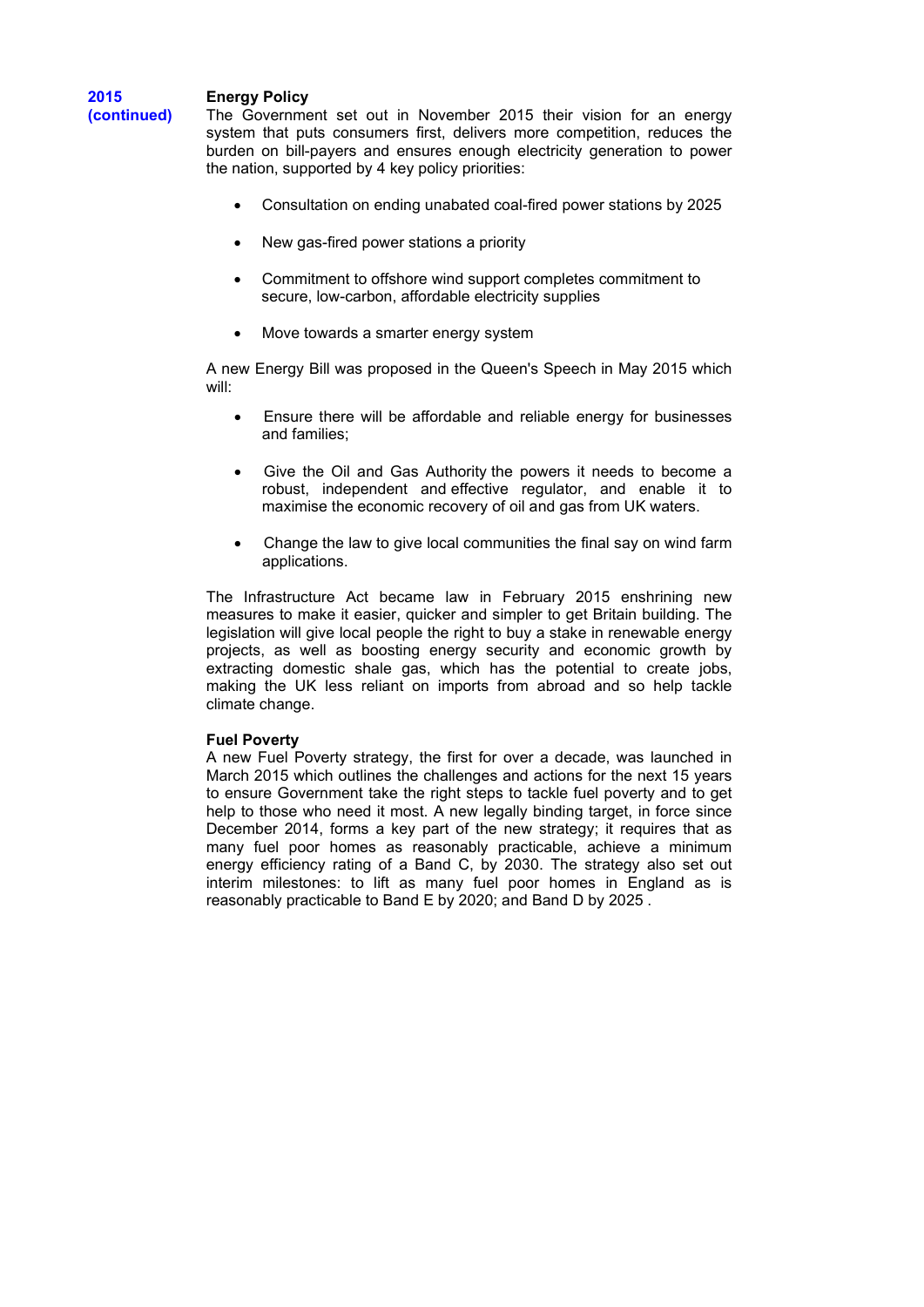**2015 (continued)**

**Energy Policy**

The Government set out in November 2015 their vision for an energy system that puts consumers first, delivers more competition, reduces the burden on bill-payers and ensures enough electricity generation to power the nation, supported by 4 key policy priorities:

- Consultation on ending unabated coal-fired power stations by 2025
- New gas-fired power stations a priority
- Commitment to offshore wind support completes commitment to secure, low-carbon, affordable electricity supplies
- Move towards a smarter energy system

A new Energy Bill was proposed in the Queen's Speech in May 2015 which will:

- Ensure there will be affordable and reliable energy for businesses and families;
- Give the Oil and Gas Authority the powers it needs to become a robust, independent and effective regulator, and enable it to maximise the economic recovery of oil and gas from UK waters.
- Change the law to give local communities the final say on wind farm applications.

The Infrastructure Act became law in February 2015 enshrining new measures to make it easier, quicker and simpler to get Britain building. The legislation will give local people the right to buy a stake in renewable energy projects, as well as boosting energy security and economic growth by extracting domestic shale gas, which has the potential to create jobs, making the UK less reliant on imports from abroad and so help tackle climate change.

**Fuel Poverty**

A new Fuel Poverty strategy, the first for over a decade, was launched in March 2015 which outlines the challenges and actions for the next 15 years to ensure Government take the right steps to tackle fuel poverty and to get help to those who need it most. A new legally binding target, in force since December 2014, forms a key part of the new strategy; it requires that as many fuel poor homes as reasonably practicable, achieve a minimum energy efficiency rating of a Band C, by 2030. The strategy also set out interim milestones: to lift as many fuel poor homes in England as is reasonably practicable to Band E by 2020; and Band D by 2025 .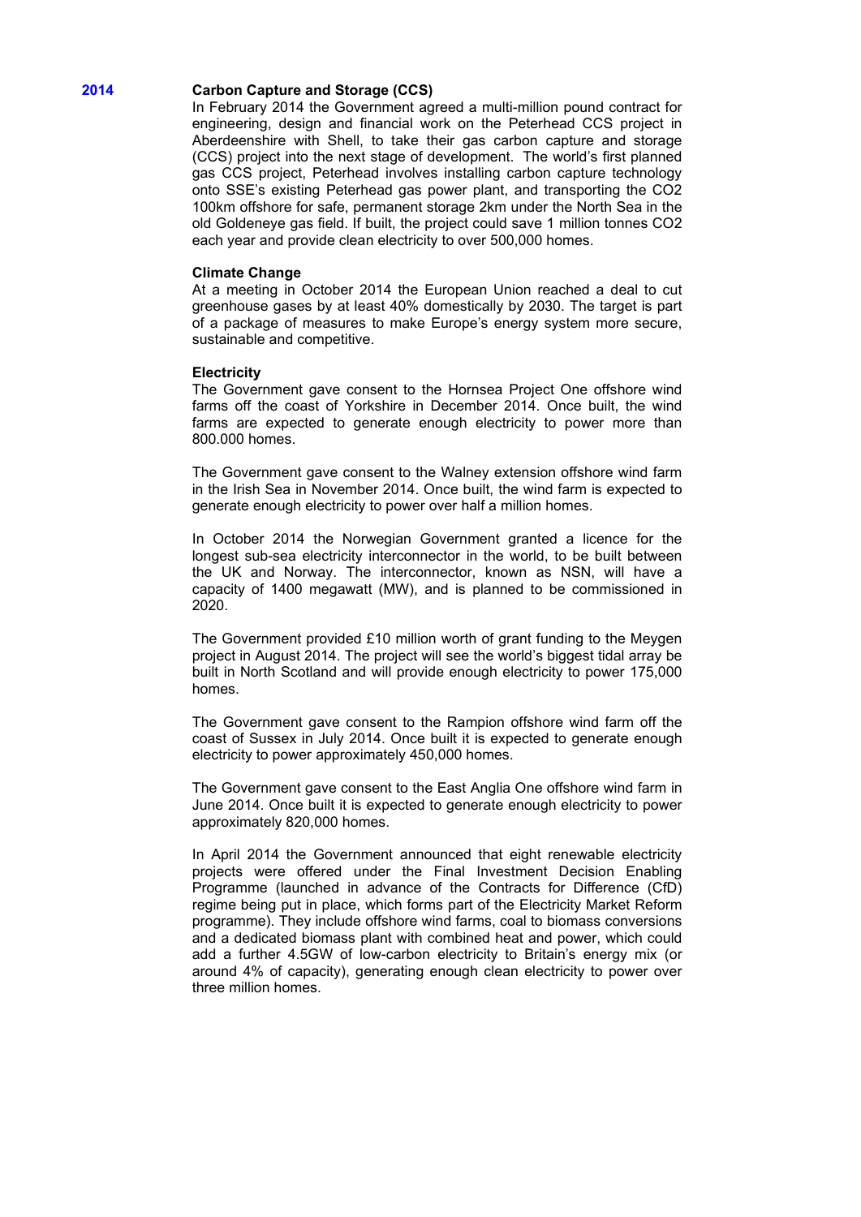## 2014

### Carbon Capture and Storage (CCS)

In February 2014 the Government agreed a multi-million pound contract for engineering, design and financial work on the Peterhead CCS project in Aberdeenshire with Shell, to take their gas carbon capture and storage (CCS) project into the next stage of development. The world's first planned gas CCS project, Peterhead involves installing carbon capture technology onto SSE's existing Peterhead gas power plant, and transporting the $CO_2$ 100km offshore for safe, permanent storage 2km under the North Sea in the old Goldeneye gas field. If built, the project could save 1 million tonnes $CO_2$ each year and provide clean electricity to over 500,000 homes.

### Climate Change

At a meeting in October 2014 the European Union reached a deal to cut greenhouse gases by at least 40% domestically by 2030. The target is part of a package of measures to make Europe's energy system more secure, sustainable and competitive.

### Electricity

The Government gave consent to the Hornsea Project One offshore wind farms off the coast of Yorkshire in December 2014. Once built, the wind farms are expected to generate enough electricity to power more than 800.000 homes.

The Government gave consent to the Walney extension offshore wind farm in the Irish Sea in November 2014. Once built, the wind farm is expected to generate enough electricity to power over half a million homes.

In October 2014 the Norwegian Government granted a licence for the longest sub-sea electricity interconnector in the world, to be built between the UK and Norway. The interconnector, known as NSN, will have a capacity of 1400 megawatt (MW), and is planned to be commissioned in 2020.

The Government provided £10 million worth of grant funding to the Meygen project in August 2014. The project will see the world's biggest tidal array be built in North Scotland and will provide enough electricity to power 175,000 homes.

The Government gave consent to the Rampion offshore wind farm off the coast of Sussex in July 2014. Once built it is expected to generate enough electricity to power approximately 450,000 homes.

The Government gave consent to the East Anglia One offshore wind farm in June 2014. Once built it is expected to generate enough electricity to power approximately 820,000 homes.

In April 2014 the Government announced that eight renewable electricity projects were offered under the Final Investment Decision Enabling Programme (launched in advance of the Contracts for Difference (CfD) regime being put in place, which forms part of the Electricity Market Reform programme). They include offshore wind farms, coal to biomass conversions and a dedicated biomass plant with combined heat and power, which could add a further 4.5GW of low-carbon electricity to Britain's energy mix (or around 4% of capacity), generating enough clean electricity to power over three million homes.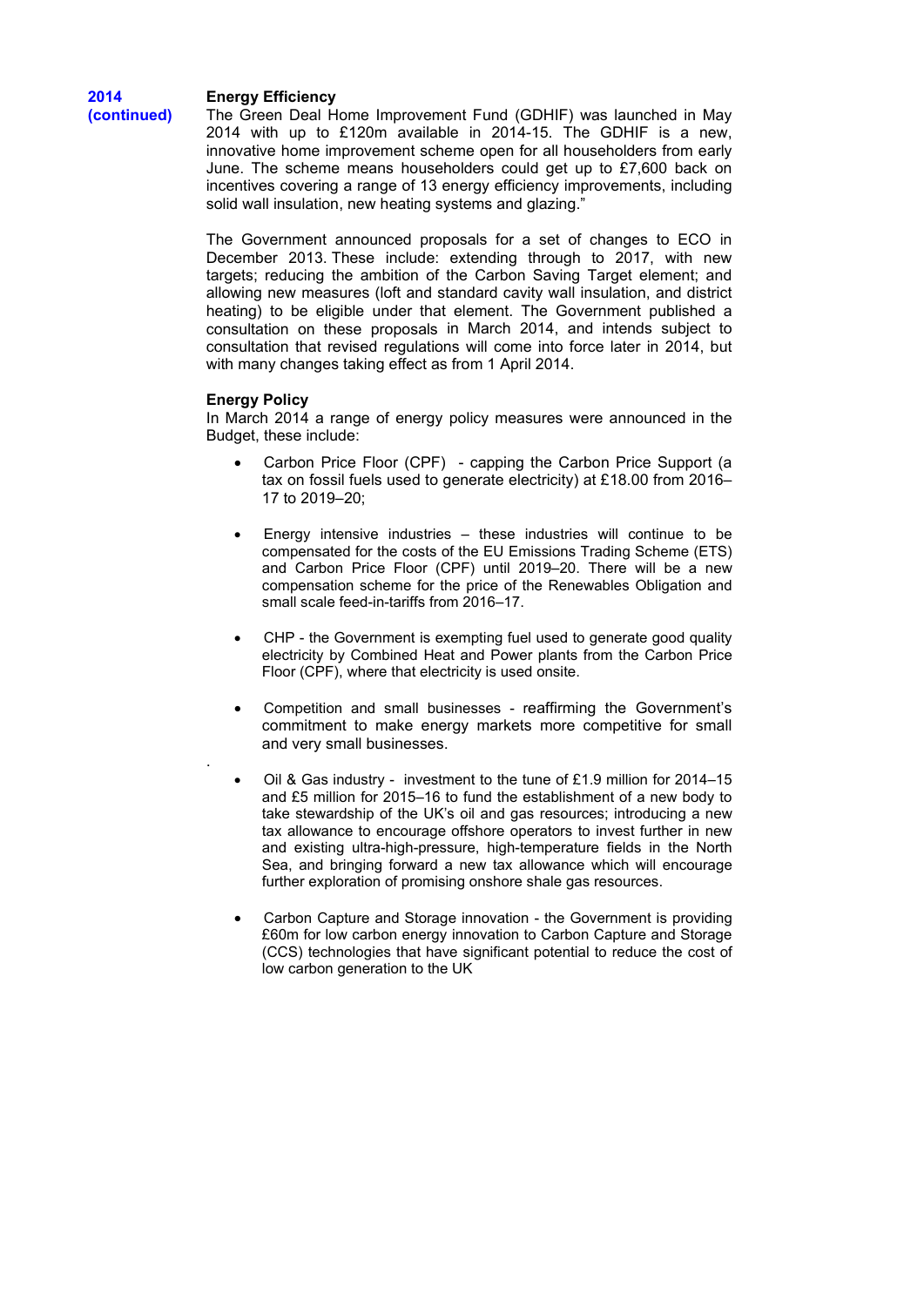**2014 (continued)**

**Energy Efficiency**

The Green Deal Home Improvement Fund (GDHIF) was launched in May 2014 with up to £120m available in 2014-15. The GDHIF is a new, innovative home improvement scheme open for all householders from early June. The scheme means householders could get up to £7,600 back on incentives covering a range of 13 energy efficiency improvements, including solid wall insulation, new heating systems and glazing."

The Government announced proposals for a set of changes to ECO in December 2013. These include: extending through to 2017, with new targets; reducing the ambition of the Carbon Saving Target element; and allowing new measures (loft and standard cavity wall insulation, and district heating) to be eligible under that element. The Government published a consultation on these proposals in March 2014, and intends subject to consultation that revised regulations will come into force later in 2014, but with many changes taking effect as from 1 April 2014.

**Energy Policy**

In March 2014 a range of energy policy measures were announced in the Budget, these include:

- Carbon Price Floor (CPF) - capping the Carbon Price Support (a tax on fossil fuels used to generate electricity) at £18.00 from 2016–17 to 2019–20;

- Energy intensive industries – these industries will continue to be compensated for the costs of the EU Emissions Trading Scheme (ETS) and Carbon Price Floor (CPF) until 2019–20. There will be a new compensation scheme for the price of the Renewables Obligation and small scale feed-in-tariffs from 2016–17.

- CHP - the Government is exempting fuel used to generate good quality electricity by Combined Heat and Power plants from the Carbon Price Floor (CPF), where that electricity is used onsite.

- Competition and small businesses - reaffirming the Government's commitment to make energy markets more competitive for small and very small businesses.

- Oil & Gas industry - investment to the tune of £1.9 million for 2014–15 and £5 million for 2015–16 to fund the establishment of a new body to take stewardship of the UK's oil and gas resources; introducing a new tax allowance to encourage offshore operators to invest further in new and existing ultra-high-pressure, high-temperature fields in the North Sea, and bringing forward a new tax allowance which will encourage further exploration of promising onshore shale gas resources.

- Carbon Capture and Storage innovation - the Government is providing £60m for low carbon energy innovation to Carbon Capture and Storage (CCS) technologies that have significant potential to reduce the cost of low carbon generation to the UK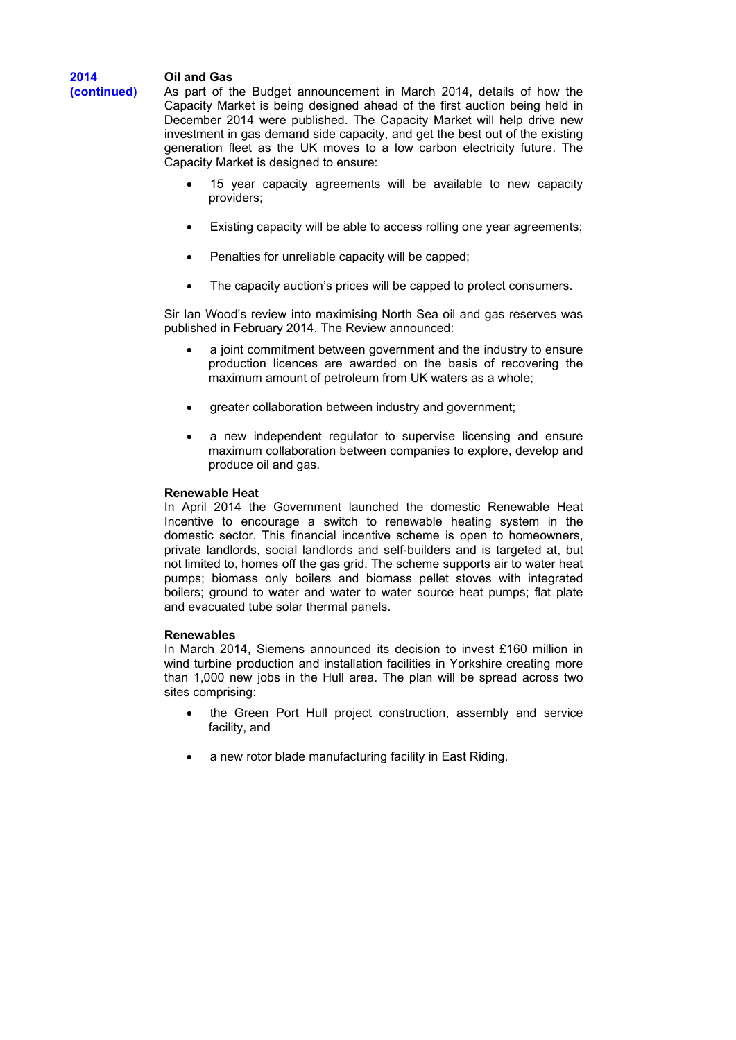**2014 (continued)**

**Oil and Gas**

As part of the Budget announcement in March 2014, details of how the Capacity Market is being designed ahead of the first auction being held in December 2014 were published. The Capacity Market will help drive new investment in gas demand side capacity, and get the best out of the existing generation fleet as the UK moves to a low carbon electricity future. The Capacity Market is designed to ensure:

- 15 year capacity agreements will be available to new capacity providers;
- Existing capacity will be able to access rolling one year agreements;
- Penalties for unreliable capacity will be capped;
- The capacity auction's prices will be capped to protect consumers.

Sir Ian Wood's review into maximising North Sea oil and gas reserves was published in February 2014. The Review announced:

- a joint commitment between government and the industry to ensure production licences are awarded on the basis of recovering the maximum amount of petroleum from UK waters as a whole;
- greater collaboration between industry and government;
- a new independent regulator to supervise licensing and ensure maximum collaboration between companies to explore, develop and produce oil and gas.

**Renewable Heat**

In April 2014 the Government launched the domestic Renewable Heat Incentive to encourage a switch to renewable heating system in the domestic sector. This financial incentive scheme is open to homeowners, private landlords, social landlords and self-builders and is targeted at, but not limited to, homes off the gas grid. The scheme supports air to water heat pumps; biomass only boilers and biomass pellet stoves with integrated boilers; ground to water and water to water source heat pumps; flat plate and evacuated tube solar thermal panels.

**Renewables**

In March 2014, Siemens announced its decision to invest £160 million in wind turbine production and installation facilities in Yorkshire creating more than 1,000 new jobs in the Hull area. The plan will be spread across two sites comprising:

- the Green Port Hull project construction, assembly and service facility, and
- a new rotor blade manufacturing facility in East Riding.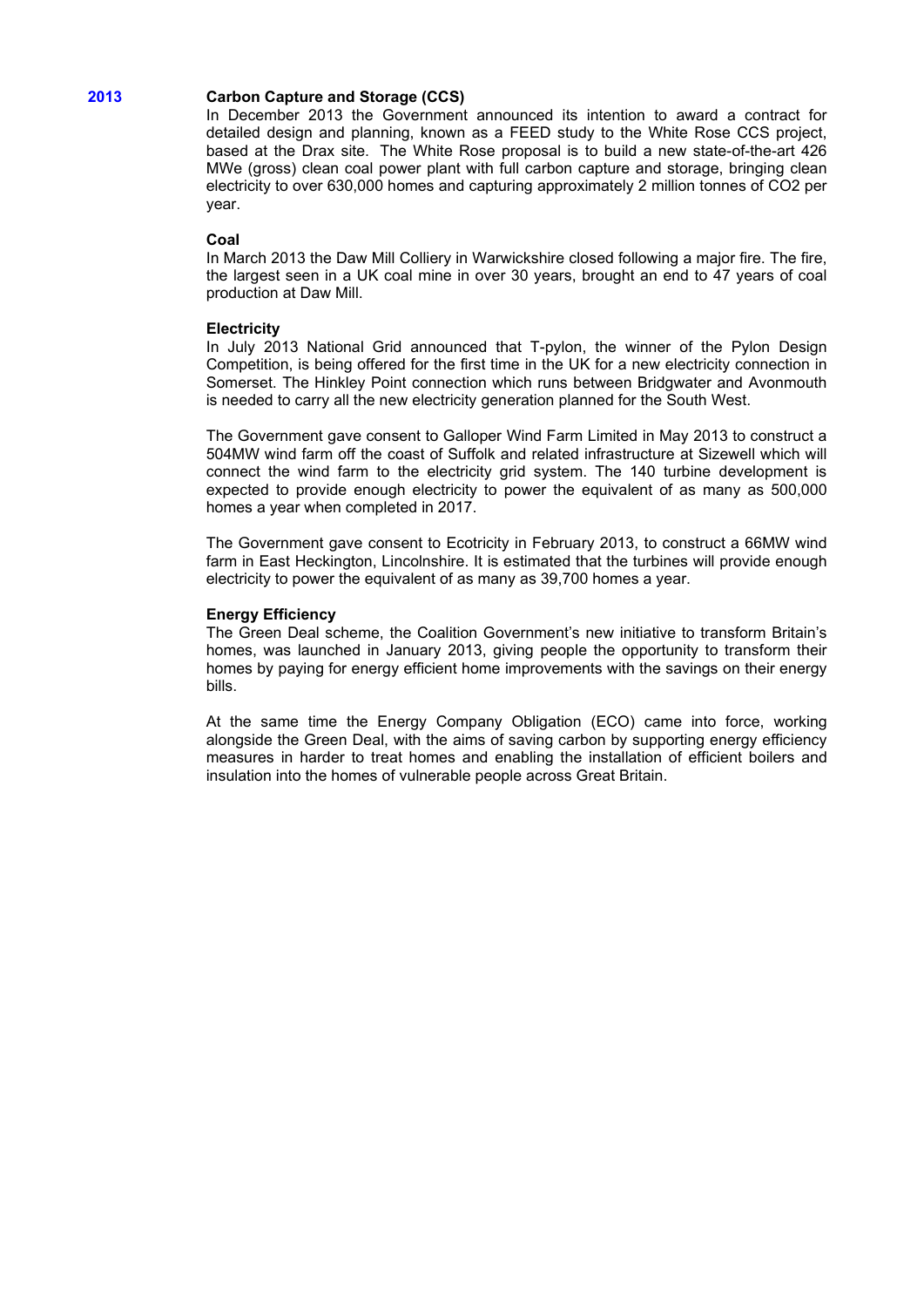## 2013

### Carbon Capture and Storage (CCS)

In December 2013 the Government announced its intention to award a contract for detailed design and planning, known as a FEED study to the White Rose CCS project, based at the Drax site. The White Rose proposal is to build a new state-of-the-art 426 MWe (gross) clean coal power plant with full carbon capture and storage, bringing clean electricity to over 630,000 homes and capturing approximately 2 million tonnes of CO2 per year.

### Coal

In March 2013 the Daw Mill Colliery in Warwickshire closed following a major fire. The fire, the largest seen in a UK coal mine in over 30 years, brought an end to 47 years of coal production at Daw Mill.

### Electricity

In July 2013 National Grid announced that T-pylon, the winner of the Pylon Design Competition, is being offered for the first time in the UK for a new electricity connection in Somerset. The Hinkley Point connection which runs between Bridgwater and Avonmouth is needed to carry all the new electricity generation planned for the South West.

The Government gave consent to Galloper Wind Farm Limited in May 2013 to construct a 504MW wind farm off the coast of Suffolk and related infrastructure at Sizewell which will connect the wind farm to the electricity grid system. The 140 turbine development is expected to provide enough electricity to power the equivalent of as many as 500,000 homes a year when completed in 2017.

The Government gave consent to Ecotricity in February 2013, to construct a 66MW wind farm in East Heckington, Lincolnshire. It is estimated that the turbines will provide enough electricity to power the equivalent of as many as 39,700 homes a year.

### Energy Efficiency

The Green Deal scheme, the Coalition Government's new initiative to transform Britain's homes, was launched in January 2013, giving people the opportunity to transform their homes by paying for energy efficient home improvements with the savings on their energy bills.

At the same time the Energy Company Obligation (ECO) came into force, working alongside the Green Deal, with the aims of saving carbon by supporting energy efficiency measures in harder to treat homes and enabling the installation of efficient boilers and insulation into the homes of vulnerable people across Great Britain.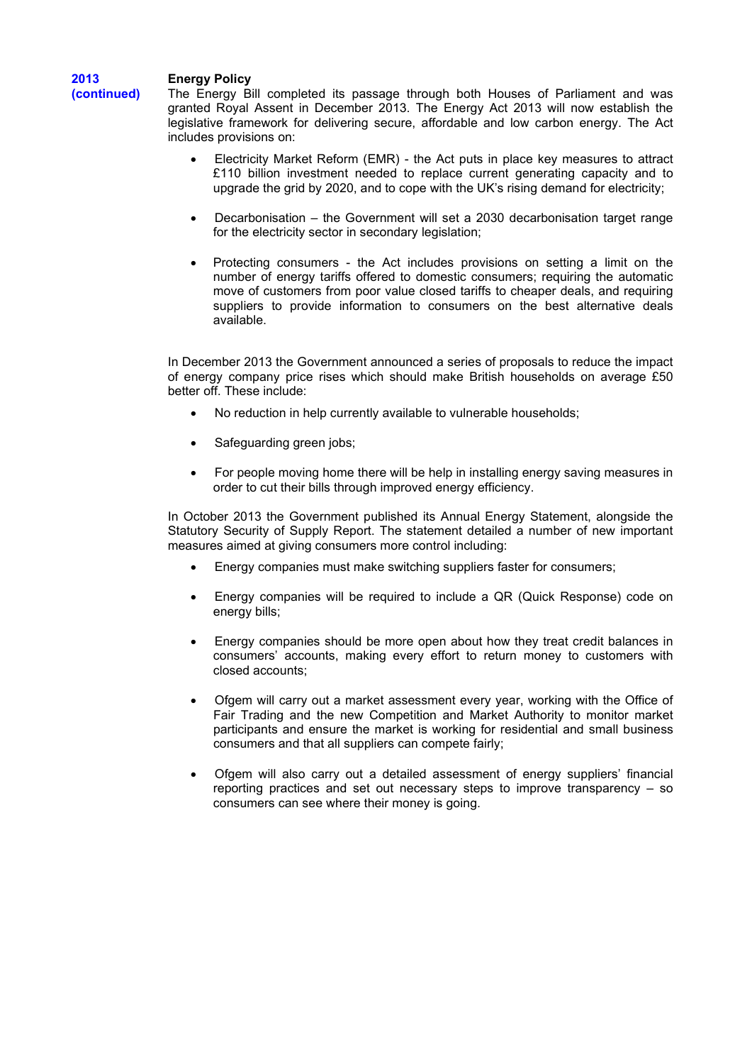**2013 (continued)**

**Energy Policy**

The Energy Bill completed its passage through both Houses of Parliament and was granted Royal Assent in December 2013. The Energy Act 2013 will now establish the legislative framework for delivering secure, affordable and low carbon energy. The Act includes provisions on:

- Electricity Market Reform (EMR) - the Act puts in place key measures to attract £110 billion investment needed to replace current generating capacity and to upgrade the grid by 2020, and to cope with the UK's rising demand for electricity;
- Decarbonisation – the Government will set a 2030 decarbonisation target range for the electricity sector in secondary legislation;
- Protecting consumers - the Act includes provisions on setting a limit on the number of energy tariffs offered to domestic consumers; requiring the automatic move of customers from poor value closed tariffs to cheaper deals, and requiring suppliers to provide information to consumers on the best alternative deals available.

In December 2013 the Government announced a series of proposals to reduce the impact of energy company price rises which should make British households on average £50 better off. These include:

- No reduction in help currently available to vulnerable households;
- Safeguarding green jobs;
- For people moving home there will be help in installing energy saving measures in order to cut their bills through improved energy efficiency.

In October 2013 the Government published its Annual Energy Statement, alongside the Statutory Security of Supply Report. The statement detailed a number of new important measures aimed at giving consumers more control including:

- Energy companies must make switching suppliers faster for consumers;
- Energy companies will be required to include a QR (Quick Response) code on energy bills;
- Energy companies should be more open about how they treat credit balances in consumers' accounts, making every effort to return money to customers with closed accounts;
- Ofgem will carry out a market assessment every year, working with the Office of Fair Trading and the new Competition and Market Authority to monitor market participants and ensure the market is working for residential and small business consumers and that all suppliers can compete fairly;
- Ofgem will also carry out a detailed assessment of energy suppliers' financial reporting practices and set out necessary steps to improve transparency – so consumers can see where their money is going.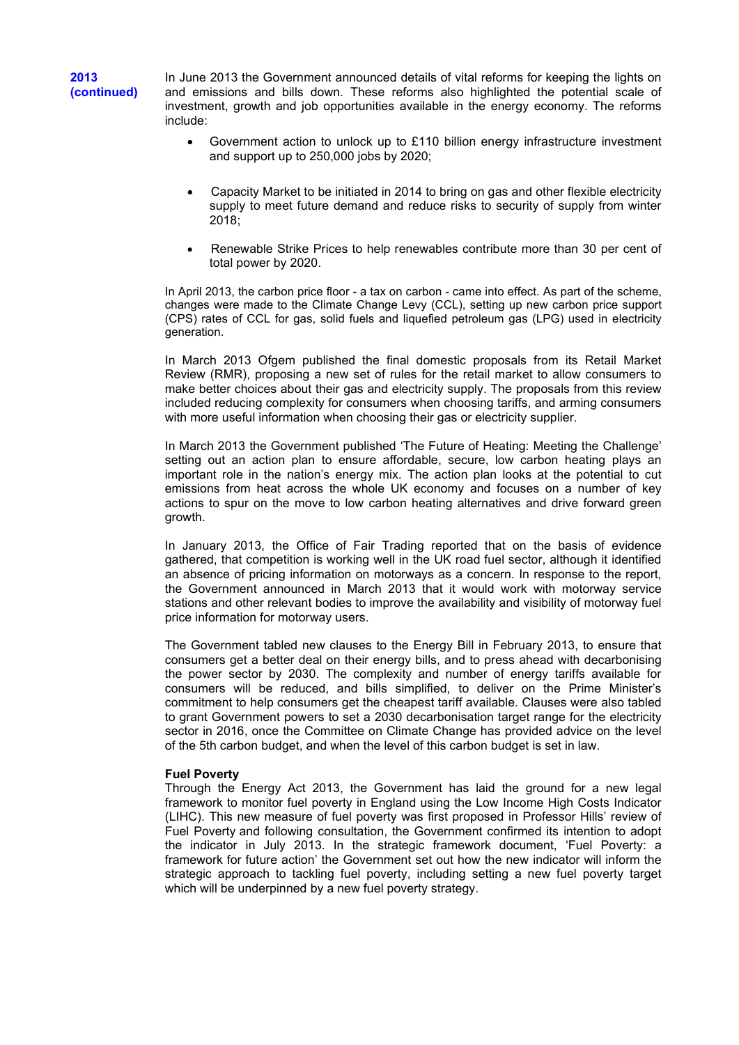**2013 (continued)**

In June 2013 the Government announced details of vital reforms for keeping the lights on and emissions and bills down. These reforms also highlighted the potential scale of investment, growth and job opportunities available in the energy economy. The reforms include:

- Government action to unlock up to £110 billion energy infrastructure investment and support up to 250,000 jobs by 2020;
- Capacity Market to be initiated in 2014 to bring on gas and other flexible electricity supply to meet future demand and reduce risks to security of supply from winter 2018;
- Renewable Strike Prices to help renewables contribute more than 30 per cent of total power by 2020.

In April 2013, the carbon price floor - a tax on carbon - came into effect. As part of the scheme, changes were made to the Climate Change Levy (CCL), setting up new carbon price support (CPS) rates of CCL for gas, solid fuels and liquefied petroleum gas (LPG) used in electricity generation.

In March 2013 Ofgem published the final domestic proposals from its Retail Market Review (RMR), proposing a new set of rules for the retail market to allow consumers to make better choices about their gas and electricity supply. The proposals from this review included reducing complexity for consumers when choosing tariffs, and arming consumers with more useful information when choosing their gas or electricity supplier.

In March 2013 the Government published 'The Future of Heating: Meeting the Challenge' setting out an action plan to ensure affordable, secure, low carbon heating plays an important role in the nation's energy mix. The action plan looks at the potential to cut emissions from heat across the whole UK economy and focuses on a number of key actions to spur on the move to low carbon heating alternatives and drive forward green growth.

In January 2013, the Office of Fair Trading reported that on the basis of evidence gathered, that competition is working well in the UK road fuel sector, although it identified an absence of pricing information on motorways as a concern. In response to the report, the Government announced in March 2013 that it would work with motorway service stations and other relevant bodies to improve the availability and visibility of motorway fuel price information for motorway users.

The Government tabled new clauses to the Energy Bill in February 2013, to ensure that consumers get a better deal on their energy bills, and to press ahead with decarbonising the power sector by 2030. The complexity and number of energy tariffs available for consumers will be reduced, and bills simplified, to deliver on the Prime Minister's commitment to help consumers get the cheapest tariff available. Clauses were also tabled to grant Government powers to set a 2030 decarbonisation target range for the electricity sector in 2016, once the Committee on Climate Change has provided advice on the level of the 5th carbon budget, and when the level of this carbon budget is set in law.

**Fuel Poverty**

Through the Energy Act 2013, the Government has laid the ground for a new legal framework to monitor fuel poverty in England using the Low Income High Costs Indicator (LIHC). This new measure of fuel poverty was first proposed in Professor Hills' review of Fuel Poverty and following consultation, the Government confirmed its intention to adopt the indicator in July 2013. In the strategic framework document, 'Fuel Poverty: a framework for future action' the Government set out how the new indicator will inform the strategic approach to tackling fuel poverty, including setting a new fuel poverty target which will be underpinned by a new fuel poverty strategy.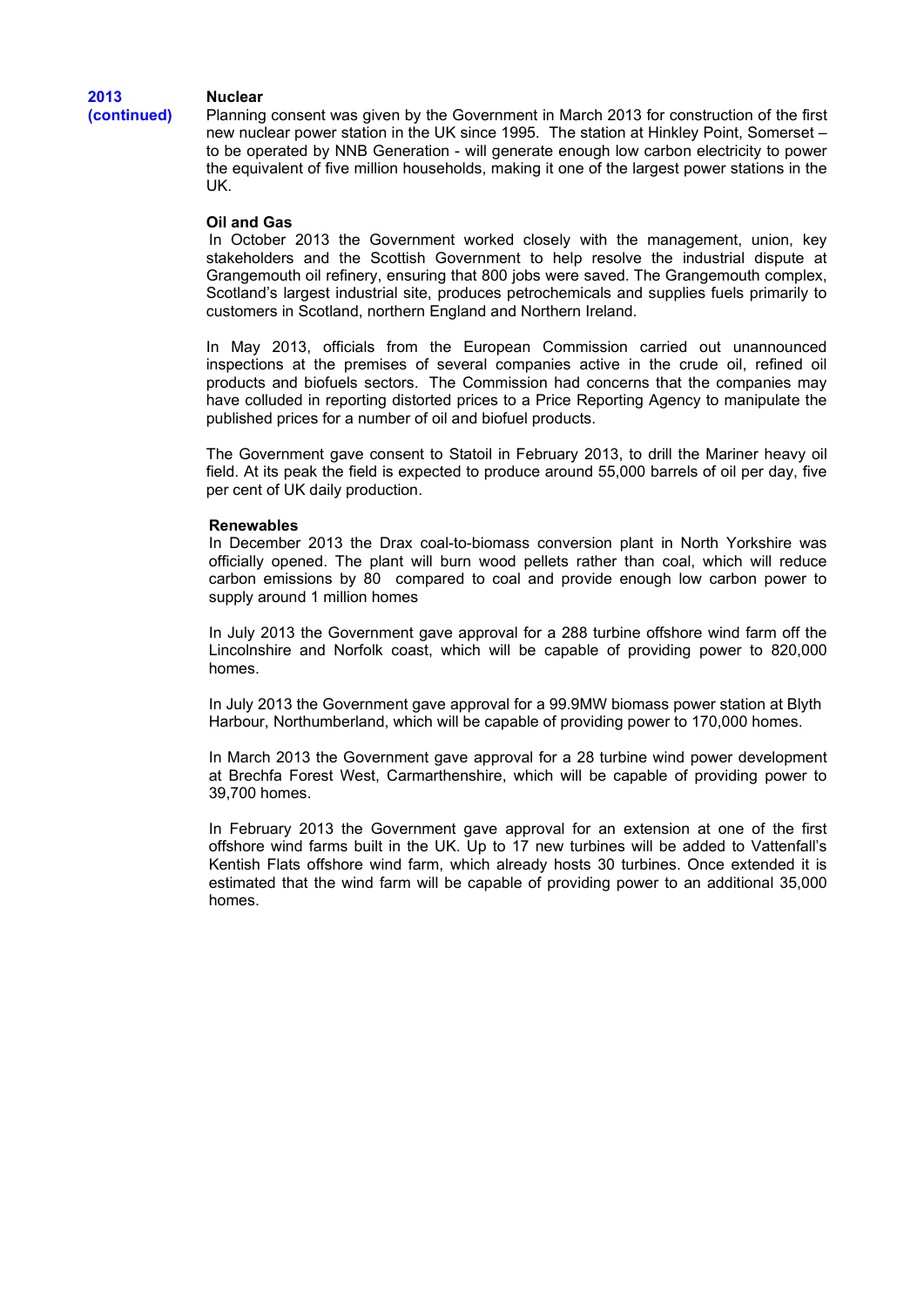**2013 (continued)**

**Nuclear**

Planning consent was given by the Government in March 2013 for construction of the first new nuclear power station in the UK since 1995. The station at Hinkley Point, Somerset – to be operated by NNB Generation - will generate enough low carbon electricity to power the equivalent of five million households, making it one of the largest power stations in the UK.

**Oil and Gas**

In October 2013 the Government worked closely with the management, union, key stakeholders and the Scottish Government to help resolve the industrial dispute at Grangemouth oil refinery, ensuring that 800 jobs were saved. The Grangemouth complex, Scotland's largest industrial site, produces petrochemicals and supplies fuels primarily to customers in Scotland, northern England and Northern Ireland.

In May 2013, officials from the European Commission carried out unannounced inspections at the premises of several companies active in the crude oil, refined oil products and biofuels sectors. The Commission had concerns that the companies may have colluded in reporting distorted prices to a Price Reporting Agency to manipulate the published prices for a number of oil and biofuel products.

The Government gave consent to Statoil in February 2013, to drill the Mariner heavy oil field. At its peak the field is expected to produce around 55,000 barrels of oil per day, five per cent of UK daily production.

**Renewables**

In December 2013 the Drax coal-to-biomass conversion plant in North Yorkshire was officially opened. The plant will burn wood pellets rather than coal, which will reduce carbon emissions by 80 compared to coal and provide enough low carbon power to supply around 1 million homes

In July 2013 the Government gave approval for a 288 turbine offshore wind farm off the Lincolnshire and Norfolk coast, which will be capable of providing power to 820,000 homes.

In July 2013 the Government gave approval for a 99.9MW biomass power station at Blyth Harbour, Northumberland, which will be capable of providing power to 170,000 homes.

In March 2013 the Government gave approval for a 28 turbine wind power development at Brechfa Forest West, Carmarthenshire, which will be capable of providing power to 39,700 homes.

In February 2013 the Government gave approval for an extension at one of the first offshore wind farms built in the UK. Up to 17 new turbines will be added to Vattenfall's Kentish Flats offshore wind farm, which already hosts 30 turbines. Once extended it is estimated that the wind farm will be capable of providing power to an additional 35,000 homes.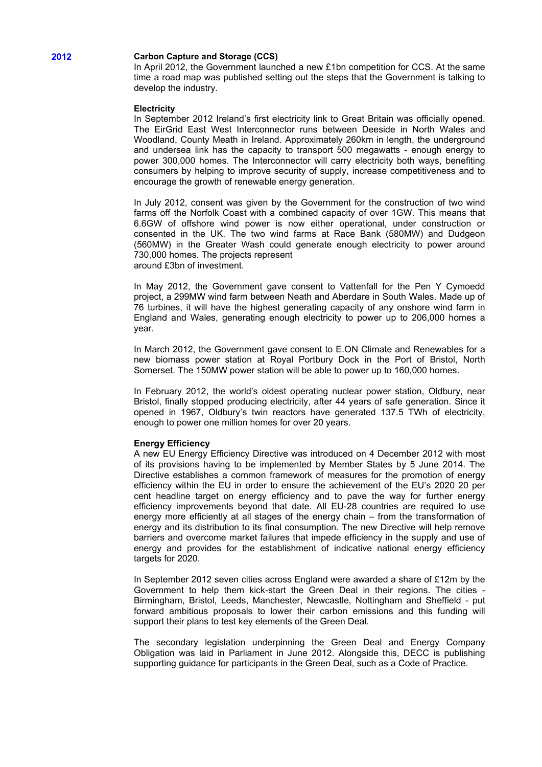**2012**

**Carbon Capture and Storage (CCS)**

In April 2012, the Government launched a new £1bn competition for CCS. At the same time a road map was published setting out the steps that the Government is talking to develop the industry.

**Electricity**

In September 2012 Ireland's first electricity link to Great Britain was officially opened. The EirGrid East West Interconnector runs between Deeside in North Wales and Woodland, County Meath in Ireland. Approximately 260km in length, the underground and undersea link has the capacity to transport 500 megawatts - enough energy to power 300,000 homes. The Interconnector will carry electricity both ways, benefiting consumers by helping to improve security of supply, increase competitiveness and to encourage the growth of renewable energy generation.

In July 2012, consent was given by the Government for the construction of two wind farms off the Norfolk Coast with a combined capacity of over 1GW. This means that 6.6GW of offshore wind power is now either operational, under construction or consented in the UK. The two wind farms at Race Bank (580MW) and Dudgeon (560MW) in the Greater Wash could generate enough electricity to power around 730,000 homes. The projects represent around £3bn of investment.

In May 2012, the Government gave consent to Vattenfall for the Pen Y Cymoedd project, a 299MW wind farm between Neath and Aberdare in South Wales. Made up of 76 turbines, it will have the highest generating capacity of any onshore wind farm in England and Wales, generating enough electricity to power up to 206,000 homes a year.

In March 2012, the Government gave consent to E.ON Climate and Renewables for a new biomass power station at Royal Portbury Dock in the Port of Bristol, North Somerset. The 150MW power station will be able to power up to 160,000 homes.

In February 2012, the world's oldest operating nuclear power station, Oldbury, near Bristol, finally stopped producing electricity, after 44 years of safe generation. Since it opened in 1967, Oldbury's twin reactors have generated 137.5 TWh of electricity, enough to power one million homes for over 20 years.

**Energy Efficiency**

A new EU Energy Efficiency Directive was introduced on 4 December 2012 with most of its provisions having to be implemented by Member States by 5 June 2014. The Directive establishes a common framework of measures for the promotion of energy efficiency within the EU in order to ensure the achievement of the EU's 2020 20 per cent headline target on energy efficiency and to pave the way for further energy efficiency improvements beyond that date. All EU-28 countries are required to use energy more efficiently at all stages of the energy chain – from the transformation of energy and its distribution to its final consumption. The new Directive will help remove barriers and overcome market failures that impede efficiency in the supply and use of energy and provides for the establishment of indicative national energy efficiency targets for 2020.

In September 2012 seven cities across England were awarded a share of £12m by the Government to help them kick-start the Green Deal in their regions. The cities - Birmingham, Bristol, Leeds, Manchester, Newcastle, Nottingham and Sheffield - put forward ambitious proposals to lower their carbon emissions and this funding will support their plans to test key elements of the Green Deal.

The secondary legislation underpinning the Green Deal and Energy Company Obligation was laid in Parliament in June 2012. Alongside this, DECC is publishing supporting guidance for participants in the Green Deal, such as a Code of Practice.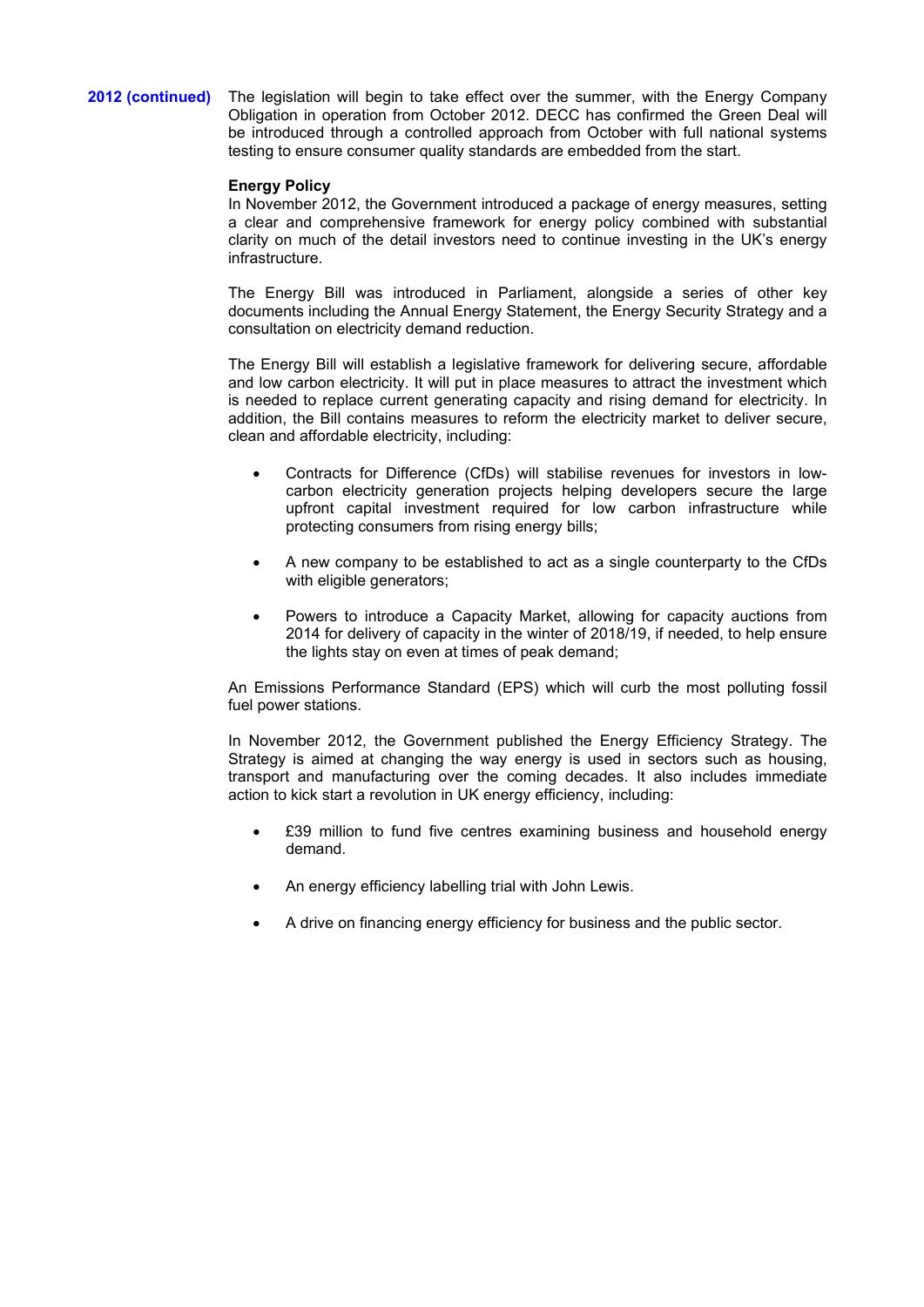**2012 (continued)** The legislation will begin to take effect over the summer, with the Energy Company Obligation in operation from October 2012. DECC has confirmed the Green Deal will be introduced through a controlled approach from October with full national systems testing to ensure consumer quality standards are embedded from the start.

**Energy Policy**

In November 2012, the Government introduced a package of energy measures, setting a clear and comprehensive framework for energy policy combined with substantial clarity on much of the detail investors need to continue investing in the UK's energy infrastructure.

The Energy Bill was introduced in Parliament, alongside a series of other key documents including the Annual Energy Statement, the Energy Security Strategy and a consultation on electricity demand reduction.

The Energy Bill will establish a legislative framework for delivering secure, affordable and low carbon electricity. It will put in place measures to attract the investment which is needed to replace current generating capacity and rising demand for electricity. In addition, the Bill contains measures to reform the electricity market to deliver secure, clean and affordable electricity, including:

- Contracts for Difference (CfDs) will stabilise revenues for investors in low-carbon electricity generation projects helping developers secure the large upfront capital investment required for low carbon infrastructure while protecting consumers from rising energy bills;
- A new company to be established to act as a single counterparty to the CfDs with eligible generators;
- Powers to introduce a Capacity Market, allowing for capacity auctions from 2014 for delivery of capacity in the winter of 2018/19, if needed, to help ensure the lights stay on even at times of peak demand;

An Emissions Performance Standard (EPS) which will curb the most polluting fossil fuel power stations.

In November 2012, the Government published the Energy Efficiency Strategy. The Strategy is aimed at changing the way energy is used in sectors such as housing, transport and manufacturing over the coming decades. It also includes immediate action to kick start a revolution in UK energy efficiency, including:

- £39 million to fund five centres examining business and household energy demand.
- An energy efficiency labelling trial with John Lewis.
- A drive on financing energy efficiency for business and the public sector.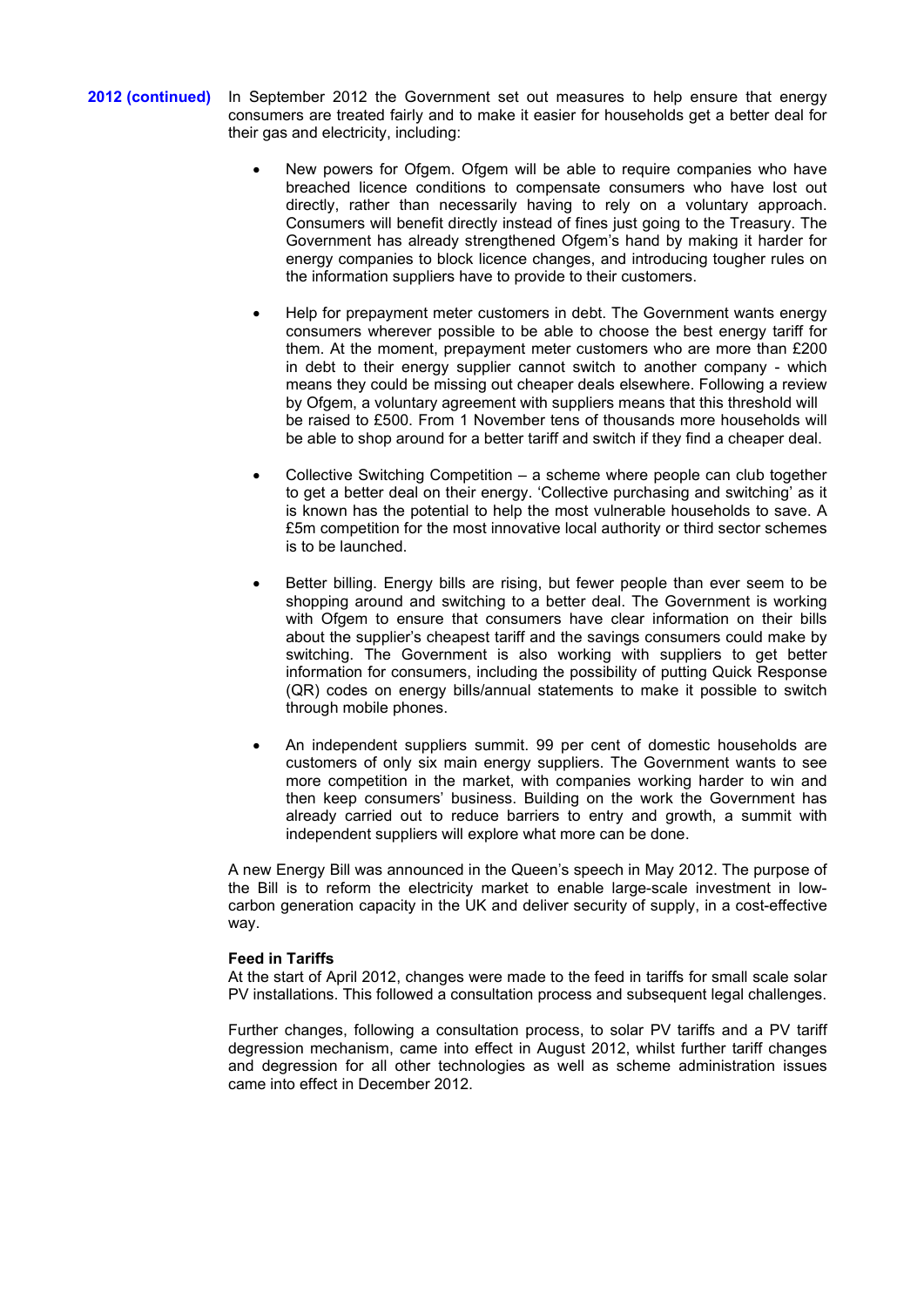**2012 (continued)**

In September 2012 the Government set out measures to help ensure that energy consumers are treated fairly and to make it easier for households get a better deal for their gas and electricity, including:

- New powers for Ofgem. Ofgem will be able to require companies who have breached licence conditions to compensate consumers who have lost out directly, rather than necessarily having to rely on a voluntary approach. Consumers will benefit directly instead of fines just going to the Treasury. The Government has already strengthened Ofgem's hand by making it harder for energy companies to block licence changes, and introducing tougher rules on the information suppliers have to provide to their customers.

- Help for prepayment meter customers in debt. The Government wants energy consumers wherever possible to be able to choose the best energy tariff for them. At the moment, prepayment meter customers who are more than £200 in debt to their energy supplier cannot switch to another company - which means they could be missing out cheaper deals elsewhere. Following a review by Ofgem, a voluntary agreement with suppliers means that this threshold will be raised to £500. From 1 November tens of thousands more households will be able to shop around for a better tariff and switch if they find a cheaper deal.

- Collective Switching Competition – a scheme where people can club together to get a better deal on their energy. 'Collective purchasing and switching' as it is known has the potential to help the most vulnerable households to save. A £5m competition for the most innovative local authority or third sector schemes is to be launched.

- Better billing. Energy bills are rising, but fewer people than ever seem to be shopping around and switching to a better deal. The Government is working with Ofgem to ensure that consumers have clear information on their bills about the supplier's cheapest tariff and the savings consumers could make by switching. The Government is also working with suppliers to get better information for consumers, including the possibility of putting Quick Response (QR) codes on energy bills/annual statements to make it possible to switch through mobile phones.

- An independent suppliers summit. 99 per cent of domestic households are customers of only six main energy suppliers. The Government wants to see more competition in the market, with companies working harder to win and then keep consumers' business. Building on the work the Government has already carried out to reduce barriers to entry and growth, a summit with independent suppliers will explore what more can be done.

A new Energy Bill was announced in the Queen's speech in May 2012. The purpose of the Bill is to reform the electricity market to enable large-scale investment in low-carbon generation capacity in the UK and deliver security of supply, in a cost-effective way.

**Feed in Tariffs**

At the start of April 2012, changes were made to the feed in tariffs for small scale solar PV installations. This followed a consultation process and subsequent legal challenges.

Further changes, following a consultation process, to solar PV tariffs and a PV tariff degression mechanism, came into effect in August 2012, whilst further tariff changes and degression for all other technologies as well as scheme administration issues came into effect in December 2012.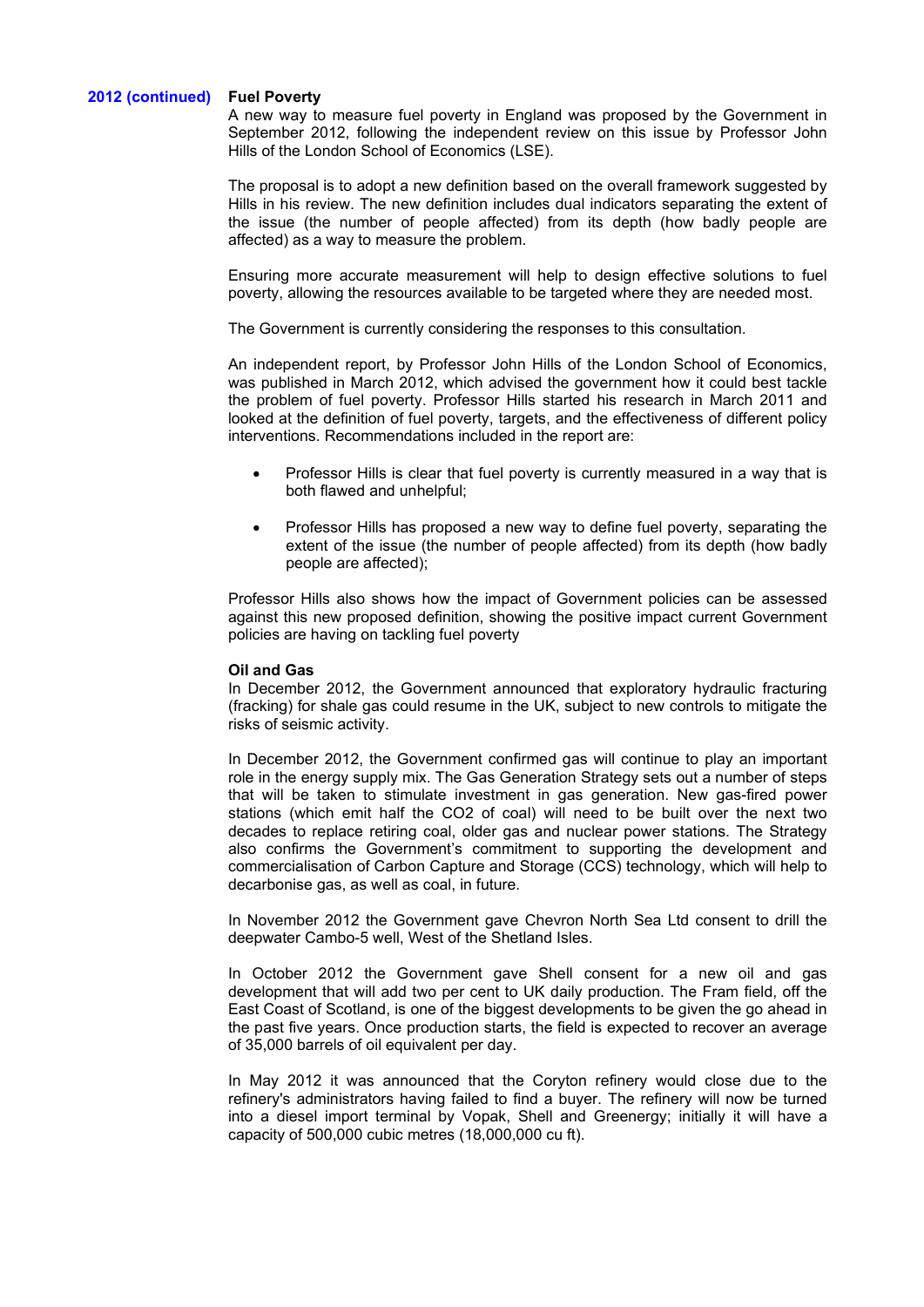**2012 (continued)**

**Fuel Poverty**

A new way to measure fuel poverty in England was proposed by the Government in September 2012, following the independent review on this issue by Professor John Hills of the London School of Economics (LSE).

The proposal is to adopt a new definition based on the overall framework suggested by Hills in his review. The new definition includes dual indicators separating the extent of the issue (the number of people affected) from its depth (how badly people are affected) as a way to measure the problem.

Ensuring more accurate measurement will help to design effective solutions to fuel poverty, allowing the resources available to be targeted where they are needed most.

The Government is currently considering the responses to this consultation.

An independent report, by Professor John Hills of the London School of Economics, was published in March 2012, which advised the government how it could best tackle the problem of fuel poverty. Professor Hills started his research in March 2011 and looked at the definition of fuel poverty, targets, and the effectiveness of different policy interventions. Recommendations included in the report are:

- Professor Hills is clear that fuel poverty is currently measured in a way that is both flawed and unhelpful;
- Professor Hills has proposed a new way to define fuel poverty, separating the extent of the issue (the number of people affected) from its depth (how badly people are affected);

Professor Hills also shows how the impact of Government policies can be assessed against this new proposed definition, showing the positive impact current Government policies are having on tackling fuel poverty

**Oil and Gas**

In December 2012, the Government announced that exploratory hydraulic fracturing (fracking) for shale gas could resume in the UK, subject to new controls to mitigate the risks of seismic activity.

In December 2012, the Government confirmed gas will continue to play an important role in the energy supply mix. The Gas Generation Strategy sets out a number of steps that will be taken to stimulate investment in gas generation. New gas-fired power stations (which emit half the $CO_2$ of coal) will need to be built over the next two decades to replace retiring coal, older gas and nuclear power stations. The Strategy also confirms the Government's commitment to supporting the development and commercialisation of Carbon Capture and Storage (CCS) technology, which will help to decarbonise gas, as well as coal, in future.

In November 2012 the Government gave Chevron North Sea Ltd consent to drill the deepwater Cambo-5 well, West of the Shetland Isles.

In October 2012 the Government gave Shell consent for a new oil and gas development that will add two per cent to UK daily production. The Fram field, off the East Coast of Scotland, is one of the biggest developments to be given the go ahead in the past five years. Once production starts, the field is expected to recover an average of 35,000 barrels of oil equivalent per day.

In May 2012 it was announced that the Coryton refinery would close due to the refinery's administrators having failed to find a buyer. The refinery will now be turned into a diesel import terminal by Vopak, Shell and Greenergy; initially it will have a capacity of 500,000 cubic metres (18,000,000 cu ft).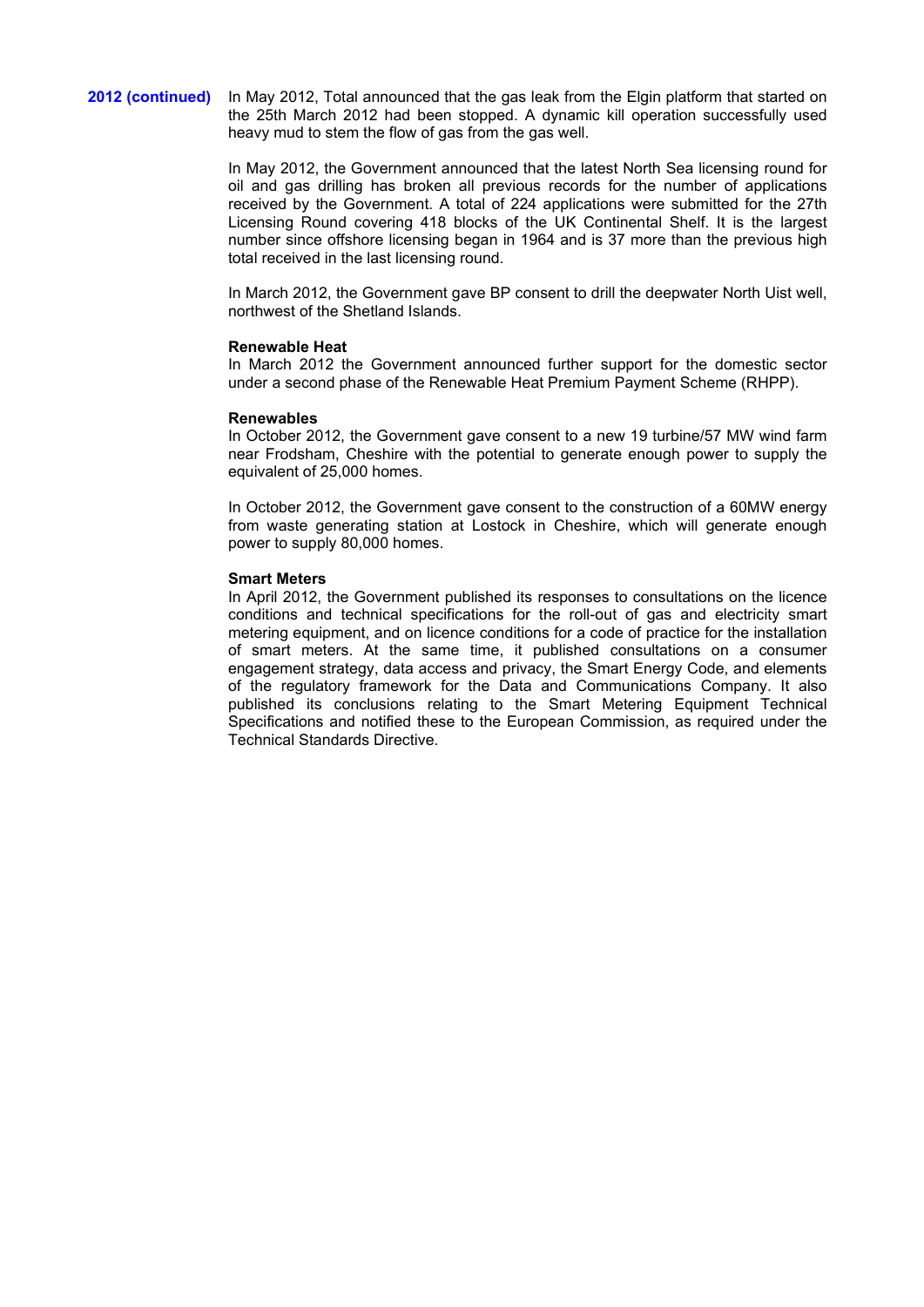**2012 (continued)**

In May 2012, Total announced that the gas leak from the Elgin platform that started on the 25th March 2012 had been stopped. A dynamic kill operation successfully used heavy mud to stem the flow of gas from the gas well.

In May 2012, the Government announced that the latest North Sea licensing round for oil and gas drilling has broken all previous records for the number of applications received by the Government. A total of 224 applications were submitted for the 27th Licensing Round covering 418 blocks of the UK Continental Shelf. It is the largest number since offshore licensing began in 1964 and is 37 more than the previous high total received in the last licensing round.

In March 2012, the Government gave BP consent to drill the deepwater North Uist well, northwest of the Shetland Islands.

**Renewable Heat**

In March 2012 the Government announced further support for the domestic sector under a second phase of the Renewable Heat Premium Payment Scheme (RHPP).

**Renewables**

In October 2012, the Government gave consent to a new 19 turbine/57 MW wind farm near Frodsham, Cheshire with the potential to generate enough power to supply the equivalent of 25,000 homes.

In October 2012, the Government gave consent to the construction of a 60MW energy from waste generating station at Lostock in Cheshire, which will generate enough power to supply 80,000 homes.

**Smart Meters**

In April 2012, the Government published its responses to consultations on the licence conditions and technical specifications for the roll-out of gas and electricity smart metering equipment, and on licence conditions for a code of practice for the installation of smart meters. At the same time, it published consultations on a consumer engagement strategy, data access and privacy, the Smart Energy Code, and elements of the regulatory framework for the Data and Communications Company. It also published its conclusions relating to the Smart Metering Equipment Technical Specifications and notified these to the European Commission, as required under the Technical Standards Directive.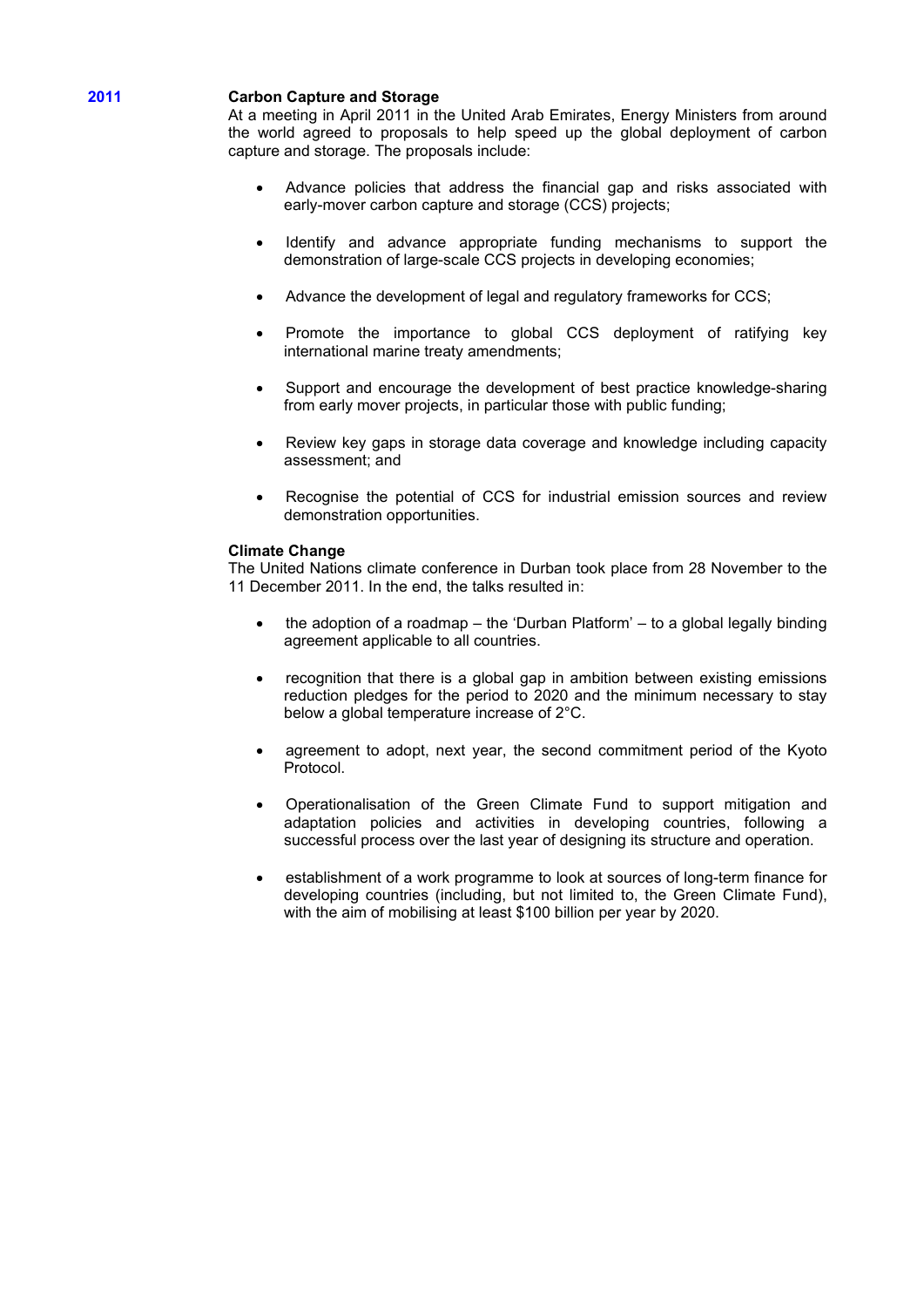**2011**

**Carbon Capture and Storage**

At a meeting in April 2011 in the United Arab Emirates, Energy Ministers from around the world agreed to proposals to help speed up the global deployment of carbon capture and storage. The proposals include:

- Advance policies that address the financial gap and risks associated with early-mover carbon capture and storage (CCS) projects;
- Identify and advance appropriate funding mechanisms to support the demonstration of large-scale CCS projects in developing economies;
- Advance the development of legal and regulatory frameworks for CCS;
- Promote the importance to global CCS deployment of ratifying key international marine treaty amendments;
- Support and encourage the development of best practice knowledge-sharing from early mover projects, in particular those with public funding;
- Review key gaps in storage data coverage and knowledge including capacity assessment; and
- Recognise the potential of CCS for industrial emission sources and review demonstration opportunities.

**Climate Change**

The United Nations climate conference in Durban took place from 28 November to the 11 December 2011. In the end, the talks resulted in:

- the adoption of a roadmap – the 'Durban Platform' – to a global legally binding agreement applicable to all countries.
- recognition that there is a global gap in ambition between existing emissions reduction pledges for the period to 2020 and the minimum necessary to stay below a global temperature increase of 2°C.
- agreement to adopt, next year, the second commitment period of the Kyoto Protocol.
- Operationalisation of the Green Climate Fund to support mitigation and adaptation policies and activities in developing countries, following a successful process over the last year of designing its structure and operation.
- establishment of a work programme to look at sources of long-term finance for developing countries (including, but not limited to, the Green Climate Fund), with the aim of mobilising at least $100 billion per year by 2020.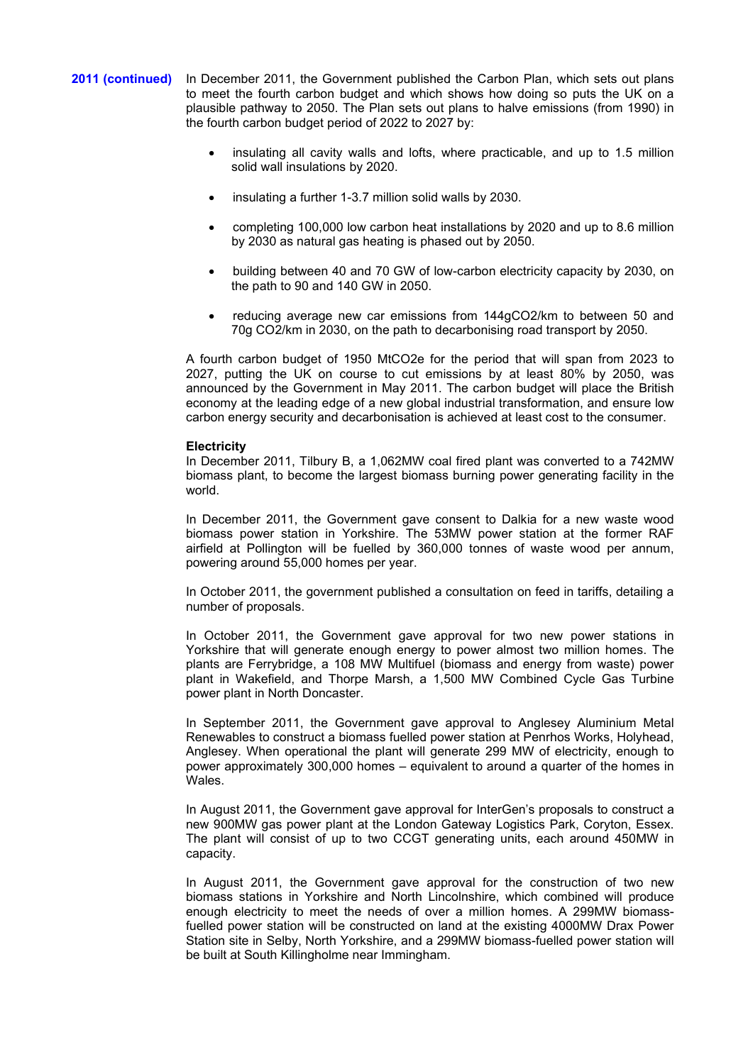**2011 (continued)**

In December 2011, the Government published the Carbon Plan, which sets out plans to meet the fourth carbon budget and which shows how doing so puts the UK on a plausible pathway to 2050. The Plan sets out plans to halve emissions (from 1990) in the fourth carbon budget period of 2022 to 2027 by:

- insulating all cavity walls and lofts, where practicable, and up to 1.5 million solid wall insulations by 2020.
- insulating a further 1-3.7 million solid walls by 2030.
- completing 100,000 low carbon heat installations by 2020 and up to 8.6 million by 2030 as natural gas heating is phased out by 2050.
- building between 40 and 70 GW of low-carbon electricity capacity by 2030, on the path to 90 and 140 GW in 2050.
- reducing average new car emissions from 144g$CO_2$/km to between 50 and 70g $CO_2$/km in 2030, on the path to decarbonising road transport by 2050.

A fourth carbon budget of 1950 Mt$CO_2$e for the period that will span from 2023 to 2027, putting the UK on course to cut emissions by at least 80% by 2050, was announced by the Government in May 2011. The carbon budget will place the British economy at the leading edge of a new global industrial transformation, and ensure low carbon energy security and decarbonisation is achieved at least cost to the consumer.

**Electricity**

In December 2011, Tilbury B, a 1,062MW coal fired plant was converted to a 742MW biomass plant, to become the largest biomass burning power generating facility in the world.

In December 2011, the Government gave consent to Dalkia for a new waste wood biomass power station in Yorkshire. The 53MW power station at the former RAF airfield at Pollington will be fuelled by 360,000 tonnes of waste wood per annum, powering around 55,000 homes per year.

In October 2011, the government published a consultation on feed in tariffs, detailing a number of proposals.

In October 2011, the Government gave approval for two new power stations in Yorkshire that will generate enough energy to power almost two million homes. The plants are Ferrybridge, a 108 MW Multifuel (biomass and energy from waste) power plant in Wakefield, and Thorpe Marsh, a 1,500 MW Combined Cycle Gas Turbine power plant in North Doncaster.

In September 2011, the Government gave approval to Anglesey Aluminium Metal Renewables to construct a biomass fuelled power station at Penrhos Works, Holyhead, Anglesey. When operational the plant will generate 299 MW of electricity, enough to power approximately 300,000 homes – equivalent to around a quarter of the homes in Wales.

In August 2011, the Government gave approval for InterGen's proposals to construct a new 900MW gas power plant at the London Gateway Logistics Park, Coryton, Essex. The plant will consist of up to two CCGT generating units, each around 450MW in capacity.

In August 2011, the Government gave approval for the construction of two new biomass stations in Yorkshire and North Lincolnshire, which combined will produce enough electricity to meet the needs of over a million homes. A 299MW biomass-fuelled power station will be constructed on land at the existing 4000MW Drax Power Station site in Selby, North Yorkshire, and a 299MW biomass-fuelled power station will be built at South Killingholme near Immingham.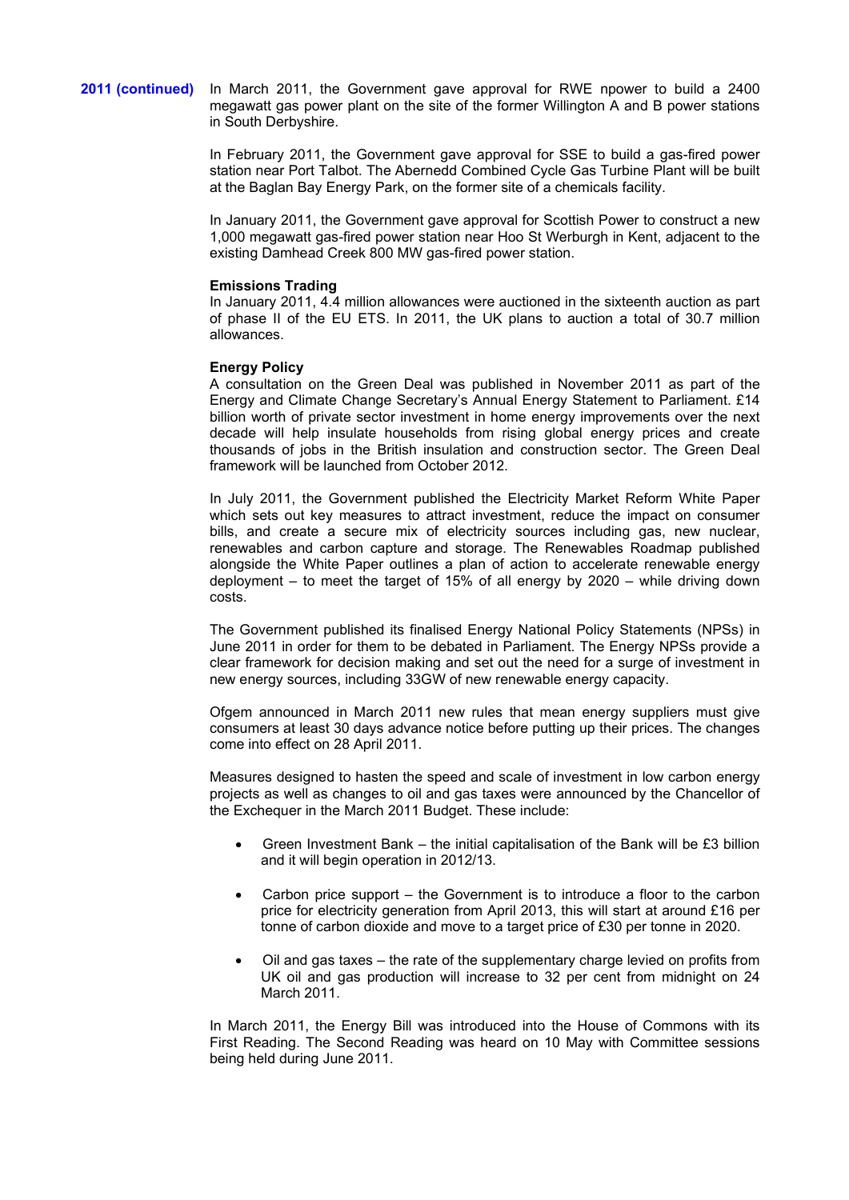**2011 (continued)**

In March 2011, the Government gave approval for RWE npower to build a 2400 megawatt gas power plant on the site of the former Willington A and B power stations in South Derbyshire.

In February 2011, the Government gave approval for SSE to build a gas-fired power station near Port Talbot. The Abernedd Combined Cycle Gas Turbine Plant will be built at the Baglan Bay Energy Park, on the former site of a chemicals facility.

In January 2011, the Government gave approval for Scottish Power to construct a new 1,000 megawatt gas-fired power station near Hoo St Werburgh in Kent, adjacent to the existing Damhead Creek 800 MW gas-fired power station.

**Emissions Trading**

In January 2011, 4.4 million allowances were auctioned in the sixteenth auction as part of phase II of the EU ETS. In 2011, the UK plans to auction a total of 30.7 million allowances.

**Energy Policy**

A consultation on the Green Deal was published in November 2011 as part of the Energy and Climate Change Secretary's Annual Energy Statement to Parliament. £14 billion worth of private sector investment in home energy improvements over the next decade will help insulate households from rising global energy prices and create thousands of jobs in the British insulation and construction sector. The Green Deal framework will be launched from October 2012.

In July 2011, the Government published the Electricity Market Reform White Paper which sets out key measures to attract investment, reduce the impact on consumer bills, and create a secure mix of electricity sources including gas, new nuclear, renewables and carbon capture and storage. The Renewables Roadmap published alongside the White Paper outlines a plan of action to accelerate renewable energy deployment – to meet the target of 15% of all energy by 2020 – while driving down costs.

The Government published its finalised Energy National Policy Statements (NPSs) in June 2011 in order for them to be debated in Parliament. The Energy NPSs provide a clear framework for decision making and set out the need for a surge of investment in new energy sources, including 33GW of new renewable energy capacity.

Ofgem announced in March 2011 new rules that mean energy suppliers must give consumers at least 30 days advance notice before putting up their prices. The changes come into effect on 28 April 2011.

Measures designed to hasten the speed and scale of investment in low carbon energy projects as well as changes to oil and gas taxes were announced by the Chancellor of the Exchequer in the March 2011 Budget. These include:

- Green Investment Bank – the initial capitalisation of the Bank will be £3 billion and it will begin operation in 2012/13.
- Carbon price support – the Government is to introduce a floor to the carbon price for electricity generation from April 2013, this will start at around £16 per tonne of carbon dioxide and move to a target price of £30 per tonne in 2020.
- Oil and gas taxes – the rate of the supplementary charge levied on profits from UK oil and gas production will increase to 32 per cent from midnight on 24 March 2011.

In March 2011, the Energy Bill was introduced into the House of Commons with its First Reading. The Second Reading was heard on 10 May with Committee sessions being held during June 2011.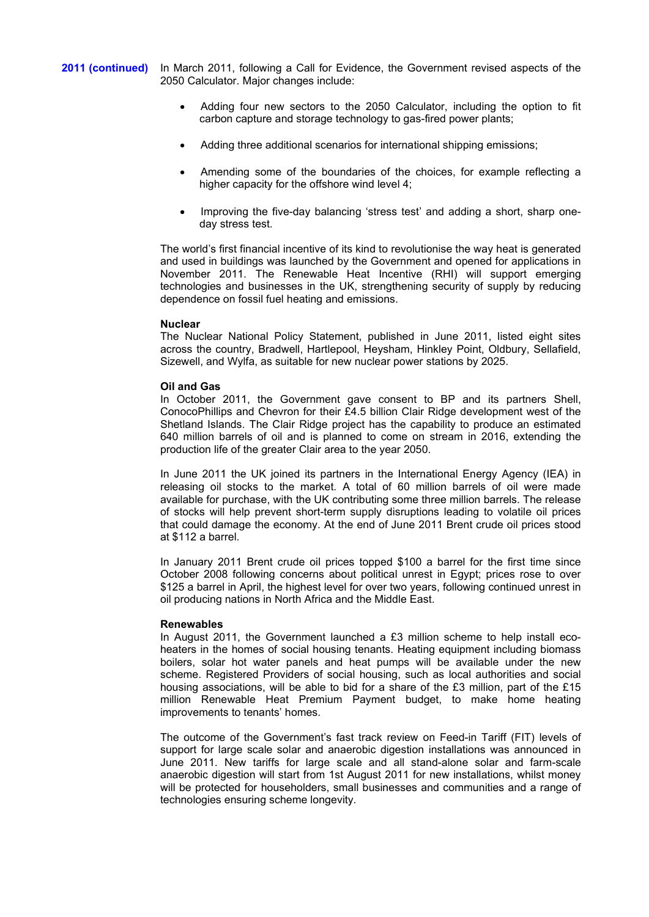**2011 (continued)** In March 2011, following a Call for Evidence, the Government revised aspects of the 2050 Calculator. Major changes include:

- Adding four new sectors to the 2050 Calculator, including the option to fit carbon capture and storage technology to gas-fired power plants;
- Adding three additional scenarios for international shipping emissions;
- Amending some of the boundaries of the choices, for example reflecting a higher capacity for the offshore wind level 4;
- Improving the five-day balancing 'stress test' and adding a short, sharp one-day stress test.

The world's first financial incentive of its kind to revolutionise the way heat is generated and used in buildings was launched by the Government and opened for applications in November 2011. The Renewable Heat Incentive (RHI) will support emerging technologies and businesses in the UK, strengthening security of supply by reducing dependence on fossil fuel heating and emissions.

**Nuclear**

The Nuclear National Policy Statement, published in June 2011, listed eight sites across the country, Bradwell, Hartlepool, Heysham, Hinkley Point, Oldbury, Sellafield, Sizewell, and Wylfa, as suitable for new nuclear power stations by 2025.

**Oil and Gas**

In October 2011, the Government gave consent to BP and its partners Shell, ConocoPhillips and Chevron for their £4.5 billion Clair Ridge development west of the Shetland Islands. The Clair Ridge project has the capability to produce an estimated 640 million barrels of oil and is planned to come on stream in 2016, extending the production life of the greater Clair area to the year 2050.

In June 2011 the UK joined its partners in the International Energy Agency (IEA) in releasing oil stocks to the market. A total of 60 million barrels of oil were made available for purchase, with the UK contributing some three million barrels. The release of stocks will help prevent short-term supply disruptions leading to volatile oil prices that could damage the economy. At the end of June 2011 Brent crude oil prices stood at $112 a barrel.

In January 2011 Brent crude oil prices topped $100 a barrel for the first time since October 2008 following concerns about political unrest in Egypt; prices rose to over $125 a barrel in April, the highest level for over two years, following continued unrest in oil producing nations in North Africa and the Middle East.

**Renewables**

In August 2011, the Government launched a £3 million scheme to help install eco-heaters in the homes of social housing tenants. Heating equipment including biomass boilers, solar hot water panels and heat pumps will be available under the new scheme. Registered Providers of social housing, such as local authorities and social housing associations, will be able to bid for a share of the £3 million, part of the £15 million Renewable Heat Premium Payment budget, to make home heating improvements to tenants' homes.

The outcome of the Government's fast track review on Feed-in Tariff (FIT) levels of support for large scale solar and anaerobic digestion installations was announced in June 2011. New tariffs for large scale and all stand-alone solar and farm-scale anaerobic digestion will start from 1st August 2011 for new installations, whilst money will be protected for householders, small businesses and communities and a range of technologies ensuring scheme longevity.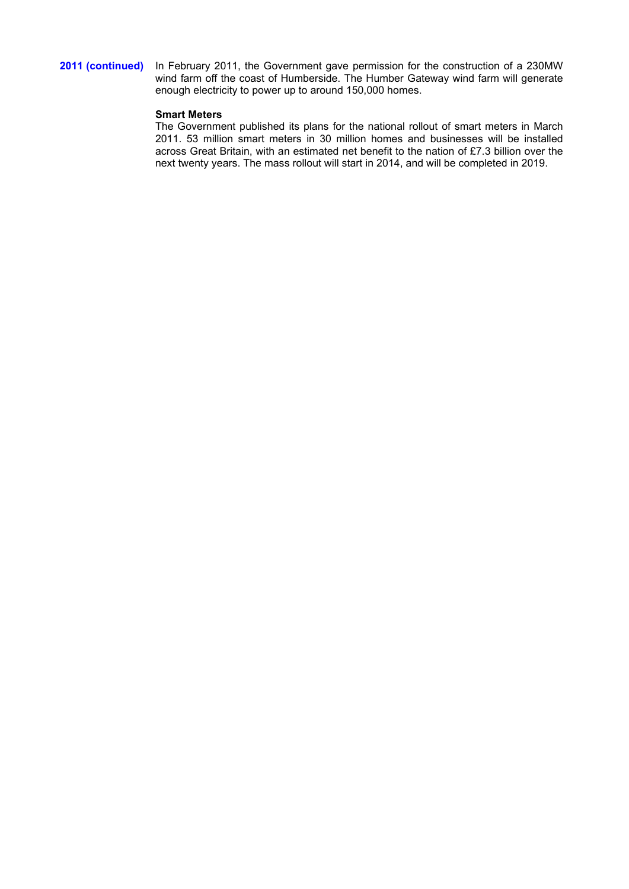**2011 (continued)**

In February 2011, the Government gave permission for the construction of a 230MW wind farm off the coast of Humberside. The Humber Gateway wind farm will generate enough electricity to power up to around 150,000 homes.

**Smart Meters**

The Government published its plans for the national rollout of smart meters in March 2011. 53 million smart meters in 30 million homes and businesses will be installed across Great Britain, with an estimated net benefit to the nation of £7.3 billion over the next twenty years. The mass rollout will start in 2014, and will be completed in 2019.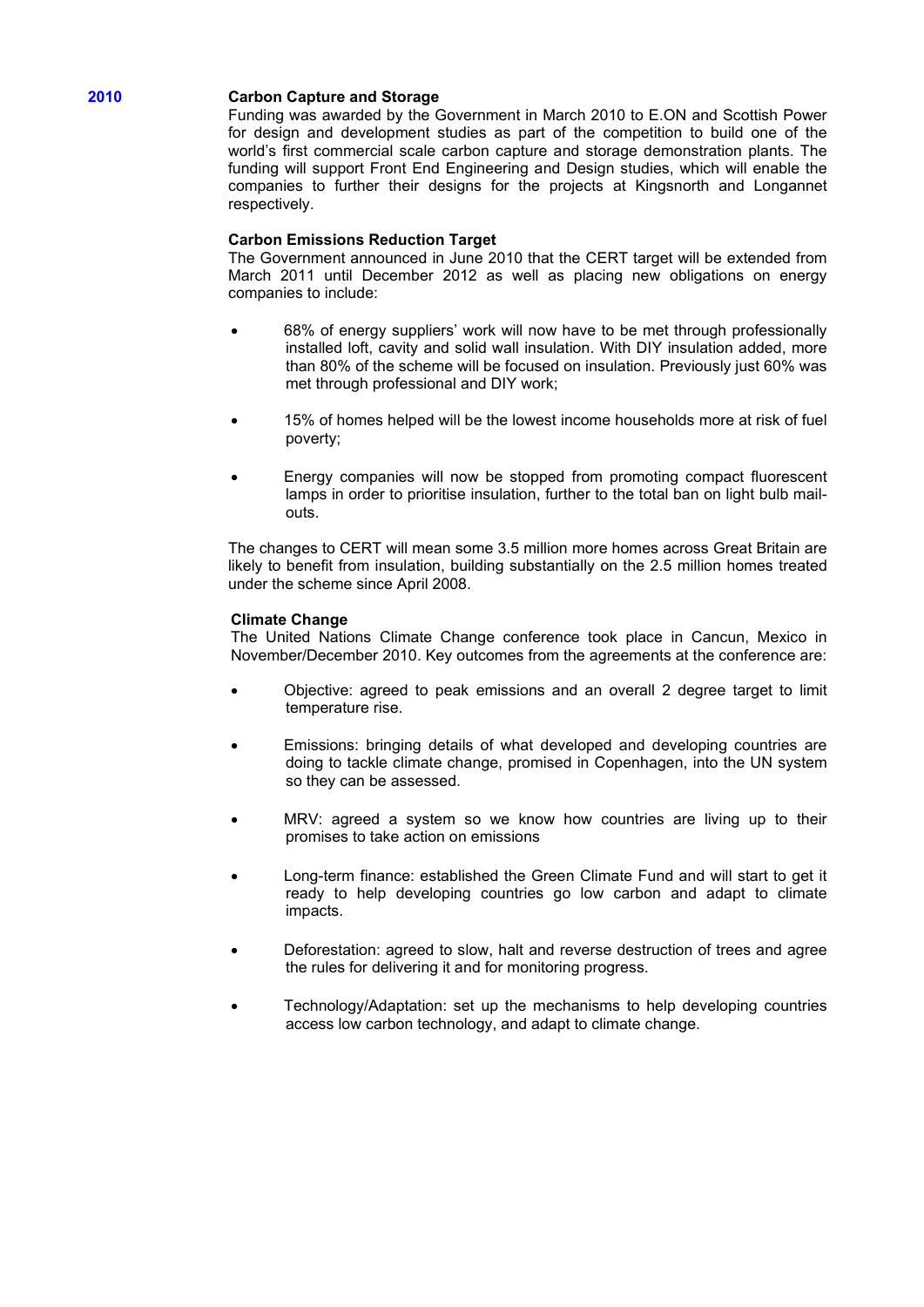**2010**

**Carbon Capture and Storage**

Funding was awarded by the Government in March 2010 to E.ON and Scottish Power for design and development studies as part of the competition to build one of the world's first commercial scale carbon capture and storage demonstration plants. The funding will support Front End Engineering and Design studies, which will enable the companies to further their designs for the projects at Kingsnorth and Longannet respectively.

**Carbon Emissions Reduction Target**

The Government announced in June 2010 that the CERT target will be extended from March 2011 until December 2012 as well as placing new obligations on energy companies to include:

- 68% of energy suppliers' work will now have to be met through professionally installed loft, cavity and solid wall insulation. With DIY insulation added, more than 80% of the scheme will be focused on insulation. Previously just 60% was met through professional and DIY work;
- 15% of homes helped will be the lowest income households more at risk of fuel poverty;
- Energy companies will now be stopped from promoting compact fluorescent lamps in order to prioritise insulation, further to the total ban on light bulb mail-outs.

The changes to CERT will mean some 3.5 million more homes across Great Britain are likely to benefit from insulation, building substantially on the 2.5 million homes treated under the scheme since April 2008.

**Climate Change**

The United Nations Climate Change conference took place in Cancun, Mexico in November/December 2010. Key outcomes from the agreements at the conference are:

- Objective: agreed to peak emissions and an overall 2 degree target to limit temperature rise.
- Emissions: bringing details of what developed and developing countries are doing to tackle climate change, promised in Copenhagen, into the UN system so they can be assessed.
- MRV: agreed a system so we know how countries are living up to their promises to take action on emissions
- Long-term finance: established the Green Climate Fund and will start to get it ready to help developing countries go low carbon and adapt to climate impacts.
- Deforestation: agreed to slow, halt and reverse destruction of trees and agree the rules for delivering it and for monitoring progress.
- Technology/Adaptation: set up the mechanisms to help developing countries access low carbon technology, and adapt to climate change.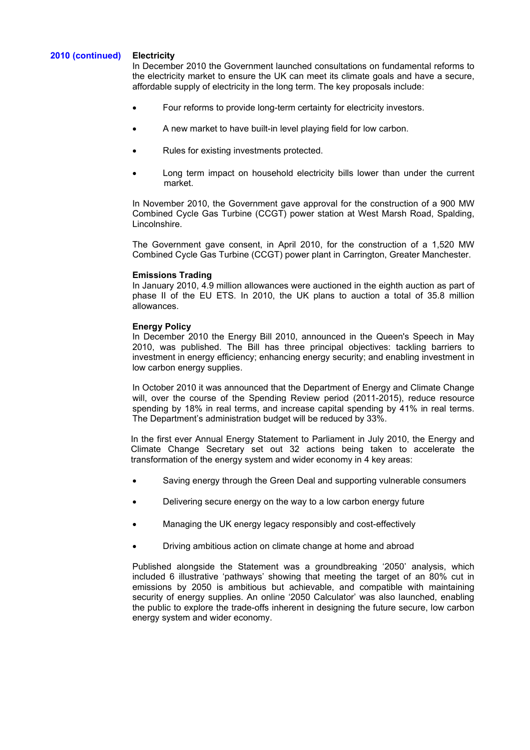**2010 (continued)**

### Electricity

In December 2010 the Government launched consultations on fundamental reforms to the electricity market to ensure the UK can meet its climate goals and have a secure, affordable supply of electricity in the long term. The key proposals include:

- Four reforms to provide long-term certainty for electricity investors.
- A new market to have built-in level playing field for low carbon.
- Rules for existing investments protected.
- Long term impact on household electricity bills lower than under the current market.

In November 2010, the Government gave approval for the construction of a 900 MW Combined Cycle Gas Turbine (CCGT) power station at West Marsh Road, Spalding, Lincolnshire.

The Government gave consent, in April 2010, for the construction of a 1,520 MW Combined Cycle Gas Turbine (CCGT) power plant in Carrington, Greater Manchester.

### Emissions Trading

In January 2010, 4.9 million allowances were auctioned in the eighth auction as part of phase II of the EU ETS. In 2010, the UK plans to auction a total of 35.8 million allowances.

### Energy Policy

In December 2010 the Energy Bill 2010, announced in the Queen's Speech in May 2010, was published. The Bill has three principal objectives: tackling barriers to investment in energy efficiency; enhancing energy security; and enabling investment in low carbon energy supplies.

In October 2010 it was announced that the Department of Energy and Climate Change will, over the course of the Spending Review period (2011-2015), reduce resource spending by 18% in real terms, and increase capital spending by 41% in real terms. The Department's administration budget will be reduced by 33%.

In the first ever Annual Energy Statement to Parliament in July 2010, the Energy and Climate Change Secretary set out 32 actions being taken to accelerate the transformation of the energy system and wider economy in 4 key areas:

- Saving energy through the Green Deal and supporting vulnerable consumers
- Delivering secure energy on the way to a low carbon energy future
- Managing the UK energy legacy responsibly and cost-effectively
- Driving ambitious action on climate change at home and abroad

Published alongside the Statement was a groundbreaking '2050' analysis, which included 6 illustrative 'pathways' showing that meeting the target of an 80% cut in emissions by 2050 is ambitious but achievable, and compatible with maintaining security of energy supplies. An online '2050 Calculator' was also launched, enabling the public to explore the trade-offs inherent in designing the future secure, low carbon energy system and wider economy.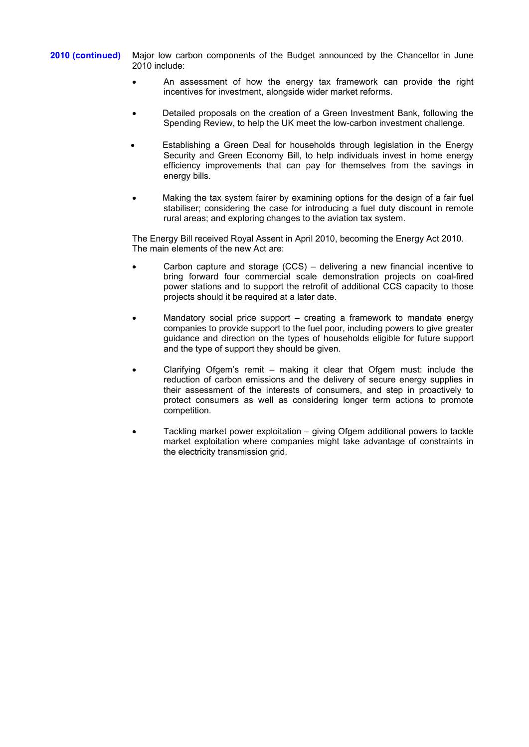**2010 (continued)** Major low carbon components of the Budget announced by the Chancellor in June 2010 include:

- An assessment of how the energy tax framework can provide the right incentives for investment, alongside wider market reforms.
- Detailed proposals on the creation of a Green Investment Bank, following the Spending Review, to help the UK meet the low-carbon investment challenge.
- Establishing a Green Deal for households through legislation in the Energy Security and Green Economy Bill, to help individuals invest in home energy efficiency improvements that can pay for themselves from the savings in energy bills.
- Making the tax system fairer by examining options for the design of a fair fuel stabiliser; considering the case for introducing a fuel duty discount in remote rural areas; and exploring changes to the aviation tax system.

The Energy Bill received Royal Assent in April 2010, becoming the Energy Act 2010. The main elements of the new Act are:

- Carbon capture and storage (CCS) – delivering a new financial incentive to bring forward four commercial scale demonstration projects on coal-fired power stations and to support the retrofit of additional CCS capacity to those projects should it be required at a later date.
- Mandatory social price support – creating a framework to mandate energy companies to provide support to the fuel poor, including powers to give greater guidance and direction on the types of households eligible for future support and the type of support they should be given.
- Clarifying Ofgem's remit – making it clear that Ofgem must: include the reduction of carbon emissions and the delivery of secure energy supplies in their assessment of the interests of consumers, and step in proactively to protect consumers as well as considering longer term actions to promote competition.
- Tackling market power exploitation – giving Ofgem additional powers to tackle market exploitation where companies might take advantage of constraints in the electricity transmission grid.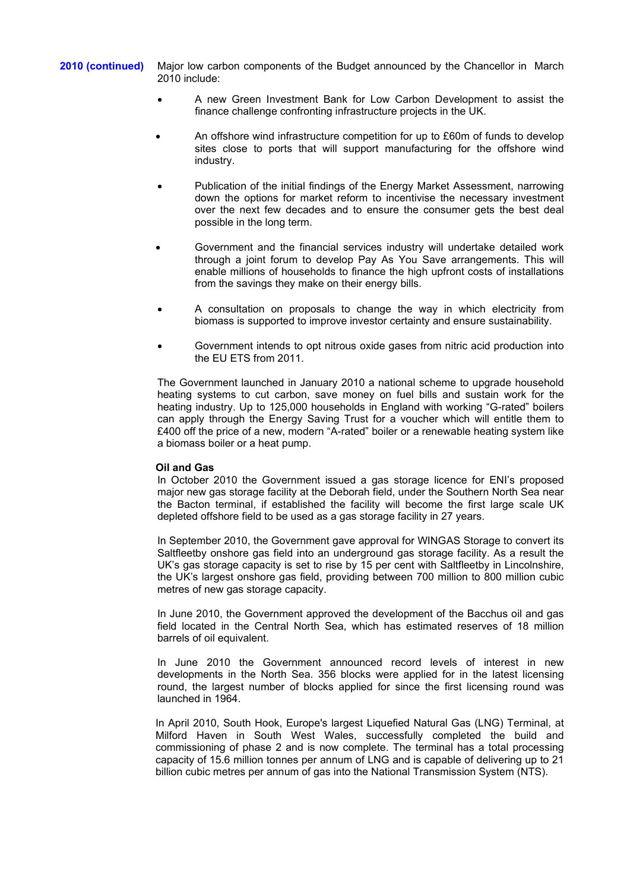**2010 (continued)** Major low carbon components of the Budget announced by the Chancellor in March 2010 include:

- A new Green Investment Bank for Low Carbon Development to assist the finance challenge confronting infrastructure projects in the UK.
- An offshore wind infrastructure competition for up to £60m of funds to develop sites close to ports that will support manufacturing for the offshore wind industry.
- Publication of the initial findings of the Energy Market Assessment, narrowing down the options for market reform to incentivise the necessary investment over the next few decades and to ensure the consumer gets the best deal possible in the long term.
- Government and the financial services industry will undertake detailed work through a joint forum to develop Pay As You Save arrangements. This will enable millions of households to finance the high upfront costs of installations from the savings they make on their energy bills.
- A consultation on proposals to change the way in which electricity from biomass is supported to improve investor certainty and ensure sustainability.
- Government intends to opt nitrous oxide gases from nitric acid production into the EU ETS from 2011.

The Government launched in January 2010 a national scheme to upgrade household heating systems to cut carbon, save money on fuel bills and sustain work for the heating industry. Up to 125,000 households in England with working "G-rated" boilers can apply through the Energy Saving Trust for a voucher which will entitle them to £400 off the price of a new, modern "A-rated" boiler or a renewable heating system like a biomass boiler or a heat pump.

**Oil and Gas**

In October 2010 the Government issued a gas storage licence for ENI's proposed major new gas storage facility at the Deborah field, under the Southern North Sea near the Bacton terminal, if established the facility will become the first large scale UK depleted offshore field to be used as a gas storage facility in 27 years.

In September 2010, the Government gave approval for WINGAS Storage to convert its Saltfleetby onshore gas field into an underground gas storage facility. As a result the UK's gas storage capacity is set to rise by 15 per cent with Saltfleetby in Lincolnshire, the UK's largest onshore gas field, providing between 700 million to 800 million cubic metres of new gas storage capacity.

In June 2010, the Government approved the development of the Bacchus oil and gas field located in the Central North Sea, which has estimated reserves of 18 million barrels of oil equivalent.

In June 2010 the Government announced record levels of interest in new developments in the North Sea. 356 blocks were applied for in the latest licensing round, the largest number of blocks applied for since the first licensing round was launched in 1964.

In April 2010, South Hook, Europe's largest Liquefied Natural Gas (LNG) Terminal, at Milford Haven in South West Wales, successfully completed the build and commissioning of phase 2 and is now complete. The terminal has a total processing capacity of 15.6 million tonnes per annum of LNG and is capable of delivering up to 21 billion cubic metres per annum of gas into the National Transmission System (NTS).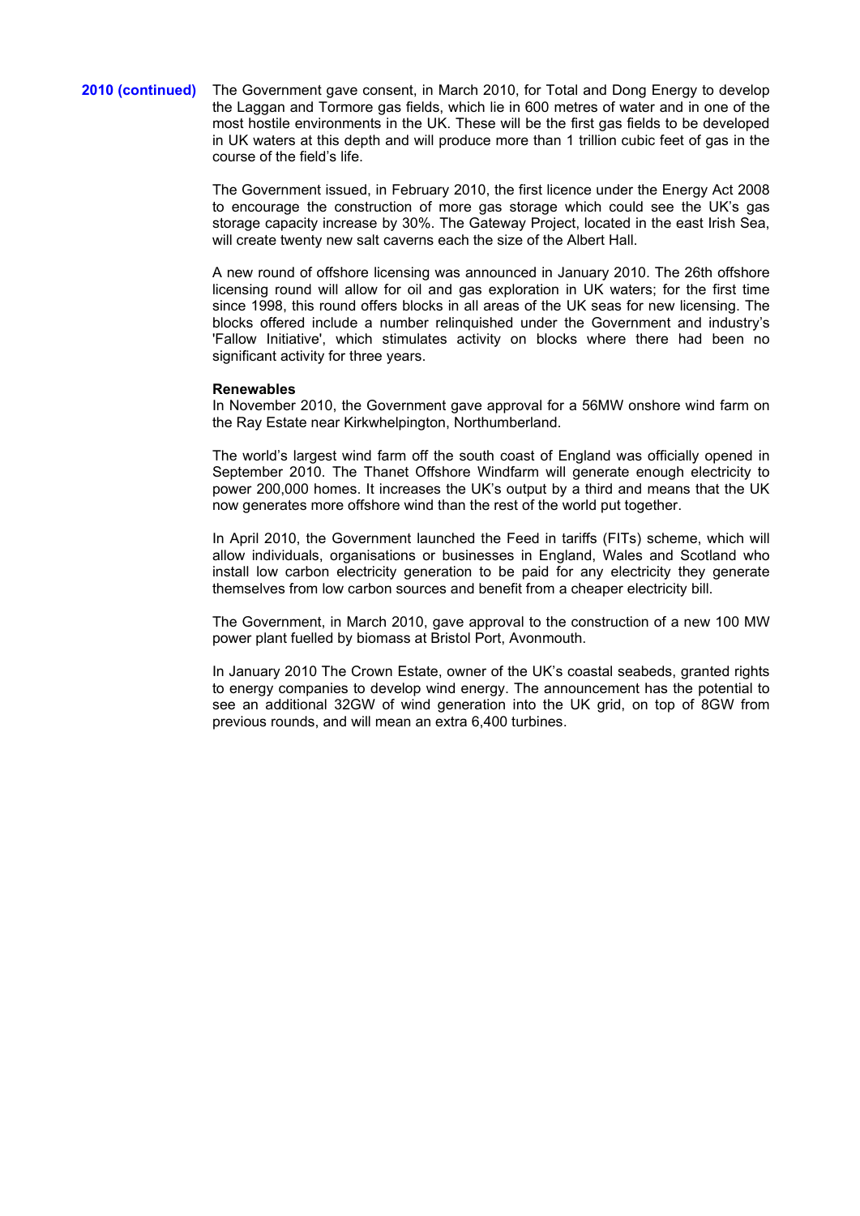**2010 (continued)**

The Government gave consent, in March 2010, for Total and Dong Energy to develop the Laggan and Tormore gas fields, which lie in 600 metres of water and in one of the most hostile environments in the UK. These will be the first gas fields to be developed in UK waters at this depth and will produce more than 1 trillion cubic feet of gas in the course of the field's life.

The Government issued, in February 2010, the first licence under the Energy Act 2008 to encourage the construction of more gas storage which could see the UK's gas storage capacity increase by 30%. The Gateway Project, located in the east Irish Sea, will create twenty new salt caverns each the size of the Albert Hall.

A new round of offshore licensing was announced in January 2010. The 26th offshore licensing round will allow for oil and gas exploration in UK waters; for the first time since 1998, this round offers blocks in all areas of the UK seas for new licensing. The blocks offered include a number relinquished under the Government and industry's 'Fallow Initiative', which stimulates activity on blocks where there had been no significant activity for three years.

**Renewables**

In November 2010, the Government gave approval for a 56MW onshore wind farm on the Ray Estate near Kirkwhelpington, Northumberland.

The world's largest wind farm off the south coast of England was officially opened in September 2010. The Thanet Offshore Windfarm will generate enough electricity to power 200,000 homes. It increases the UK's output by a third and means that the UK now generates more offshore wind than the rest of the world put together.

In April 2010, the Government launched the Feed in tariffs (FITs) scheme, which will allow individuals, organisations or businesses in England, Wales and Scotland who install low carbon electricity generation to be paid for any electricity they generate themselves from low carbon sources and benefit from a cheaper electricity bill.

The Government, in March 2010, gave approval to the construction of a new 100 MW power plant fuelled by biomass at Bristol Port, Avonmouth.

In January 2010 The Crown Estate, owner of the UK's coastal seabeds, granted rights to energy companies to develop wind energy. The announcement has the potential to see an additional 32GW of wind generation into the UK grid, on top of 8GW from previous rounds, and will mean an extra 6,400 turbines.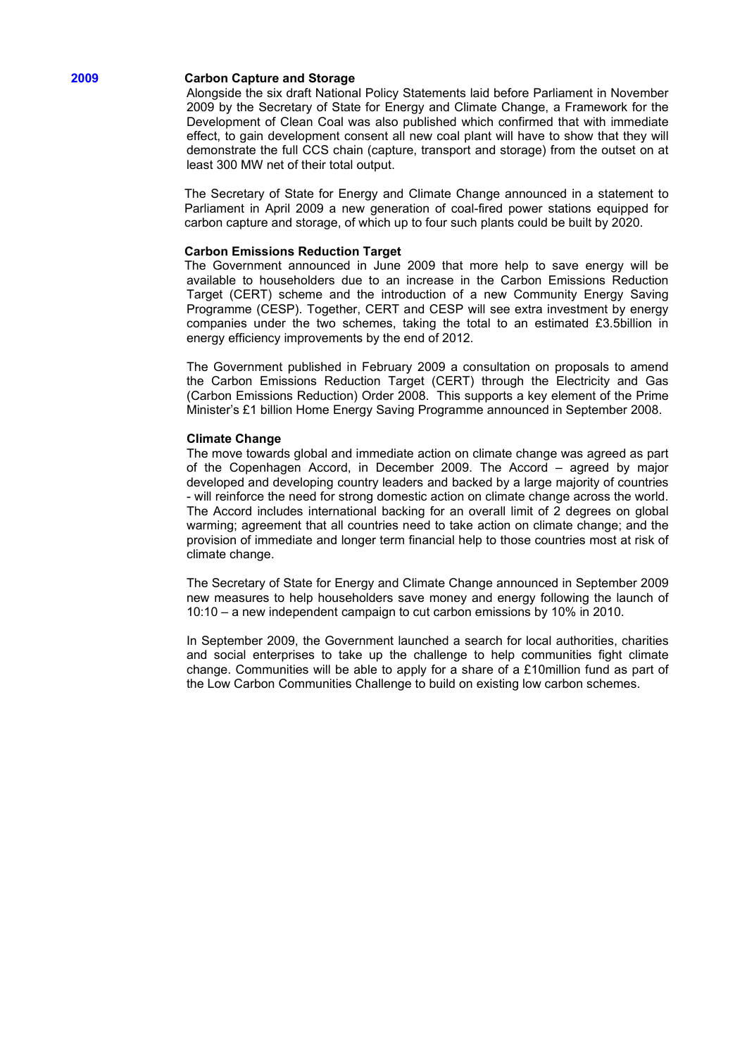**2009**

**Carbon Capture and Storage**

Alongside the six draft National Policy Statements laid before Parliament in November 2009 by the Secretary of State for Energy and Climate Change, a Framework for the Development of Clean Coal was also published which confirmed that with immediate effect, to gain development consent all new coal plant will have to show that they will demonstrate the full CCS chain (capture, transport and storage) from the outset on at least 300 MW net of their total output.

The Secretary of State for Energy and Climate Change announced in a statement to Parliament in April 2009 a new generation of coal-fired power stations equipped for carbon capture and storage, of which up to four such plants could be built by 2020.

**Carbon Emissions Reduction Target**

The Government announced in June 2009 that more help to save energy will be available to householders due to an increase in the Carbon Emissions Reduction Target (CERT) scheme and the introduction of a new Community Energy Saving Programme (CESP). Together, CERT and CESP will see extra investment by energy companies under the two schemes, taking the total to an estimated £3.5billion in energy efficiency improvements by the end of 2012.

The Government published in February 2009 a consultation on proposals to amend the Carbon Emissions Reduction Target (CERT) through the Electricity and Gas (Carbon Emissions Reduction) Order 2008. This supports a key element of the Prime Minister's £1 billion Home Energy Saving Programme announced in September 2008.

**Climate Change**

The move towards global and immediate action on climate change was agreed as part of the Copenhagen Accord, in December 2009. The Accord – agreed by major developed and developing country leaders and backed by a large majority of countries - will reinforce the need for strong domestic action on climate change across the world. The Accord includes international backing for an overall limit of 2 degrees on global warming; agreement that all countries need to take action on climate change; and the provision of immediate and longer term financial help to those countries most at risk of climate change.

The Secretary of State for Energy and Climate Change announced in September 2009 new measures to help householders save money and energy following the launch of 10:10 – a new independent campaign to cut carbon emissions by 10% in 2010.

In September 2009, the Government launched a search for local authorities, charities and social enterprises to take up the challenge to help communities fight climate change. Communities will be able to apply for a share of a £10million fund as part of the Low Carbon Communities Challenge to build on existing low carbon schemes.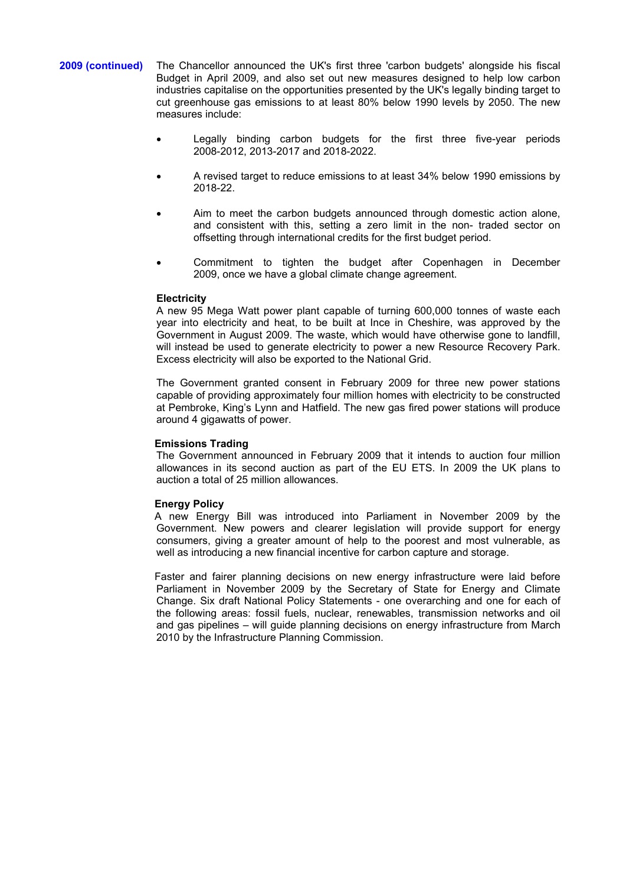**2009 (continued)**

The Chancellor announced the UK's first three 'carbon budgets' alongside his fiscal Budget in April 2009, and also set out new measures designed to help low carbon industries capitalise on the opportunities presented by the UK's legally binding target to cut greenhouse gas emissions to at least 80% below 1990 levels by 2050. The new measures include:

- Legally binding carbon budgets for the first three five-year periods 2008-2012, 2013-2017 and 2018-2022.
- A revised target to reduce emissions to at least 34% below 1990 emissions by 2018-22.
- Aim to meet the carbon budgets announced through domestic action alone, and consistent with this, setting a zero limit in the non- traded sector on offsetting through international credits for the first budget period.
- Commitment to tighten the budget after Copenhagen in December 2009, once we have a global climate change agreement.

**Electricity**

A new 95 Mega Watt power plant capable of turning 600,000 tonnes of waste each year into electricity and heat, to be built at Ince in Cheshire, was approved by the Government in August 2009. The waste, which would have otherwise gone to landfill, will instead be used to generate electricity to power a new Resource Recovery Park. Excess electricity will also be exported to the National Grid.

The Government granted consent in February 2009 for three new power stations capable of providing approximately four million homes with electricity to be constructed at Pembroke, King's Lynn and Hatfield. The new gas fired power stations will produce around 4 gigawatts of power.

**Emissions Trading**

The Government announced in February 2009 that it intends to auction four million allowances in its second auction as part of the EU ETS. In 2009 the UK plans to auction a total of 25 million allowances.

**Energy Policy**

A new Energy Bill was introduced into Parliament in November 2009 by the Government. New powers and clearer legislation will provide support for energy consumers, giving a greater amount of help to the poorest and most vulnerable, as well as introducing a new financial incentive for carbon capture and storage.

Faster and fairer planning decisions on new energy infrastructure were laid before Parliament in November 2009 by the Secretary of State for Energy and Climate Change. Six draft National Policy Statements - one overarching and one for each of the following areas: fossil fuels, nuclear, renewables, transmission networks and oil and gas pipelines – will guide planning decisions on energy infrastructure from March 2010 by the Infrastructure Planning Commission.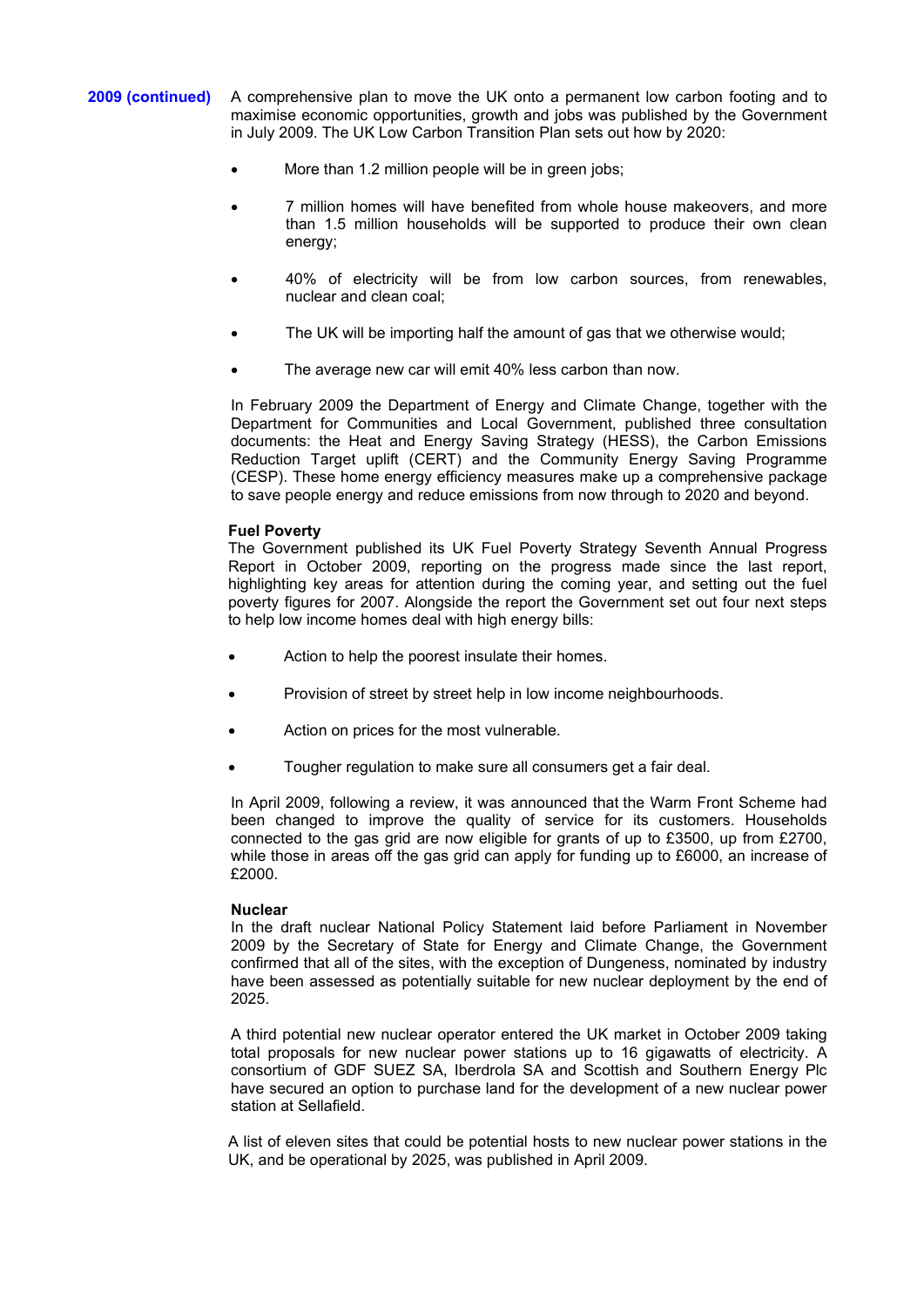**2009 (continued)**

A comprehensive plan to move the UK onto a permanent low carbon footing and to maximise economic opportunities, growth and jobs was published by the Government in July 2009. The UK Low Carbon Transition Plan sets out how by 2020:

- More than 1.2 million people will be in green jobs;
- 7 million homes will have benefited from whole house makeovers, and more than 1.5 million households will be supported to produce their own clean energy;
- 40% of electricity will be from low carbon sources, from renewables, nuclear and clean coal;
- The UK will be importing half the amount of gas that we otherwise would;
- The average new car will emit 40% less carbon than now.

In February 2009 the Department of Energy and Climate Change, together with the Department for Communities and Local Government, published three consultation documents: the Heat and Energy Saving Strategy (HESS), the Carbon Emissions Reduction Target uplift (CERT) and the Community Energy Saving Programme (CESP). These home energy efficiency measures make up a comprehensive package to save people energy and reduce emissions from now through to 2020 and beyond.

**Fuel Poverty**

The Government published its UK Fuel Poverty Strategy Seventh Annual Progress Report in October 2009, reporting on the progress made since the last report, highlighting key areas for attention during the coming year, and setting out the fuel poverty figures for 2007. Alongside the report the Government set out four next steps to help low income homes deal with high energy bills:

- Action to help the poorest insulate their homes.
- Provision of street by street help in low income neighbourhoods.
- Action on prices for the most vulnerable.
- Tougher regulation to make sure all consumers get a fair deal.

In April 2009, following a review, it was announced that the Warm Front Scheme had been changed to improve the quality of service for its customers. Households connected to the gas grid are now eligible for grants of up to £3500, up from £2700, while those in areas off the gas grid can apply for funding up to £6000, an increase of £2000.

**Nuclear**

In the draft nuclear National Policy Statement laid before Parliament in November 2009 by the Secretary of State for Energy and Climate Change, the Government confirmed that all of the sites, with the exception of Dungeness, nominated by industry have been assessed as potentially suitable for new nuclear deployment by the end of 2025.

A third potential new nuclear operator entered the UK market in October 2009 taking total proposals for new nuclear power stations up to 16 gigawatts of electricity. A consortium of GDF SUEZ SA, Iberdrola SA and Scottish and Southern Energy Plc have secured an option to purchase land for the development of a new nuclear power station at Sellafield.

A list of eleven sites that could be potential hosts to new nuclear power stations in the UK, and be operational by 2025, was published in April 2009.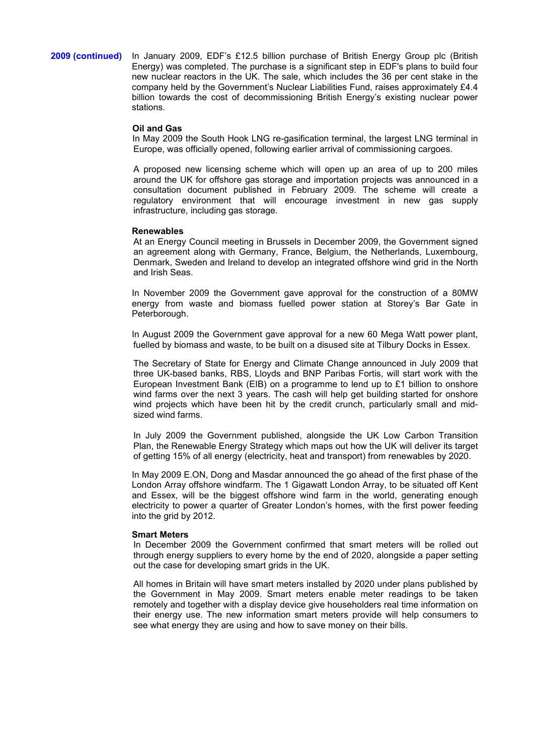**2009 (continued)**

In January 2009, EDF's £12.5 billion purchase of British Energy Group plc (British Energy) was completed. The purchase is a significant step in EDF's plans to build four new nuclear reactors in the UK. The sale, which includes the 36 per cent stake in the company held by the Government's Nuclear Liabilities Fund, raises approximately £4.4 billion towards the cost of decommissioning British Energy's existing nuclear power stations.

**Oil and Gas**

In May 2009 the South Hook LNG re-gasification terminal, the largest LNG terminal in Europe, was officially opened, following earlier arrival of commissioning cargoes.

A proposed new licensing scheme which will open up an area of up to 200 miles around the UK for offshore gas storage and importation projects was announced in a consultation document published in February 2009. The scheme will create a regulatory environment that will encourage investment in new gas supply infrastructure, including gas storage.

**Renewables**

At an Energy Council meeting in Brussels in December 2009, the Government signed an agreement along with Germany, France, Belgium, the Netherlands, Luxembourg, Denmark, Sweden and Ireland to develop an integrated offshore wind grid in the North and Irish Seas.

In November 2009 the Government gave approval for the construction of a 80MW energy from waste and biomass fuelled power station at Storey's Bar Gate in Peterborough.

In August 2009 the Government gave approval for a new 60 Mega Watt power plant, fuelled by biomass and waste, to be built on a disused site at Tilbury Docks in Essex.

The Secretary of State for Energy and Climate Change announced in July 2009 that three UK-based banks, RBS, Lloyds and BNP Paribas Fortis, will start work with the European Investment Bank (EIB) on a programme to lend up to £1 billion to onshore wind farms over the next 3 years. The cash will help get building started for onshore wind projects which have been hit by the credit crunch, particularly small and mid-sized wind farms.

In July 2009 the Government published, alongside the UK Low Carbon Transition Plan, the Renewable Energy Strategy which maps out how the UK will deliver its target of getting 15% of all energy (electricity, heat and transport) from renewables by 2020.

In May 2009 E.ON, Dong and Masdar announced the go ahead of the first phase of the London Array offshore windfarm. The 1 Gigawatt London Array, to be situated off Kent and Essex, will be the biggest offshore wind farm in the world, generating enough electricity to power a quarter of Greater London's homes, with the first power feeding into the grid by 2012.

**Smart Meters**

In December 2009 the Government confirmed that smart meters will be rolled out through energy suppliers to every home by the end of 2020, alongside a paper setting out the case for developing smart grids in the UK.

All homes in Britain will have smart meters installed by 2020 under plans published by the Government in May 2009. Smart meters enable meter readings to be taken remotely and together with a display device give householders real time information on their energy use. The new information smart meters provide will help consumers to see what energy they are using and how to save money on their bills.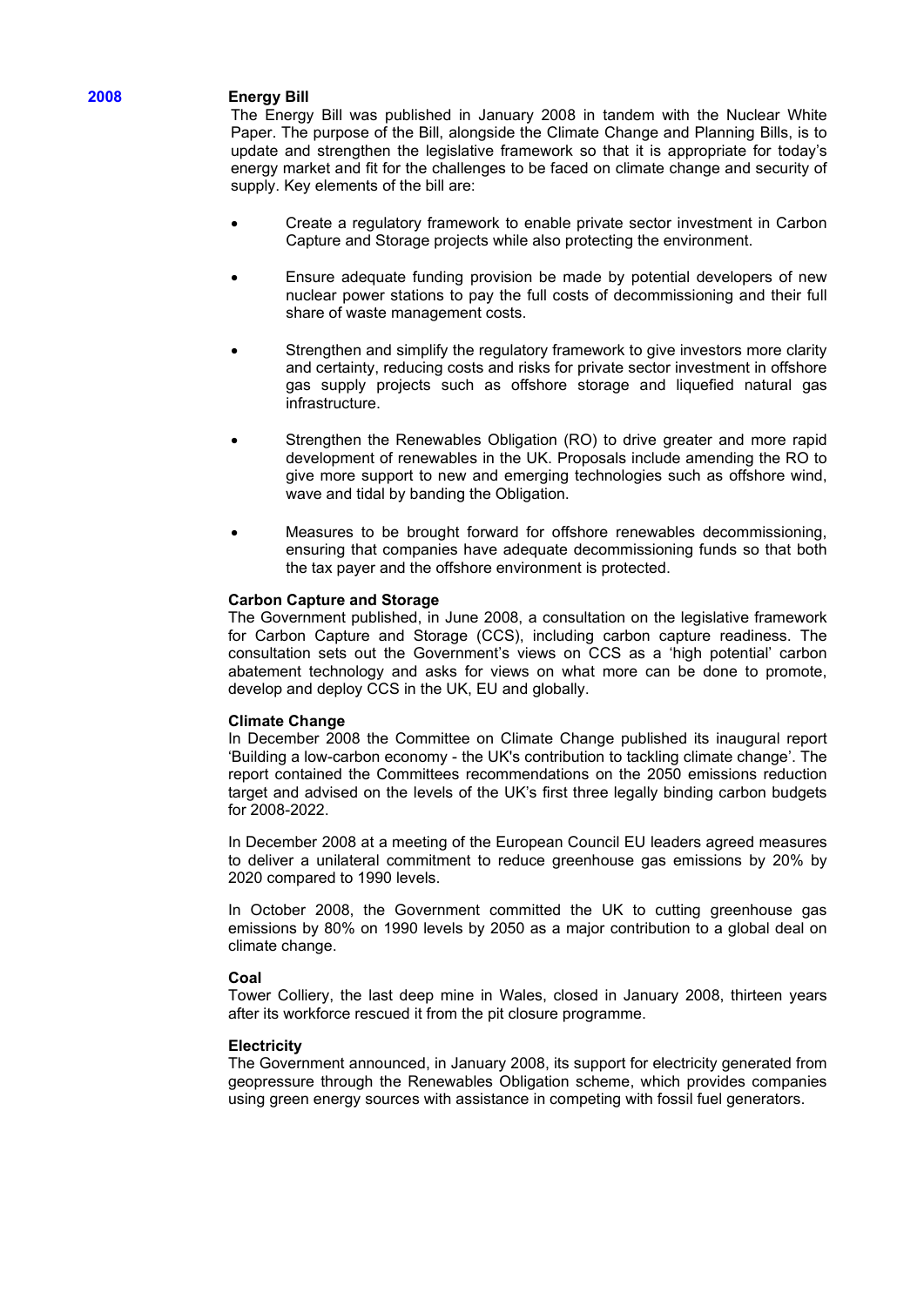## 2008

### Energy Bill

The Energy Bill was published in January 2008 in tandem with the Nuclear White Paper. The purpose of the Bill, alongside the Climate Change and Planning Bills, is to update and strengthen the legislative framework so that it is appropriate for today's energy market and fit for the challenges to be faced on climate change and security of supply. Key elements of the bill are:

- Create a regulatory framework to enable private sector investment in Carbon Capture and Storage projects while also protecting the environment.
- Ensure adequate funding provision be made by potential developers of new nuclear power stations to pay the full costs of decommissioning and their full share of waste management costs.
- Strengthen and simplify the regulatory framework to give investors more clarity and certainty, reducing costs and risks for private sector investment in offshore gas supply projects such as offshore storage and liquefied natural gas infrastructure.
- Strengthen the Renewables Obligation (RO) to drive greater and more rapid development of renewables in the UK. Proposals include amending the RO to give more support to new and emerging technologies such as offshore wind, wave and tidal by banding the Obligation.
- Measures to be brought forward for offshore renewables decommissioning, ensuring that companies have adequate decommissioning funds so that both the tax payer and the offshore environment is protected.

### Carbon Capture and Storage

The Government published, in June 2008, a consultation on the legislative framework for Carbon Capture and Storage (CCS), including carbon capture readiness. The consultation sets out the Government's views on CCS as a 'high potential' carbon abatement technology and asks for views on what more can be done to promote, develop and deploy CCS in the UK, EU and globally.

### Climate Change

In December 2008 the Committee on Climate Change published its inaugural report 'Building a low-carbon economy - the UK's contribution to tackling climate change'. The report contained the Committees recommendations on the 2050 emissions reduction target and advised on the levels of the UK's first three legally binding carbon budgets for 2008-2022.

In December 2008 at a meeting of the European Council EU leaders agreed measures to deliver a unilateral commitment to reduce greenhouse gas emissions by 20% by 2020 compared to 1990 levels.

In October 2008, the Government committed the UK to cutting greenhouse gas emissions by 80% on 1990 levels by 2050 as a major contribution to a global deal on climate change.

### Coal

Tower Colliery, the last deep mine in Wales, closed in January 2008, thirteen years after its workforce rescued it from the pit closure programme.

### Electricity

The Government announced, in January 2008, its support for electricity generated from geopressure through the Renewables Obligation scheme, which provides companies using green energy sources with assistance in competing with fossil fuel generators.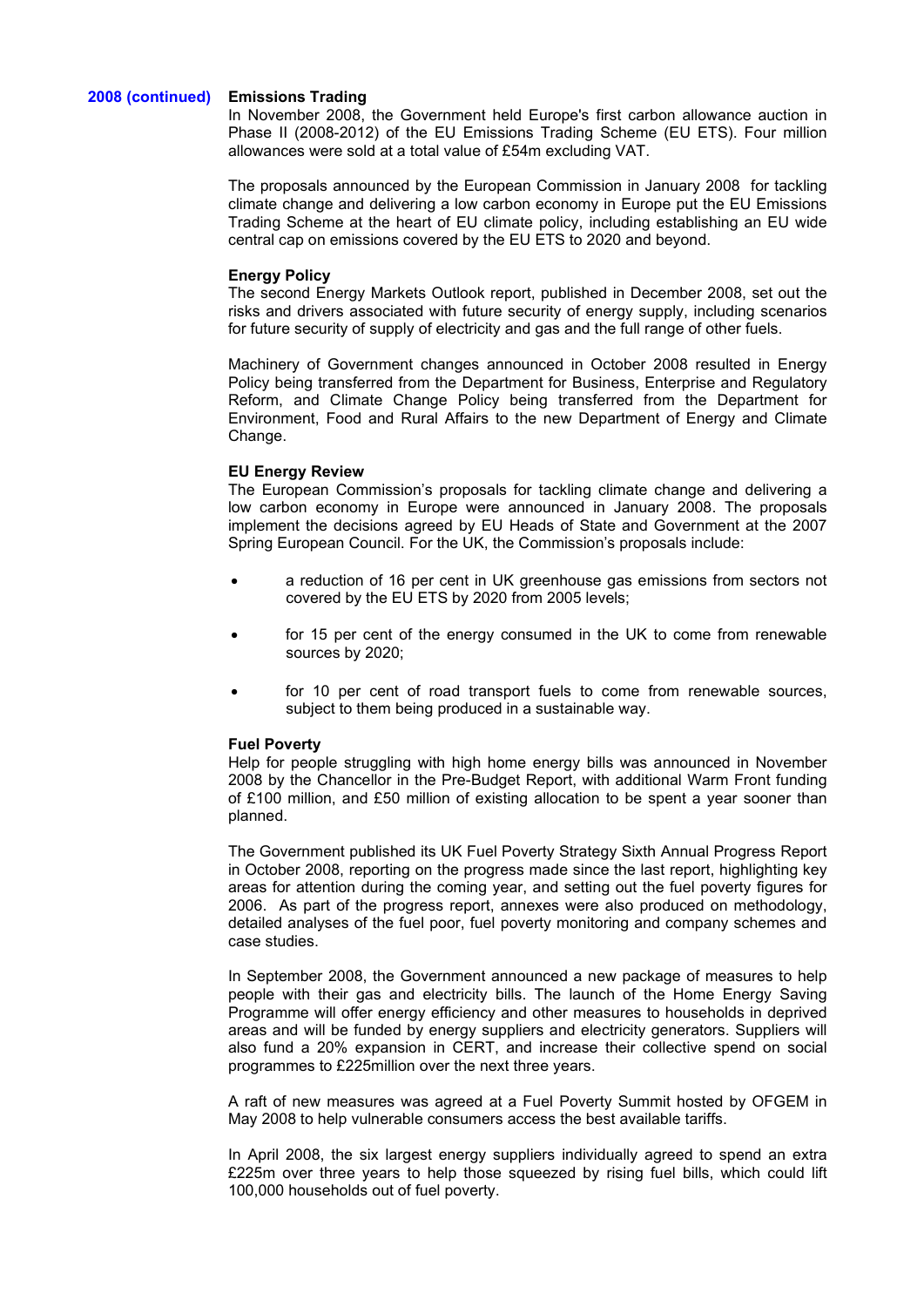**2008 (continued)**

**Emissions Trading**

In November 2008, the Government held Europe's first carbon allowance auction in Phase II (2008-2012) of the EU Emissions Trading Scheme (EU ETS). Four million allowances were sold at a total value of £54m excluding VAT.

The proposals announced by the European Commission in January 2008 for tackling climate change and delivering a low carbon economy in Europe put the EU Emissions Trading Scheme at the heart of EU climate policy, including establishing an EU wide central cap on emissions covered by the EU ETS to 2020 and beyond.

**Energy Policy**

The second Energy Markets Outlook report, published in December 2008, set out the risks and drivers associated with future security of energy supply, including scenarios for future security of supply of electricity and gas and the full range of other fuels.

Machinery of Government changes announced in October 2008 resulted in Energy Policy being transferred from the Department for Business, Enterprise and Regulatory Reform, and Climate Change Policy being transferred from the Department for Environment, Food and Rural Affairs to the new Department of Energy and Climate Change.

**EU Energy Review**

The European Commission's proposals for tackling climate change and delivering a low carbon economy in Europe were announced in January 2008. The proposals implement the decisions agreed by EU Heads of State and Government at the 2007 Spring European Council. For the UK, the Commission's proposals include:

- a reduction of 16 per cent in UK greenhouse gas emissions from sectors not covered by the EU ETS by 2020 from 2005 levels;
- for 15 per cent of the energy consumed in the UK to come from renewable sources by 2020;
- for 10 per cent of road transport fuels to come from renewable sources, subject to them being produced in a sustainable way.

**Fuel Poverty**

Help for people struggling with high home energy bills was announced in November 2008 by the Chancellor in the Pre-Budget Report, with additional Warm Front funding of £100 million, and £50 million of existing allocation to be spent a year sooner than planned.

The Government published its UK Fuel Poverty Strategy Sixth Annual Progress Report in October 2008, reporting on the progress made since the last report, highlighting key areas for attention during the coming year, and setting out the fuel poverty figures for 2006. As part of the progress report, annexes were also produced on methodology, detailed analyses of the fuel poor, fuel poverty monitoring and company schemes and case studies.

In September 2008, the Government announced a new package of measures to help people with their gas and electricity bills. The launch of the Home Energy Saving Programme will offer energy efficiency and other measures to households in deprived areas and will be funded by energy suppliers and electricity generators. Suppliers will also fund a 20% expansion in CERT, and increase their collective spend on social programmes to £225million over the next three years.

A raft of new measures was agreed at a Fuel Poverty Summit hosted by OFGEM in May 2008 to help vulnerable consumers access the best available tariffs.

In April 2008, the six largest energy suppliers individually agreed to spend an extra £225m over three years to help those squeezed by rising fuel bills, which could lift 100,000 households out of fuel poverty.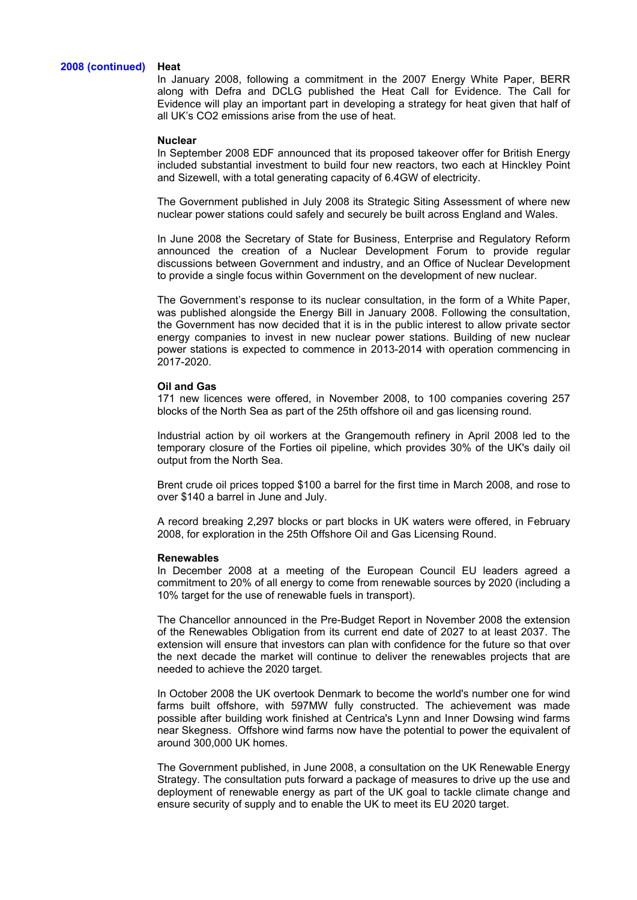**2008 (continued)**

**Heat**

In January 2008, following a commitment in the 2007 Energy White Paper, BERR along with Defra and DCLG published the Heat Call for Evidence. The Call for Evidence will play an important part in developing a strategy for heat given that half of all UK's $CO_2$ emissions arise from the use of heat.

**Nuclear**

In September 2008 EDF announced that its proposed takeover offer for British Energy included substantial investment to build four new reactors, two each at Hinckley Point and Sizewell, with a total generating capacity of 6.4GW of electricity.

The Government published in July 2008 its Strategic Siting Assessment of where new nuclear power stations could safely and securely be built across England and Wales.

In June 2008 the Secretary of State for Business, Enterprise and Regulatory Reform announced the creation of a Nuclear Development Forum to provide regular discussions between Government and industry, and an Office of Nuclear Development to provide a single focus within Government on the development of new nuclear.

The Government's response to its nuclear consultation, in the form of a White Paper, was published alongside the Energy Bill in January 2008. Following the consultation, the Government has now decided that it is in the public interest to allow private sector energy companies to invest in new nuclear power stations. Building of new nuclear power stations is expected to commence in 2013-2014 with operation commencing in 2017-2020.

**Oil and Gas**

171 new licences were offered, in November 2008, to 100 companies covering 257 blocks of the North Sea as part of the 25th offshore oil and gas licensing round.

Industrial action by oil workers at the Grangemouth refinery in April 2008 led to the temporary closure of the Forties oil pipeline, which provides 30% of the UK's daily oil output from the North Sea.

Brent crude oil prices topped $100 a barrel for the first time in March 2008, and rose to over $140 a barrel in June and July.

A record breaking 2,297 blocks or part blocks in UK waters were offered, in February 2008, for exploration in the 25th Offshore Oil and Gas Licensing Round.

**Renewables**

In December 2008 at a meeting of the European Council EU leaders agreed a commitment to 20% of all energy to come from renewable sources by 2020 (including a 10% target for the use of renewable fuels in transport).

The Chancellor announced in the Pre-Budget Report in November 2008 the extension of the Renewables Obligation from its current end date of 2027 to at least 2037. The extension will ensure that investors can plan with confidence for the future so that over the next decade the market will continue to deliver the renewables projects that are needed to achieve the 2020 target.

In October 2008 the UK overtook Denmark to become the world's number one for wind farms built offshore, with 597MW fully constructed. The achievement was made possible after building work finished at Centrica's Lynn and Inner Dowsing wind farms near Skegness. Offshore wind farms now have the potential to power the equivalent of around 300,000 UK homes.

The Government published, in June 2008, a consultation on the UK Renewable Energy Strategy. The consultation puts forward a package of measures to drive up the use and deployment of renewable energy as part of the UK goal to tackle climate change and ensure security of supply and to enable the UK to meet its EU 2020 target.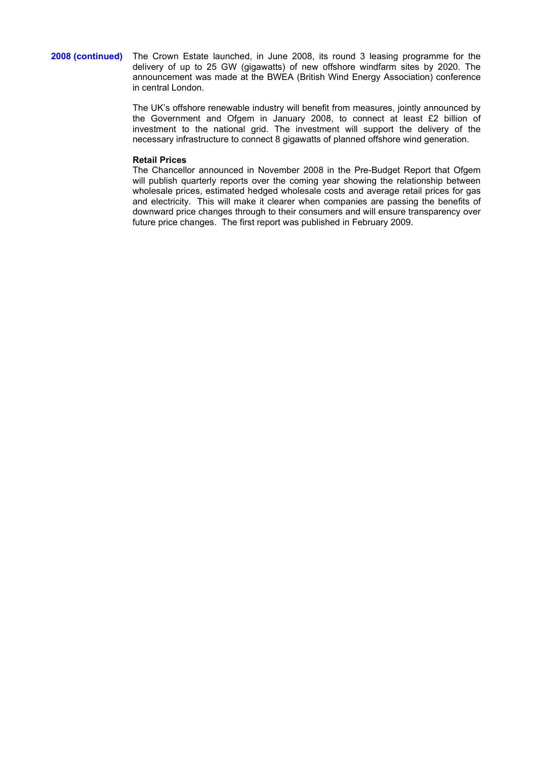**2008 (continued)**

The Crown Estate launched, in June 2008, its round 3 leasing programme for the delivery of up to 25 GW (gigawatts) of new offshore windfarm sites by 2020. The announcement was made at the BWEA (British Wind Energy Association) conference in central London.

The UK's offshore renewable industry will benefit from measures, jointly announced by the Government and Ofgem in January 2008, to connect at least £2 billion of investment to the national grid. The investment will support the delivery of the necessary infrastructure to connect 8 gigawatts of planned offshore wind generation.

**Retail Prices**

The Chancellor announced in November 2008 in the Pre-Budget Report that Ofgem will publish quarterly reports over the coming year showing the relationship between wholesale prices, estimated hedged wholesale costs and average retail prices for gas and electricity. This will make it clearer when companies are passing the benefits of downward price changes through to their consumers and will ensure transparency over future price changes. The first report was published in February 2009.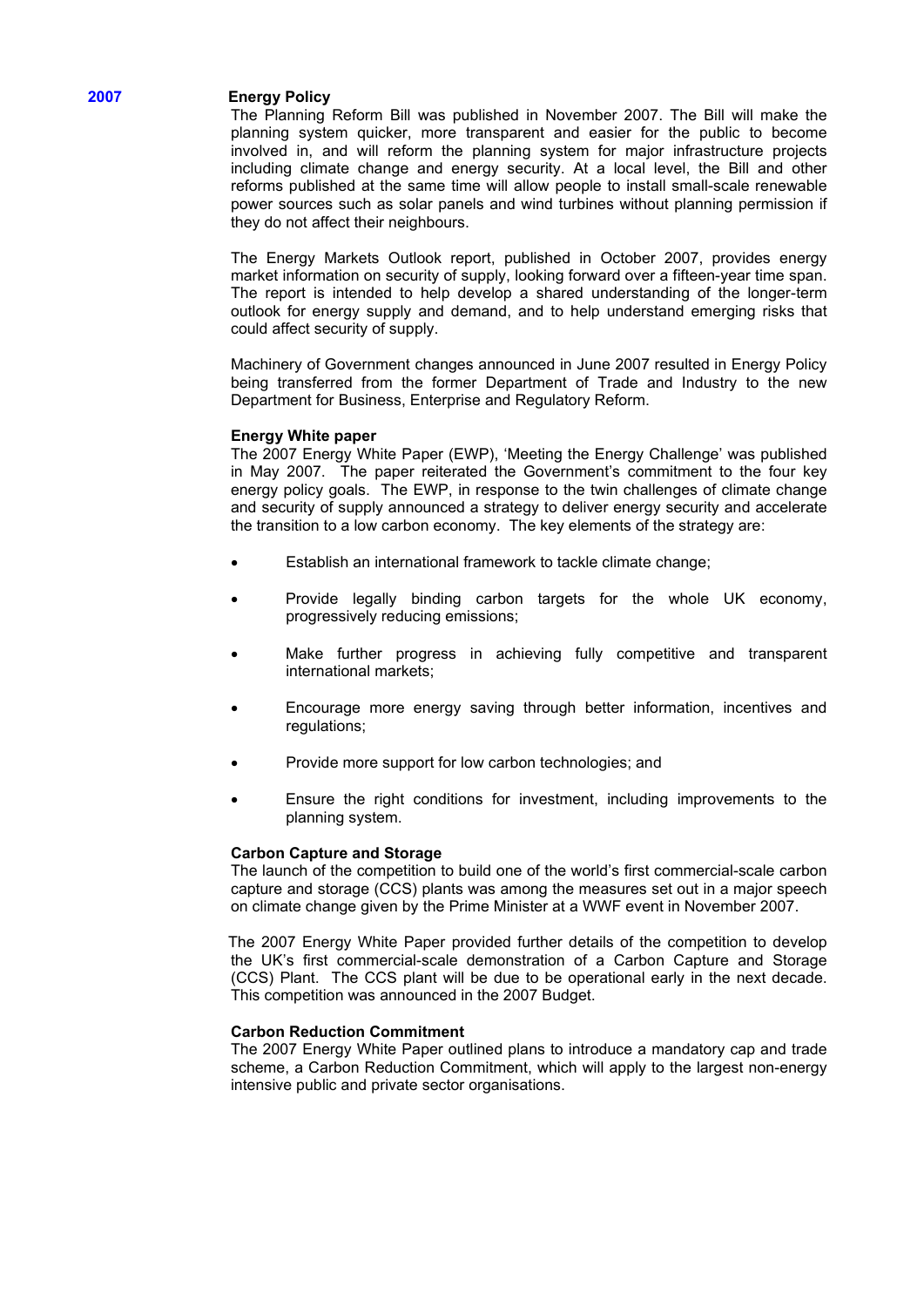**2007**

## Energy Policy

The Planning Reform Bill was published in November 2007. The Bill will make the planning system quicker, more transparent and easier for the public to become involved in, and will reform the planning system for major infrastructure projects including climate change and energy security. At a local level, the Bill and other reforms published at the same time will allow people to install small-scale renewable power sources such as solar panels and wind turbines without planning permission if they do not affect their neighbours.

The Energy Markets Outlook report, published in October 2007, provides energy market information on security of supply, looking forward over a fifteen-year time span. The report is intended to help develop a shared understanding of the longer-term outlook for energy supply and demand, and to help understand emerging risks that could affect security of supply.

Machinery of Government changes announced in June 2007 resulted in Energy Policy being transferred from the former Department of Trade and Industry to the new Department for Business, Enterprise and Regulatory Reform.

### Energy White paper

The 2007 Energy White Paper (EWP), 'Meeting the Energy Challenge' was published in May 2007. The paper reiterated the Government's commitment to the four key energy policy goals. The EWP, in response to the twin challenges of climate change and security of supply announced a strategy to deliver energy security and accelerate the transition to a low carbon economy. The key elements of the strategy are:

- Establish an international framework to tackle climate change;
- Provide legally binding carbon targets for the whole UK economy, progressively reducing emissions;
- Make further progress in achieving fully competitive and transparent international markets;
- Encourage more energy saving through better information, incentives and regulations;
- Provide more support for low carbon technologies; and
- Ensure the right conditions for investment, including improvements to the planning system.

### Carbon Capture and Storage

The launch of the competition to build one of the world's first commercial-scale carbon capture and storage (CCS) plants was among the measures set out in a major speech on climate change given by the Prime Minister at a WWF event in November 2007.

The 2007 Energy White Paper provided further details of the competition to develop the UK's first commercial-scale demonstration of a Carbon Capture and Storage (CCS) Plant. The CCS plant will be due to be operational early in the next decade. This competition was announced in the 2007 Budget.

### Carbon Reduction Commitment

The 2007 Energy White Paper outlined plans to introduce a mandatory cap and trade scheme, a Carbon Reduction Commitment, which will apply to the largest non-energy intensive public and private sector organisations.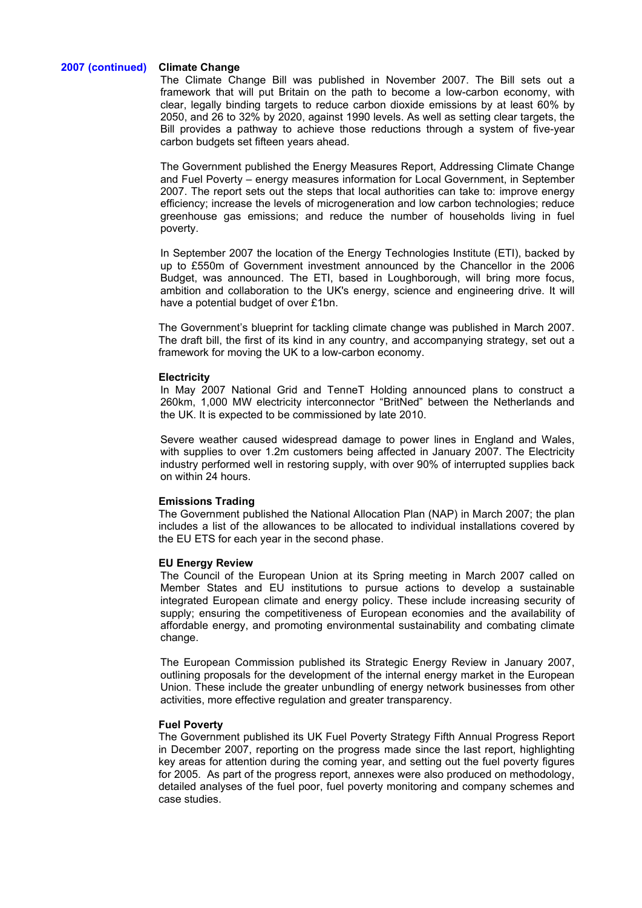**2007 (continued)**

### Climate Change

The Climate Change Bill was published in November 2007. The Bill sets out a framework that will put Britain on the path to become a low-carbon economy, with clear, legally binding targets to reduce carbon dioxide emissions by at least 60% by 2050, and 26 to 32% by 2020, against 1990 levels. As well as setting clear targets, the Bill provides a pathway to achieve those reductions through a system of five-year carbon budgets set fifteen years ahead.

The Government published the Energy Measures Report, Addressing Climate Change and Fuel Poverty – energy measures information for Local Government, in September 2007. The report sets out the steps that local authorities can take to: improve energy efficiency; increase the levels of microgeneration and low carbon technologies; reduce greenhouse gas emissions; and reduce the number of households living in fuel poverty.

In September 2007 the location of the Energy Technologies Institute (ETI), backed by up to £550m of Government investment announced by the Chancellor in the 2006 Budget, was announced. The ETI, based in Loughborough, will bring more focus, ambition and collaboration to the UK's energy, science and engineering drive. It will have a potential budget of over £1bn.

The Government's blueprint for tackling climate change was published in March 2007. The draft bill, the first of its kind in any country, and accompanying strategy, set out a framework for moving the UK to a low-carbon economy.

### Electricity

In May 2007 National Grid and TenneT Holding announced plans to construct a 260km, 1,000 MW electricity interconnector "BritNed" between the Netherlands and the UK. It is expected to be commissioned by late 2010.

Severe weather caused widespread damage to power lines in England and Wales, with supplies to over 1.2m customers being affected in January 2007. The Electricity industry performed well in restoring supply, with over 90% of interrupted supplies back on within 24 hours.

### Emissions Trading

The Government published the National Allocation Plan (NAP) in March 2007; the plan includes a list of the allowances to be allocated to individual installations covered by the EU ETS for each year in the second phase.

### EU Energy Review

The Council of the European Union at its Spring meeting in March 2007 called on Member States and EU institutions to pursue actions to develop a sustainable integrated European climate and energy policy. These include increasing security of supply; ensuring the competitiveness of European economies and the availability of affordable energy, and promoting environmental sustainability and combating climate change.

The European Commission published its Strategic Energy Review in January 2007, outlining proposals for the development of the internal energy market in the European Union. These include the greater unbundling of energy network businesses from other activities, more effective regulation and greater transparency.

### Fuel Poverty

The Government published its UK Fuel Poverty Strategy Fifth Annual Progress Report in December 2007, reporting on the progress made since the last report, highlighting key areas for attention during the coming year, and setting out the fuel poverty figures for 2005. As part of the progress report, annexes were also produced on methodology, detailed analyses of the fuel poor, fuel poverty monitoring and company schemes and case studies.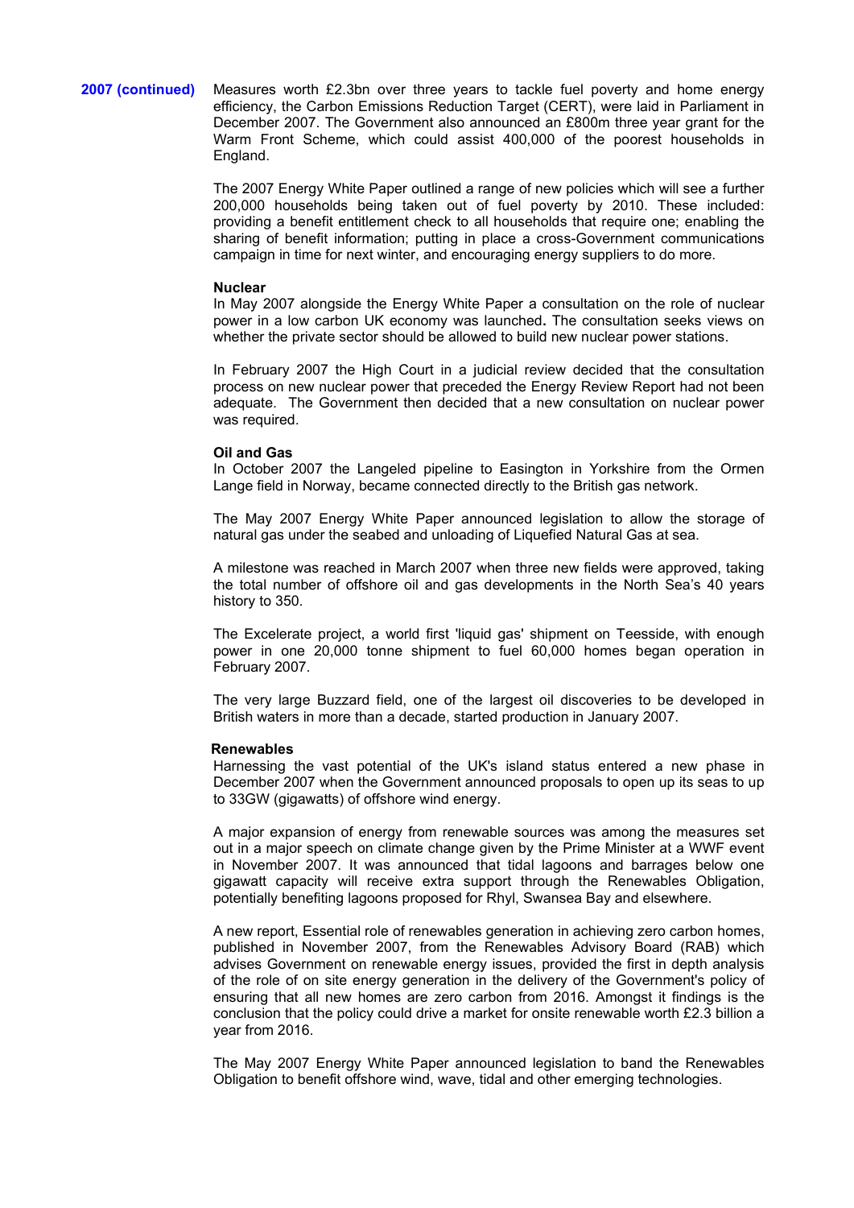**2007 (continued)**

Measures worth £2.3bn over three years to tackle fuel poverty and home energy efficiency, the Carbon Emissions Reduction Target (CERT), were laid in Parliament in December 2007. The Government also announced an £800m three year grant for the Warm Front Scheme, which could assist 400,000 of the poorest households in England.

The 2007 Energy White Paper outlined a range of new policies which will see a further 200,000 households being taken out of fuel poverty by 2010. These included: providing a benefit entitlement check to all households that require one; enabling the sharing of benefit information; putting in place a cross-Government communications campaign in time for next winter, and encouraging energy suppliers to do more.

**Nuclear**

In May 2007 alongside the Energy White Paper a consultation on the role of nuclear power in a low carbon UK economy was launched**.** The consultation seeks views on whether the private sector should be allowed to build new nuclear power stations.

In February 2007 the High Court in a judicial review decided that the consultation process on new nuclear power that preceded the Energy Review Report had not been adequate. The Government then decided that a new consultation on nuclear power was required.

**Oil and Gas**

In October 2007 the Langeled pipeline to Easington in Yorkshire from the Ormen Lange field in Norway, became connected directly to the British gas network.

The May 2007 Energy White Paper announced legislation to allow the storage of natural gas under the seabed and unloading of Liquefied Natural Gas at sea.

A milestone was reached in March 2007 when three new fields were approved, taking the total number of offshore oil and gas developments in the North Sea's 40 years history to 350.

The Excelerate project, a world first 'liquid gas' shipment on Teesside, with enough power in one 20,000 tonne shipment to fuel 60,000 homes began operation in February 2007.

The very large Buzzard field, one of the largest oil discoveries to be developed in British waters in more than a decade, started production in January 2007.

**Renewables**

Harnessing the vast potential of the UK's island status entered a new phase in December 2007 when the Government announced proposals to open up its seas to up to 33GW (gigawatts) of offshore wind energy.

A major expansion of energy from renewable sources was among the measures set out in a major speech on climate change given by the Prime Minister at a WWF event in November 2007. It was announced that tidal lagoons and barrages below one gigawatt capacity will receive extra support through the Renewables Obligation, potentially benefiting lagoons proposed for Rhyl, Swansea Bay and elsewhere.

A new report, Essential role of renewables generation in achieving zero carbon homes, published in November 2007, from the Renewables Advisory Board (RAB) which advises Government on renewable energy issues, provided the first in depth analysis of the role of on site energy generation in the delivery of the Government's policy of ensuring that all new homes are zero carbon from 2016. Amongst it findings is the conclusion that the policy could drive a market for onsite renewable worth £2.3 billion a year from 2016.

The May 2007 Energy White Paper announced legislation to band the Renewables Obligation to benefit offshore wind, wave, tidal and other emerging technologies.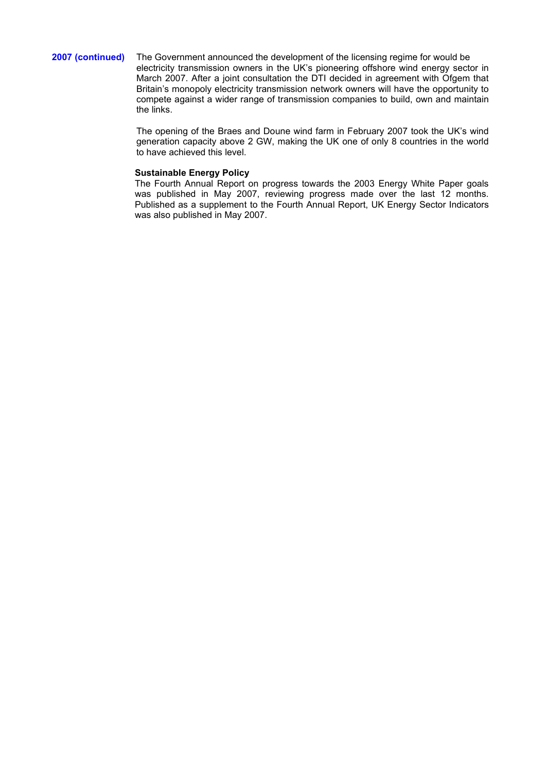**2007 (continued)**

The Government announced the development of the licensing regime for would be electricity transmission owners in the UK's pioneering offshore wind energy sector in March 2007. After a joint consultation the DTI decided in agreement with Ofgem that Britain's monopoly electricity transmission network owners will have the opportunity to compete against a wider range of transmission companies to build, own and maintain the links.

The opening of the Braes and Doune wind farm in February 2007 took the UK's wind generation capacity above 2 GW, making the UK one of only 8 countries in the world to have achieved this level.

**Sustainable Energy Policy**

The Fourth Annual Report on progress towards the 2003 Energy White Paper goals was published in May 2007, reviewing progress made over the last 12 months. Published as a supplement to the Fourth Annual Report, UK Energy Sector Indicators was also published in May 2007.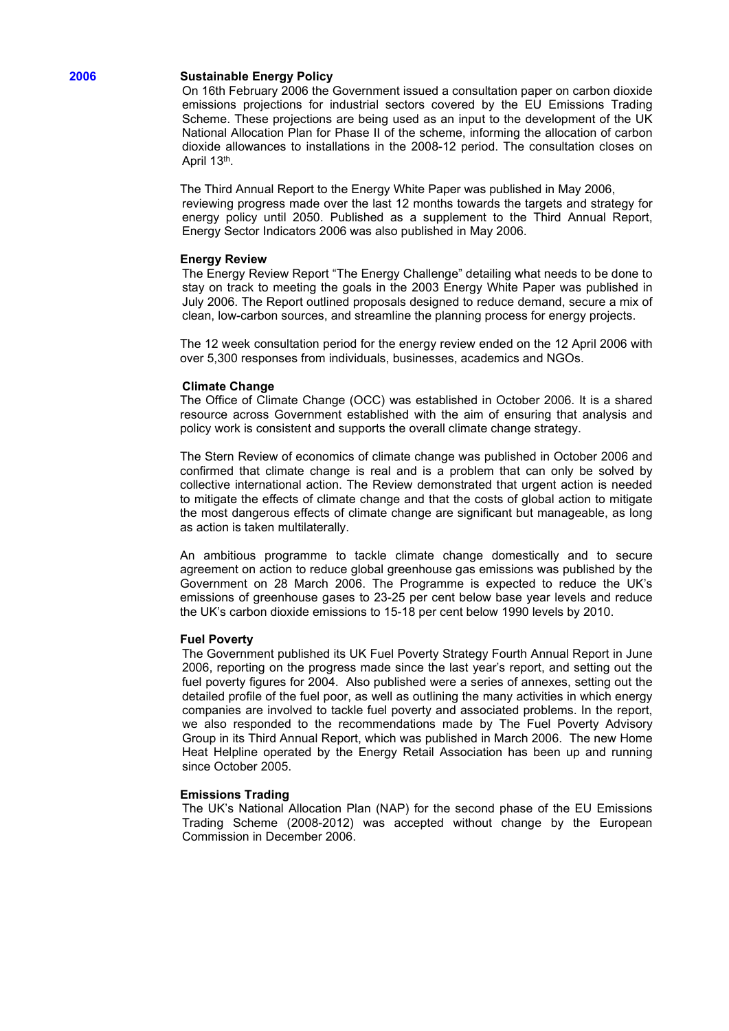## 2006

### Sustainable Energy Policy

On 16th February 2006 the Government issued a consultation paper on carbon dioxide emissions projections for industrial sectors covered by the EU Emissions Trading Scheme. These projections are being used as an input to the development of the UK National Allocation Plan for Phase II of the scheme, informing the allocation of carbon dioxide allowances to installations in the 2008-12 period. The consultation closes on April 13th.

The Third Annual Report to the Energy White Paper was published in May 2006, reviewing progress made over the last 12 months towards the targets and strategy for energy policy until 2050. Published as a supplement to the Third Annual Report, Energy Sector Indicators 2006 was also published in May 2006.

### Energy Review

The Energy Review Report "The Energy Challenge" detailing what needs to be done to stay on track to meeting the goals in the 2003 Energy White Paper was published in July 2006. The Report outlined proposals designed to reduce demand, secure a mix of clean, low-carbon sources, and streamline the planning process for energy projects.

The 12 week consultation period for the energy review ended on the 12 April 2006 with over 5,300 responses from individuals, businesses, academics and NGOs.

### Climate Change

The Office of Climate Change (OCC) was established in October 2006. It is a shared resource across Government established with the aim of ensuring that analysis and policy work is consistent and supports the overall climate change strategy.

The Stern Review of economics of climate change was published in October 2006 and confirmed that climate change is real and is a problem that can only be solved by collective international action. The Review demonstrated that urgent action is needed to mitigate the effects of climate change and that the costs of global action to mitigate the most dangerous effects of climate change are significant but manageable, as long as action is taken multilaterally.

An ambitious programme to tackle climate change domestically and to secure agreement on action to reduce global greenhouse gas emissions was published by the Government on 28 March 2006. The Programme is expected to reduce the UK's emissions of greenhouse gases to 23-25 per cent below base year levels and reduce the UK's carbon dioxide emissions to 15-18 per cent below 1990 levels by 2010.

### Fuel Poverty

The Government published its UK Fuel Poverty Strategy Fourth Annual Report in June 2006, reporting on the progress made since the last year's report, and setting out the fuel poverty figures for 2004. Also published were a series of annexes, setting out the detailed profile of the fuel poor, as well as outlining the many activities in which energy companies are involved to tackle fuel poverty and associated problems. In the report, we also responded to the recommendations made by The Fuel Poverty Advisory Group in its Third Annual Report, which was published in March 2006. The new Home Heat Helpline operated by the Energy Retail Association has been up and running since October 2005.

### Emissions Trading

The UK's National Allocation Plan (NAP) for the second phase of the EU Emissions Trading Scheme (2008-2012) was accepted without change by the European Commission in December 2006.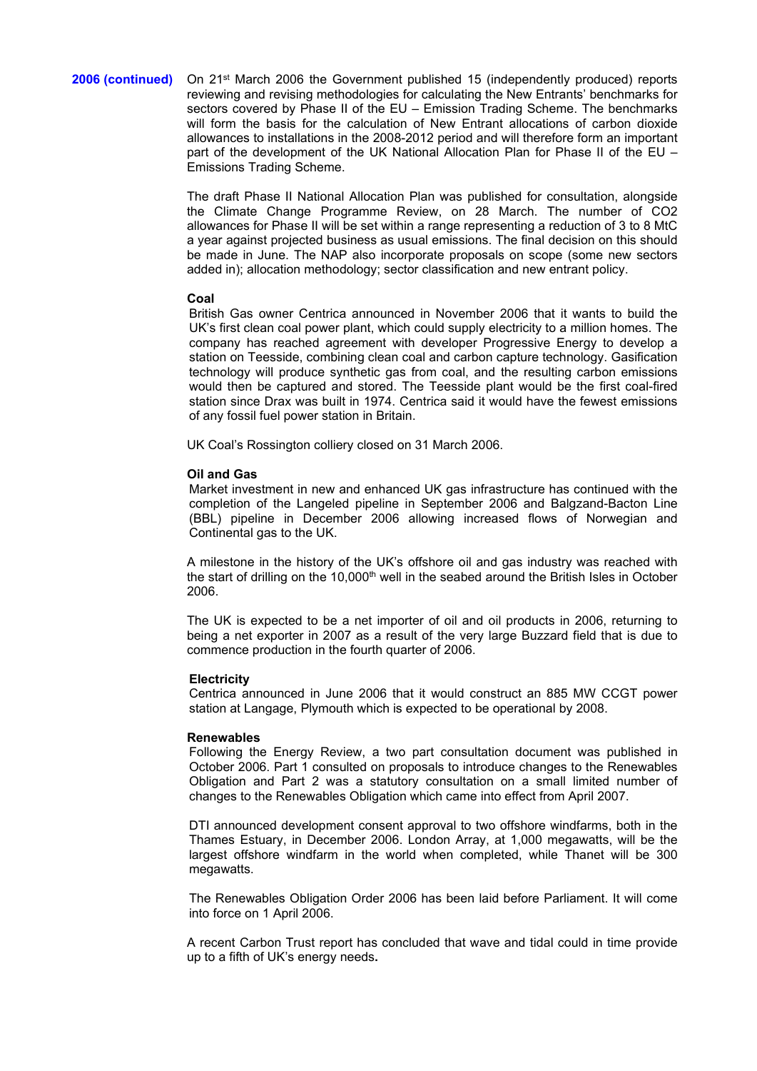**2006 (continued)**

On 21st March 2006 the Government published 15 (independently produced) reports reviewing and revising methodologies for calculating the New Entrants' benchmarks for sectors covered by Phase II of the EU – Emission Trading Scheme. The benchmarks will form the basis for the calculation of New Entrant allocations of carbon dioxide allowances to installations in the 2008-2012 period and will therefore form an important part of the development of the UK National Allocation Plan for Phase II of the EU – Emissions Trading Scheme.

The draft Phase II National Allocation Plan was published for consultation, alongside the Climate Change Programme Review, on 28 March. The number of CO2 allowances for Phase II will be set within a range representing a reduction of 3 to 8 MtC a year against projected business as usual emissions. The final decision on this should be made in June. The NAP also incorporate proposals on scope (some new sectors added in); allocation methodology; sector classification and new entrant policy.

**Coal**

British Gas owner Centrica announced in November 2006 that it wants to build the UK's first clean coal power plant, which could supply electricity to a million homes. The company has reached agreement with developer Progressive Energy to develop a station on Teesside, combining clean coal and carbon capture technology. Gasification technology will produce synthetic gas from coal, and the resulting carbon emissions would then be captured and stored. The Teesside plant would be the first coal-fired station since Drax was built in 1974. Centrica said it would have the fewest emissions of any fossil fuel power station in Britain.

UK Coal's Rossington colliery closed on 31 March 2006.

**Oil and Gas**

Market investment in new and enhanced UK gas infrastructure has continued with the completion of the Langeled pipeline in September 2006 and Balgzand-Bacton Line (BBL) pipeline in December 2006 allowing increased flows of Norwegian and Continental gas to the UK.

A milestone in the history of the UK's offshore oil and gas industry was reached with the start of drilling on the 10,000th well in the seabed around the British Isles in October 2006.

The UK is expected to be a net importer of oil and oil products in 2006, returning to being a net exporter in 2007 as a result of the very large Buzzard field that is due to commence production in the fourth quarter of 2006.

**Electricity**

Centrica announced in June 2006 that it would construct an 885 MW CCGT power station at Langage, Plymouth which is expected to be operational by 2008.

**Renewables**

Following the Energy Review, a two part consultation document was published in October 2006. Part 1 consulted on proposals to introduce changes to the Renewables Obligation and Part 2 was a statutory consultation on a small limited number of changes to the Renewables Obligation which came into effect from April 2007.

DTI announced development consent approval to two offshore windfarms, both in the Thames Estuary, in December 2006. London Array, at 1,000 megawatts, will be the largest offshore windfarm in the world when completed, while Thanet will be 300 megawatts.

The Renewables Obligation Order 2006 has been laid before Parliament. It will come into force on 1 April 2006.

A recent Carbon Trust report has concluded that wave and tidal could in time provide up to a fifth of UK's energy needs.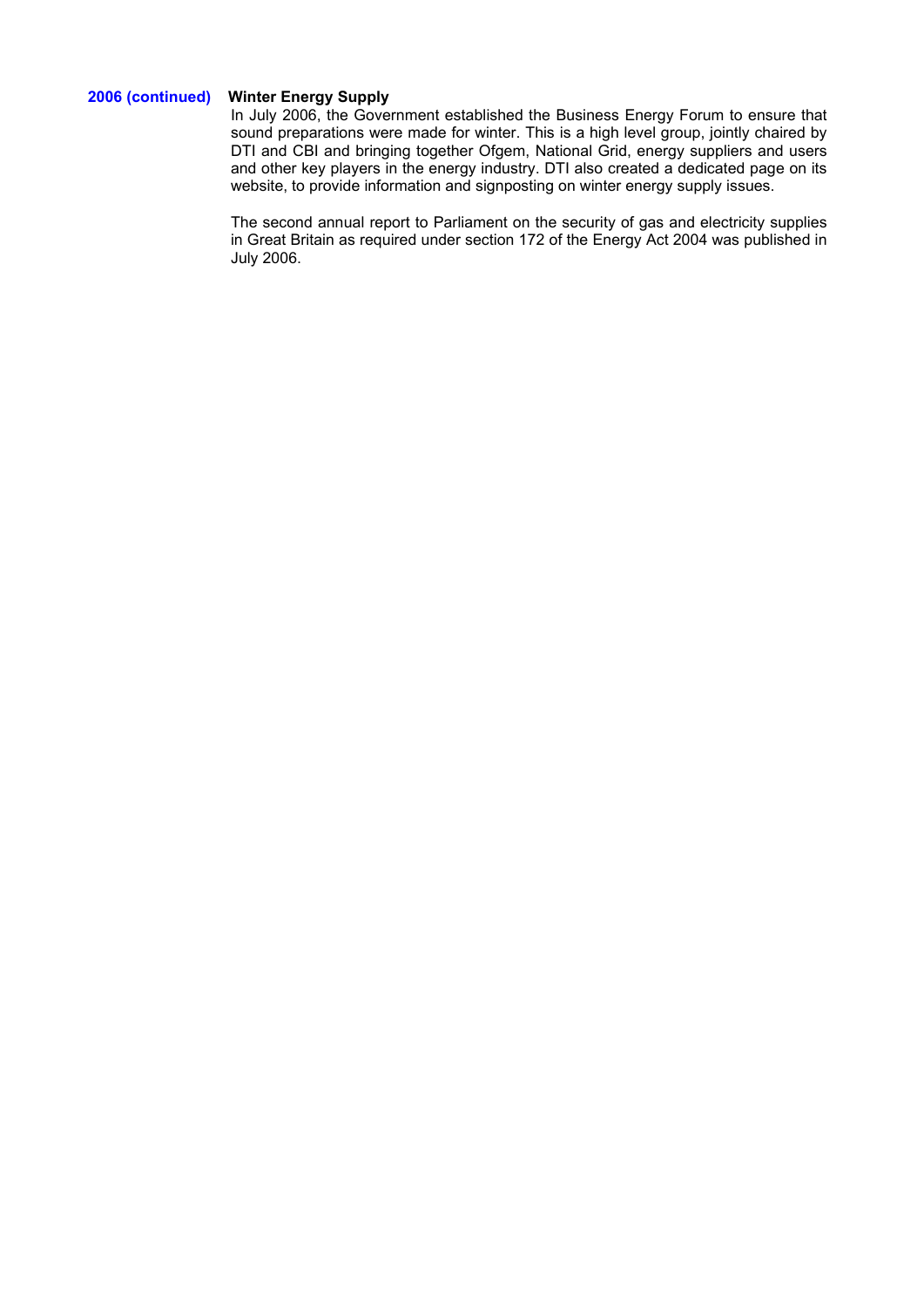**2006 (continued)**

**Winter Energy Supply**

In July 2006, the Government established the Business Energy Forum to ensure that sound preparations were made for winter. This is a high level group, jointly chaired by DTI and CBI and bringing together Ofgem, National Grid, energy suppliers and users and other key players in the energy industry. DTI also created a dedicated page on its website, to provide information and signposting on winter energy supply issues.

The second annual report to Parliament on the security of gas and electricity supplies in Great Britain as required under section 172 of the Energy Act 2004 was published in July 2006.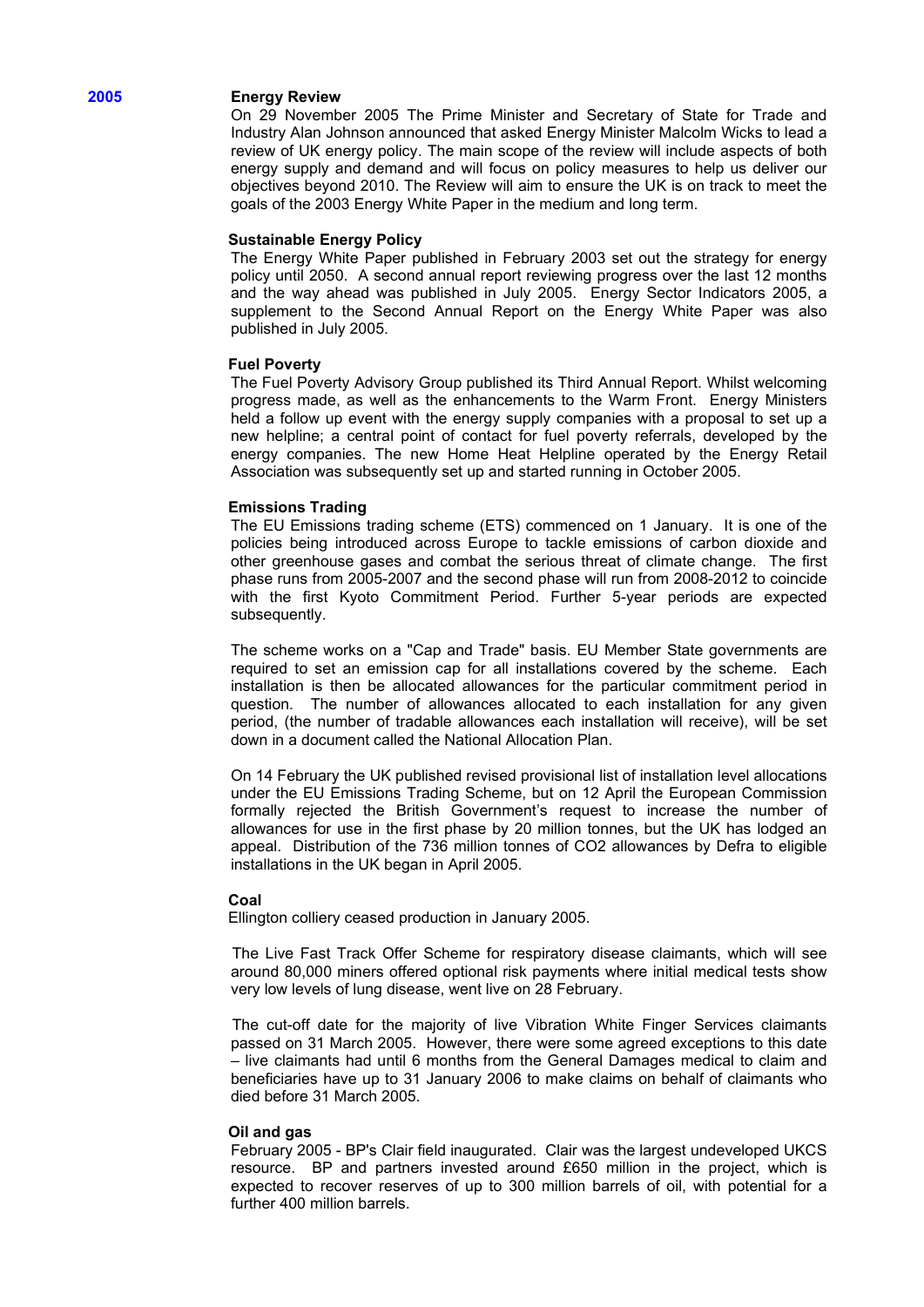## 2005

### Energy Review

On 29 November 2005 The Prime Minister and Secretary of State for Trade and Industry Alan Johnson announced that asked Energy Minister Malcolm Wicks to lead a review of UK energy policy. The main scope of the review will include aspects of both energy supply and demand and will focus on policy measures to help us deliver our objectives beyond 2010. The Review will aim to ensure the UK is on track to meet the goals of the 2003 Energy White Paper in the medium and long term.

### Sustainable Energy Policy

The Energy White Paper published in February 2003 set out the strategy for energy policy until 2050. A second annual report reviewing progress over the last 12 months and the way ahead was published in July 2005. Energy Sector Indicators 2005, a supplement to the Second Annual Report on the Energy White Paper was also published in July 2005.

### Fuel Poverty

The Fuel Poverty Advisory Group published its Third Annual Report. Whilst welcoming progress made, as well as the enhancements to the Warm Front. Energy Ministers held a follow up event with the energy supply companies with a proposal to set up a new helpline; a central point of contact for fuel poverty referrals, developed by the energy companies. The new Home Heat Helpline operated by the Energy Retail Association was subsequently set up and started running in October 2005.

### Emissions Trading

The EU Emissions trading scheme (ETS) commenced on 1 January. It is one of the policies being introduced across Europe to tackle emissions of carbon dioxide and other greenhouse gases and combat the serious threat of climate change. The first phase runs from 2005-2007 and the second phase will run from 2008-2012 to coincide with the first Kyoto Commitment Period. Further 5-year periods are expected subsequently.

The scheme works on a "Cap and Trade" basis. EU Member State governments are required to set an emission cap for all installations covered by the scheme. Each installation is then be allocated allowances for the particular commitment period in question. The number of allowances allocated to each installation for any given period, (the number of tradable allowances each installation will receive), will be set down in a document called the National Allocation Plan.

On 14 February the UK published revised provisional list of installation level allocations under the EU Emissions Trading Scheme, but on 12 April the European Commission formally rejected the British Government's request to increase the number of allowances for use in the first phase by 20 million tonnes, but the UK has lodged an appeal. Distribution of the 736 million tonnes of $CO_2$ allowances by Defra to eligible installations in the UK began in April 2005.

### Coal

Ellington colliery ceased production in January 2005.

The Live Fast Track Offer Scheme for respiratory disease claimants, which will see around 80,000 miners offered optional risk payments where initial medical tests show very low levels of lung disease, went live on 28 February.

The cut-off date for the majority of live Vibration White Finger Services claimants passed on 31 March 2005. However, there were some agreed exceptions to this date – live claimants had until 6 months from the General Damages medical to claim and beneficiaries have up to 31 January 2006 to make claims on behalf of claimants who died before 31 March 2005.

### Oil and gas

February 2005 - BP's Clair field inaugurated. Clair was the largest undeveloped UKCS resource. BP and partners invested around £650 million in the project, which is expected to recover reserves of up to 300 million barrels of oil, with potential for a further 400 million barrels.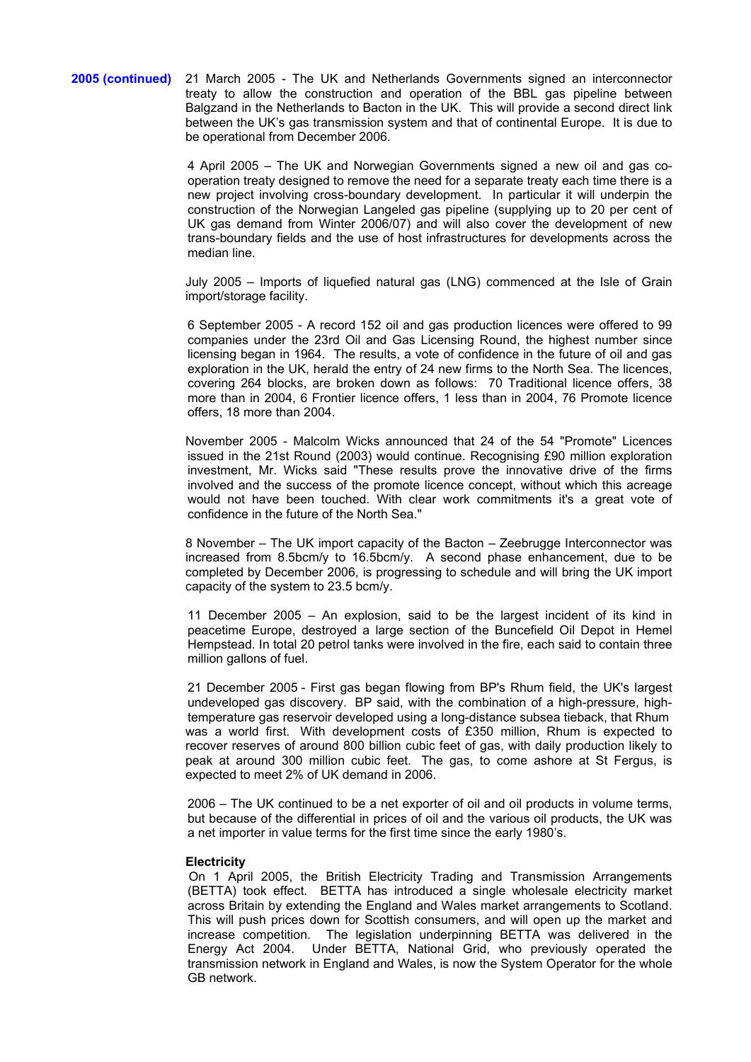**2005 (continued)**

21 March 2005 - The UK and Netherlands Governments signed an interconnector treaty to allow the construction and operation of the BBL gas pipeline between Balgzand in the Netherlands to Bacton in the UK. This will provide a second direct link between the UK's gas transmission system and that of continental Europe. It is due to be operational from December 2006.

4 April 2005 – The UK and Norwegian Governments signed a new oil and gas co-operation treaty designed to remove the need for a separate treaty each time there is a new project involving cross-boundary development. In particular it will underpin the construction of the Norwegian Langeled gas pipeline (supplying up to 20 per cent of UK gas demand from Winter 2006/07) and will also cover the development of new trans-boundary fields and the use of host infrastructures for developments across the median line.

July 2005 – Imports of liquefied natural gas (LNG) commenced at the Isle of Grain import/storage facility.

6 September 2005 - A record 152 oil and gas production licences were offered to 99 companies under the 23rd Oil and Gas Licensing Round, the highest number since licensing began in 1964. The results, a vote of confidence in the future of oil and gas exploration in the UK, herald the entry of 24 new firms to the North Sea. The licences, covering 264 blocks, are broken down as follows: 70 Traditional licence offers, 38 more than in 2004, 6 Frontier licence offers, 1 less than in 2004, 76 Promote licence offers, 18 more than 2004.

November 2005 - Malcolm Wicks announced that 24 of the 54 "Promote" Licences issued in the 21st Round (2003) would continue. Recognising £90 million exploration investment, Mr. Wicks said "These results prove the innovative drive of the firms involved and the success of the promote licence concept, without which this acreage would not have been touched. With clear work commitments it's a great vote of confidence in the future of the North Sea."

8 November – The UK import capacity of the Bacton – Zeebrugge Interconnector was increased from 8.5bcm/y to 16.5bcm/y. A second phase enhancement, due to be completed by December 2006, is progressing to schedule and will bring the UK import capacity of the system to 23.5 bcm/y.

11 December 2005 – An explosion, said to be the largest incident of its kind in peacetime Europe, destroyed a large section of the Buncefield Oil Depot in Hemel Hempstead. In total 20 petrol tanks were involved in the fire, each said to contain three million gallons of fuel.

21 December 2005 - First gas began flowing from BP's Rhum field, the UK's largest undeveloped gas discovery. BP said, with the combination of a high-pressure, high-temperature gas reservoir developed using a long-distance subsea tieback, that Rhum was a world first. With development costs of £350 million, Rhum is expected to recover reserves of around 800 billion cubic feet of gas, with daily production likely to peak at around 300 million cubic feet. The gas, to come ashore at St Fergus, is expected to meet 2% of UK demand in 2006.

2006 – The UK continued to be a net exporter of oil and oil products in volume terms, but because of the differential in prices of oil and the various oil products, the UK was a net importer in value terms for the first time since the early 1980's.

**Electricity**

On 1 April 2005, the British Electricity Trading and Transmission Arrangements (BETTA) took effect. BETTA has introduced a single wholesale electricity market across Britain by extending the England and Wales market arrangements to Scotland. This will push prices down for Scottish consumers, and will open up the market and increase competition. The legislation underpinning BETTA was delivered in the Energy Act 2004. Under BETTA, National Grid, who previously operated the transmission network in England and Wales, is now the System Operator for the whole GB network.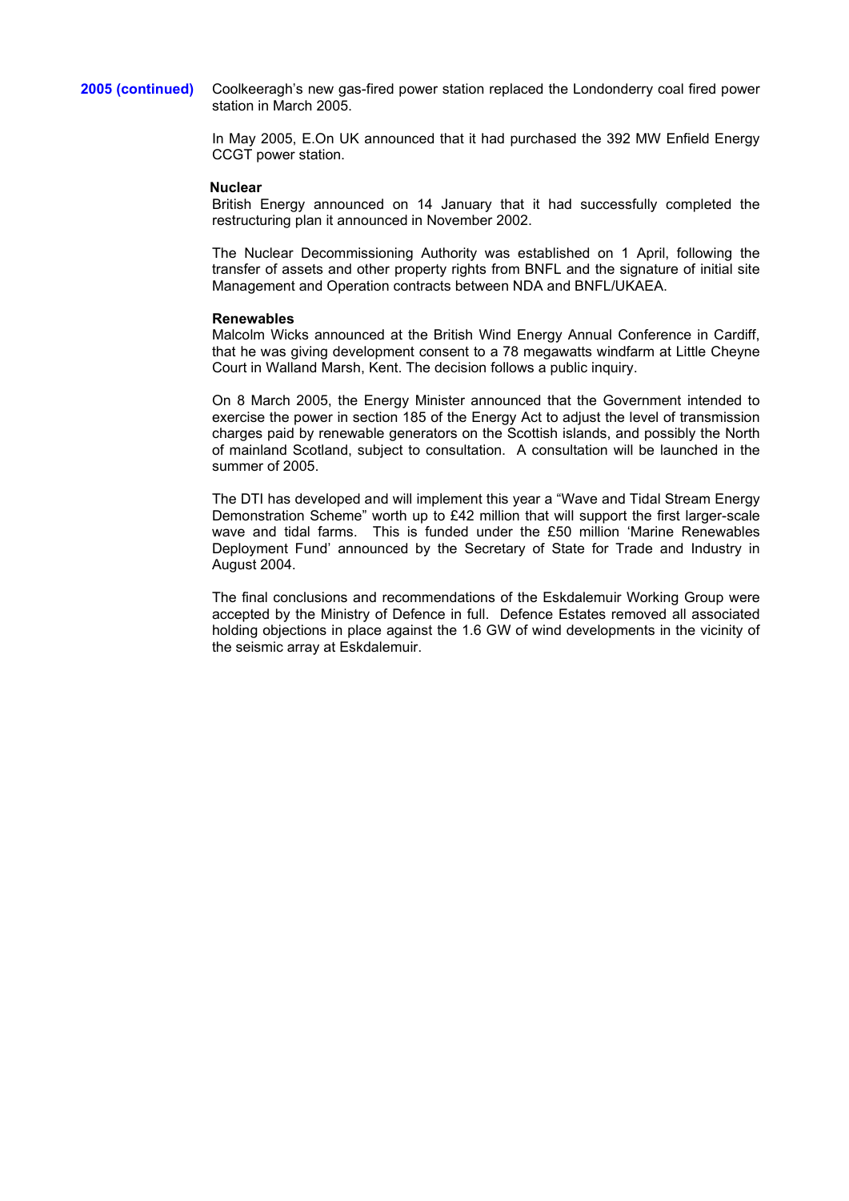**2005 (continued)**

Coolkeeragh's new gas-fired power station replaced the Londonderry coal fired power station in March 2005.

In May 2005, E.On UK announced that it had purchased the 392 MW Enfield Energy CCGT power station.

**Nuclear**

British Energy announced on 14 January that it had successfully completed the restructuring plan it announced in November 2002.

The Nuclear Decommissioning Authority was established on 1 April, following the transfer of assets and other property rights from BNFL and the signature of initial site Management and Operation contracts between NDA and BNFL/UKAEA.

**Renewables**

Malcolm Wicks announced at the British Wind Energy Annual Conference in Cardiff, that he was giving development consent to a 78 megawatts windfarm at Little Cheyne Court in Walland Marsh, Kent. The decision follows a public inquiry.

On 8 March 2005, the Energy Minister announced that the Government intended to exercise the power in section 185 of the Energy Act to adjust the level of transmission charges paid by renewable generators on the Scottish islands, and possibly the North of mainland Scotland, subject to consultation. A consultation will be launched in the summer of 2005.

The DTI has developed and will implement this year a "Wave and Tidal Stream Energy Demonstration Scheme" worth up to £42 million that will support the first larger-scale wave and tidal farms. This is funded under the £50 million 'Marine Renewables Deployment Fund' announced by the Secretary of State for Trade and Industry in August 2004.

The final conclusions and recommendations of the Eskdalemuir Working Group were accepted by the Ministry of Defence in full. Defence Estates removed all associated holding objections in place against the 1.6 GW of wind developments in the vicinity of the seismic array at Eskdalemuir.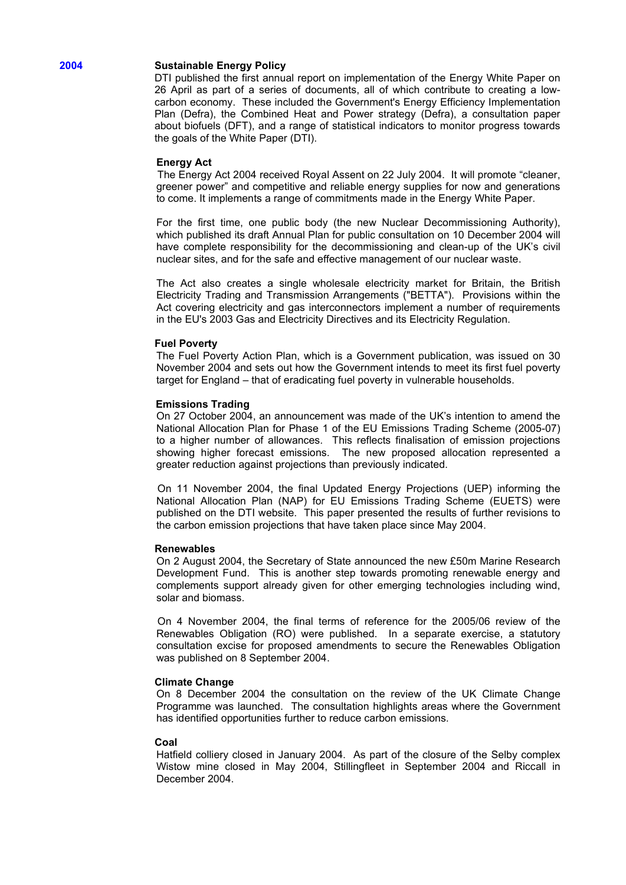## 2004

### Sustainable Energy Policy

DTI published the first annual report on implementation of the Energy White Paper on 26 April as part of a series of documents, all of which contribute to creating a low-carbon economy. These included the Government's Energy Efficiency Implementation Plan (Defra), the Combined Heat and Power strategy (Defra), a consultation paper about biofuels (DFT), and a range of statistical indicators to monitor progress towards the goals of the White Paper (DTI).

### Energy Act

The Energy Act 2004 received Royal Assent on 22 July 2004. It will promote "cleaner, greener power" and competitive and reliable energy supplies for now and generations to come. It implements a range of commitments made in the Energy White Paper.

For the first time, one public body (the new Nuclear Decommissioning Authority), which published its draft Annual Plan for public consultation on 10 December 2004 will have complete responsibility for the decommissioning and clean-up of the UK's civil nuclear sites, and for the safe and effective management of our nuclear waste.

The Act also creates a single wholesale electricity market for Britain, the British Electricity Trading and Transmission Arrangements ("BETTA"). Provisions within the Act covering electricity and gas interconnectors implement a number of requirements in the EU's 2003 Gas and Electricity Directives and its Electricity Regulation.

### Fuel Poverty

The Fuel Poverty Action Plan, which is a Government publication, was issued on 30 November 2004 and sets out how the Government intends to meet its first fuel poverty target for England – that of eradicating fuel poverty in vulnerable households.

### Emissions Trading

On 27 October 2004, an announcement was made of the UK's intention to amend the National Allocation Plan for Phase 1 of the EU Emissions Trading Scheme (2005-07) to a higher number of allowances. This reflects finalisation of emission projections showing higher forecast emissions. The new proposed allocation represented a greater reduction against projections than previously indicated.

On 11 November 2004, the final Updated Energy Projections (UEP) informing the National Allocation Plan (NAP) for EU Emissions Trading Scheme (EUETS) were published on the DTI website. This paper presented the results of further revisions to the carbon emission projections that have taken place since May 2004.

### Renewables

On 2 August 2004, the Secretary of State announced the new £50m Marine Research Development Fund. This is another step towards promoting renewable energy and complements support already given for other emerging technologies including wind, solar and biomass.

On 4 November 2004, the final terms of reference for the 2005/06 review of the Renewables Obligation (RO) were published. In a separate exercise, a statutory consultation excise for proposed amendments to secure the Renewables Obligation was published on 8 September 2004.

### Climate Change

On 8 December 2004 the consultation on the review of the UK Climate Change Programme was launched. The consultation highlights areas where the Government has identified opportunities further to reduce carbon emissions.

### Coal

Hatfield colliery closed in January 2004. As part of the closure of the Selby complex Wistow mine closed in May 2004, Stillingfleet in September 2004 and Riccall in December 2004.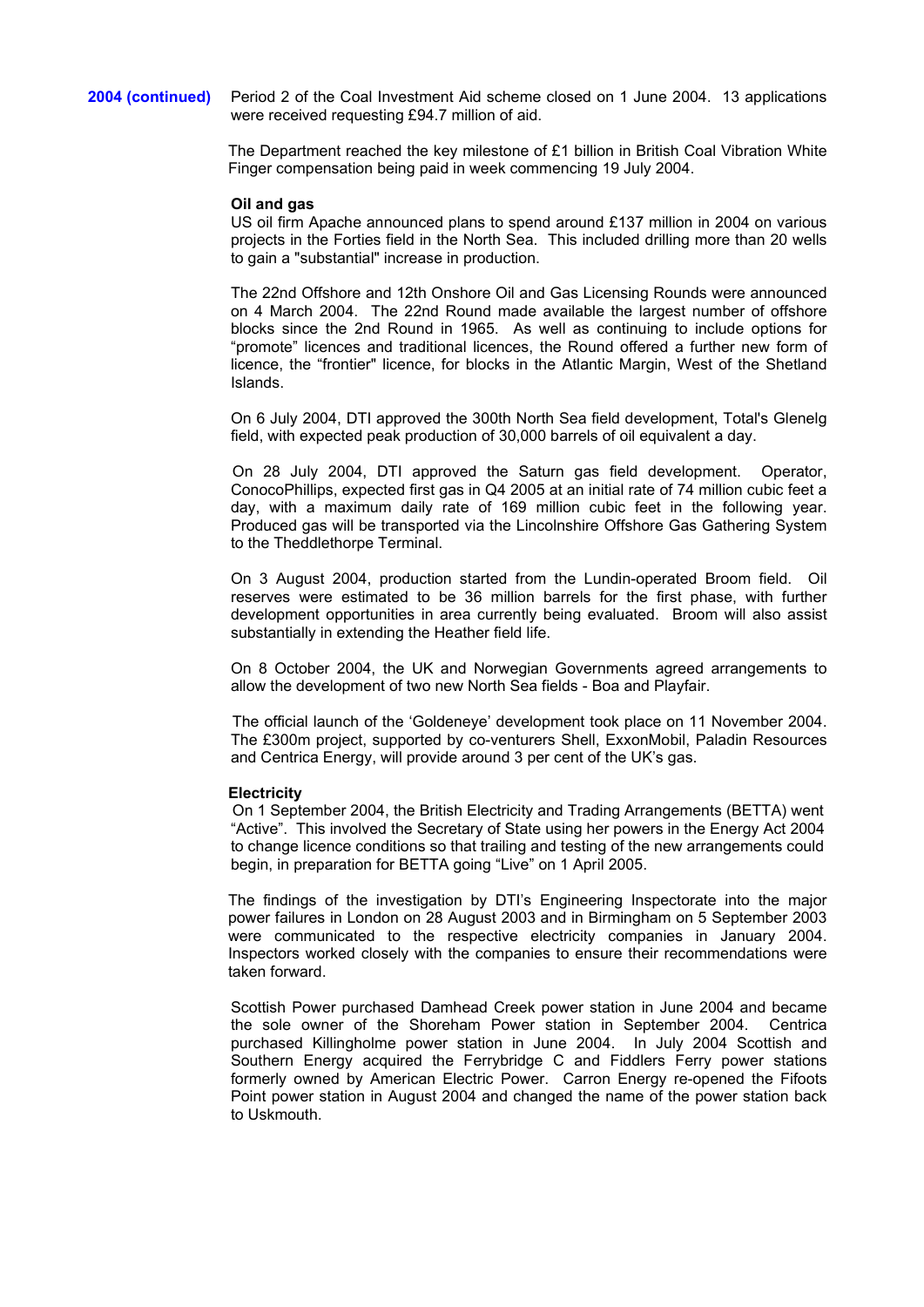**2004 (continued)**

Period 2 of the Coal Investment Aid scheme closed on 1 June 2004. 13 applications were received requesting £94.7 million of aid.

The Department reached the key milestone of £1 billion in British Coal Vibration White Finger compensation being paid in week commencing 19 July 2004.

**Oil and gas**

US oil firm Apache announced plans to spend around £137 million in 2004 on various projects in the Forties field in the North Sea. This included drilling more than 20 wells to gain a "substantial" increase in production.

The 22nd Offshore and 12th Onshore Oil and Gas Licensing Rounds were announced on 4 March 2004. The 22nd Round made available the largest number of offshore blocks since the 2nd Round in 1965. As well as continuing to include options for "promote" licences and traditional licences, the Round offered a further new form of licence, the "frontier" licence, for blocks in the Atlantic Margin, West of the Shetland Islands.

On 6 July 2004, DTI approved the 300th North Sea field development, Total's Glenelg field, with expected peak production of 30,000 barrels of oil equivalent a day.

On 28 July 2004, DTI approved the Saturn gas field development. Operator, ConocoPhillips, expected first gas in Q4 2005 at an initial rate of 74 million cubic feet a day, with a maximum daily rate of 169 million cubic feet in the following year. Produced gas will be transported via the Lincolnshire Offshore Gas Gathering System to the Theddlethorpe Terminal.

On 3 August 2004, production started from the Lundin-operated Broom field. Oil reserves were estimated to be 36 million barrels for the first phase, with further development opportunities in area currently being evaluated. Broom will also assist substantially in extending the Heather field life.

On 8 October 2004, the UK and Norwegian Governments agreed arrangements to allow the development of two new North Sea fields - Boa and Playfair.

The official launch of the 'Goldeneye' development took place on 11 November 2004. The £300m project, supported by co-venturers Shell, ExxonMobil, Paladin Resources and Centrica Energy, will provide around 3 per cent of the UK's gas.

**Electricity**

On 1 September 2004, the British Electricity and Trading Arrangements (BETTA) went "Active". This involved the Secretary of State using her powers in the Energy Act 2004 to change licence conditions so that trailing and testing of the new arrangements could begin, in preparation for BETTA going "Live" on 1 April 2005.

The findings of the investigation by DTI's Engineering Inspectorate into the major power failures in London on 28 August 2003 and in Birmingham on 5 September 2003 were communicated to the respective electricity companies in January 2004. Inspectors worked closely with the companies to ensure their recommendations were taken forward.

Scottish Power purchased Damhead Creek power station in June 2004 and became the sole owner of the Shoreham Power station in September 2004. Centrica purchased Killingholme power station in June 2004. In July 2004 Scottish and Southern Energy acquired the Ferrybridge C and Fiddlers Ferry power stations formerly owned by American Electric Power. Carron Energy re-opened the Fifoots Point power station in August 2004 and changed the name of the power station back to Uskmouth.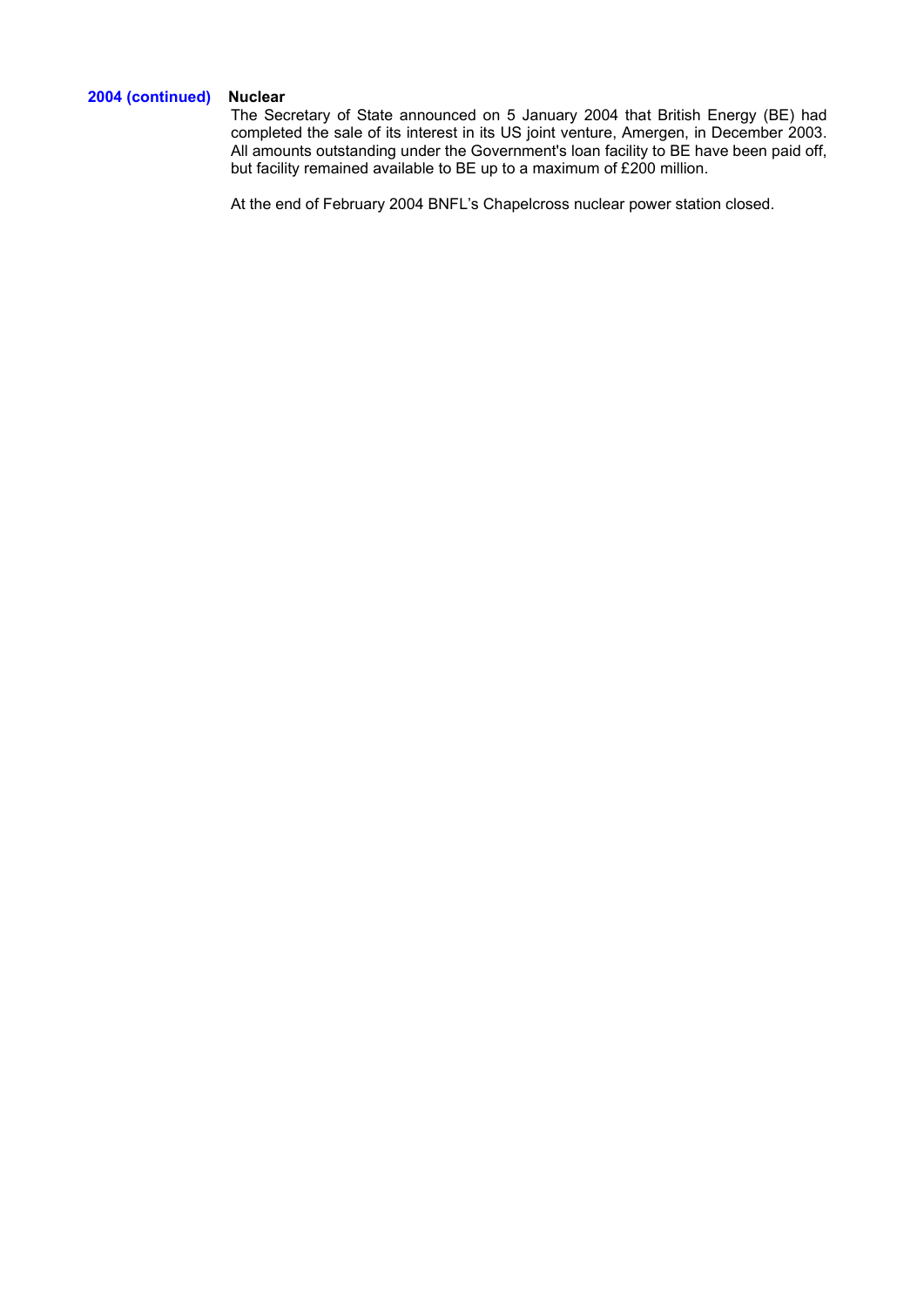**2004 (continued)** **Nuclear**

The Secretary of State announced on 5 January 2004 that British Energy (BE) had completed the sale of its interest in its US joint venture, Amergen, in December 2003. All amounts outstanding under the Government's loan facility to BE have been paid off, but facility remained available to BE up to a maximum of £200 million.

At the end of February 2004 BNFL's Chapelcross nuclear power station closed.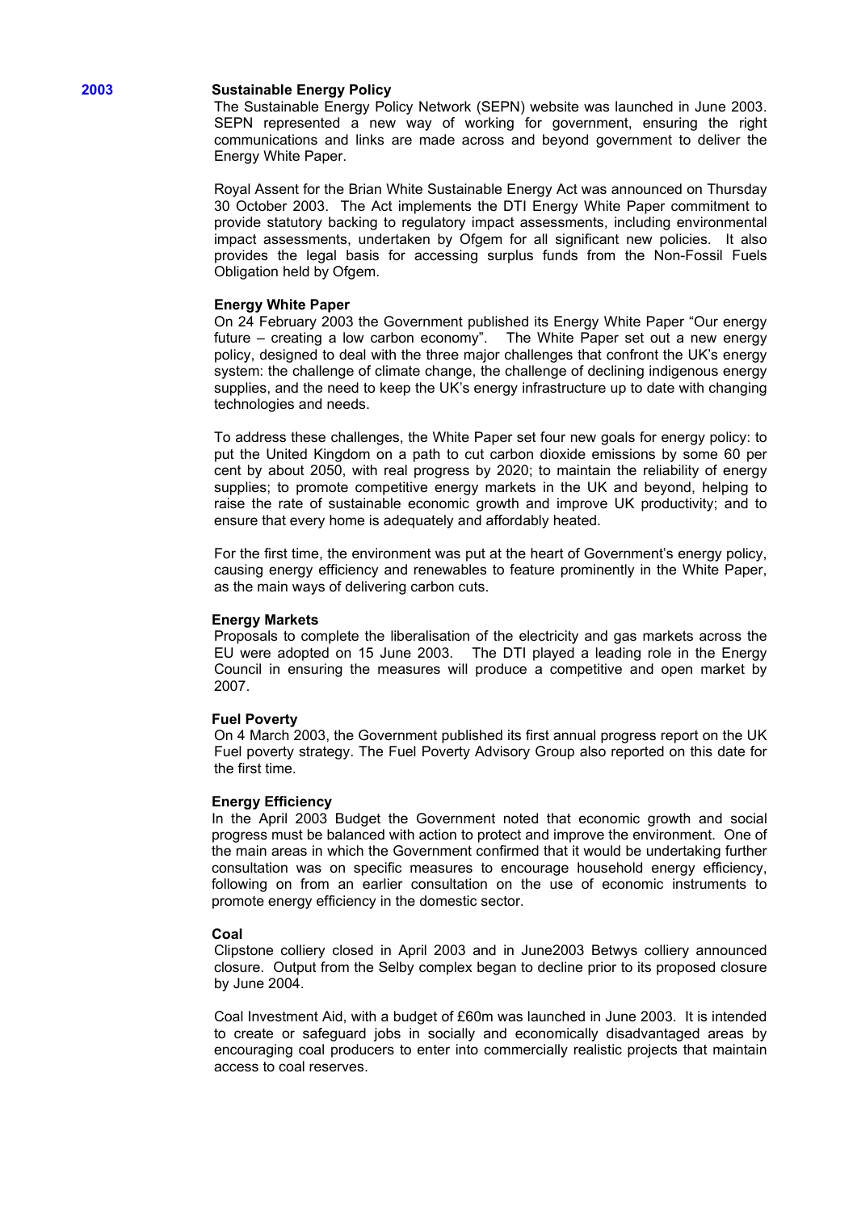## 2003

### Sustainable Energy Policy

The Sustainable Energy Policy Network (SEPN) website was launched in June 2003. SEPN represented a new way of working for government, ensuring the right communications and links are made across and beyond government to deliver the Energy White Paper.

Royal Assent for the Brian White Sustainable Energy Act was announced on Thursday 30 October 2003. The Act implements the DTI Energy White Paper commitment to provide statutory backing to regulatory impact assessments, including environmental impact assessments, undertaken by Ofgem for all significant new policies. It also provides the legal basis for accessing surplus funds from the Non-Fossil Fuels Obligation held by Ofgem.

### Energy White Paper

On 24 February 2003 the Government published its Energy White Paper "Our energy future – creating a low carbon economy". The White Paper set out a new energy policy, designed to deal with the three major challenges that confront the UK's energy system: the challenge of climate change, the challenge of declining indigenous energy supplies, and the need to keep the UK's energy infrastructure up to date with changing technologies and needs.

To address these challenges, the White Paper set four new goals for energy policy: to put the United Kingdom on a path to cut carbon dioxide emissions by some 60 per cent by about 2050, with real progress by 2020; to maintain the reliability of energy supplies; to promote competitive energy markets in the UK and beyond, helping to raise the rate of sustainable economic growth and improve UK productivity; and to ensure that every home is adequately and affordably heated.

For the first time, the environment was put at the heart of Government's energy policy, causing energy efficiency and renewables to feature prominently in the White Paper, as the main ways of delivering carbon cuts.

### Energy Markets

Proposals to complete the liberalisation of the electricity and gas markets across the EU were adopted on 15 June 2003. The DTI played a leading role in the Energy Council in ensuring the measures will produce a competitive and open market by 2007.

### Fuel Poverty

On 4 March 2003, the Government published its first annual progress report on the UK Fuel poverty strategy. The Fuel Poverty Advisory Group also reported on this date for the first time.

### Energy Efficiency

In the April 2003 Budget the Government noted that economic growth and social progress must be balanced with action to protect and improve the environment. One of the main areas in which the Government confirmed that it would be undertaking further consultation was on specific measures to encourage household energy efficiency, following on from an earlier consultation on the use of economic instruments to promote energy efficiency in the domestic sector.

### Coal

Clipstone colliery closed in April 2003 and in June2003 Betwys colliery announced closure. Output from the Selby complex began to decline prior to its proposed closure by June 2004.

Coal Investment Aid, with a budget of £60m was launched in June 2003. It is intended to create or safeguard jobs in socially and economically disadvantaged areas by encouraging coal producers to enter into commercially realistic projects that maintain access to coal reserves.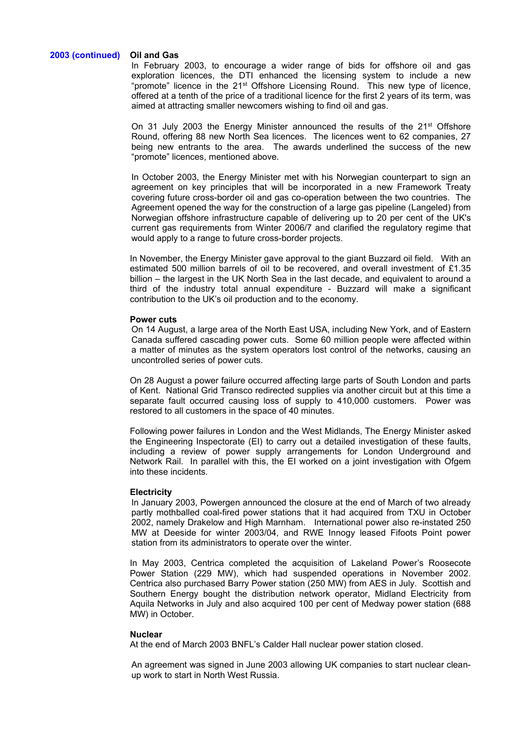**2003 (continued)**

**Oil and Gas**

In February 2003, to encourage a wider range of bids for offshore oil and gas exploration licences, the DTI enhanced the licensing system to include a new "promote" licence in the 21st Offshore Licensing Round. This new type of licence, offered at a tenth of the price of a traditional licence for the first 2 years of its term, was aimed at attracting smaller newcomers wishing to find oil and gas.

On 31 July 2003 the Energy Minister announced the results of the 21st Offshore Round, offering 88 new North Sea licences. The licences went to 62 companies, 27 being new entrants to the area. The awards underlined the success of the new "promote" licences, mentioned above.

In October 2003, the Energy Minister met with his Norwegian counterpart to sign an agreement on key principles that will be incorporated in a new Framework Treaty covering future cross-border oil and gas co-operation between the two countries. The Agreement opened the way for the construction of a large gas pipeline (Langeled) from Norwegian offshore infrastructure capable of delivering up to 20 per cent of the UK's current gas requirements from Winter 2006/7 and clarified the regulatory regime that would apply to a range to future cross-border projects.

In November, the Energy Minister gave approval to the giant Buzzard oil field. With an estimated 500 million barrels of oil to be recovered, and overall investment of £1.35 billion – the largest in the UK North Sea in the last decade, and equivalent to around a third of the industry total annual expenditure - Buzzard will make a significant contribution to the UK's oil production and to the economy.

**Power cuts**

On 14 August, a large area of the North East USA, including New York, and of Eastern Canada suffered cascading power cuts. Some 60 million people were affected within a matter of minutes as the system operators lost control of the networks, causing an uncontrolled series of power cuts.

On 28 August a power failure occurred affecting large parts of South London and parts of Kent. National Grid Transco redirected supplies via another circuit but at this time a separate fault occurred causing loss of supply to 410,000 customers. Power was restored to all customers in the space of 40 minutes.

Following power failures in London and the West Midlands, The Energy Minister asked the Engineering Inspectorate (EI) to carry out a detailed investigation of these faults, including a review of power supply arrangements for London Underground and Network Rail. In parallel with this, the EI worked on a joint investigation with Ofgem into these incidents.

**Electricity**

In January 2003, Powergen announced the closure at the end of March of two already partly mothballed coal-fired power stations that it had acquired from TXU in October 2002, namely Drakelow and High Marnham. International power also re-instated 250 MW at Deeside for winter 2003/04, and RWE Innogy leased Fifoots Point power station from its administrators to operate over the winter.

In May 2003, Centrica completed the acquisition of Lakeland Power's Roosecote Power Station (229 MW), which had suspended operations in November 2002. Centrica also purchased Barry Power station (250 MW) from AES in July. Scottish and Southern Energy bought the distribution network operator, Midland Electricity from Aquila Networks in July and also acquired 100 per cent of Medway power station (688 MW) in October.

**Nuclear**

At the end of March 2003 BNFL's Calder Hall nuclear power station closed.

An agreement was signed in June 2003 allowing UK companies to start nuclear clean-up work to start in North West Russia.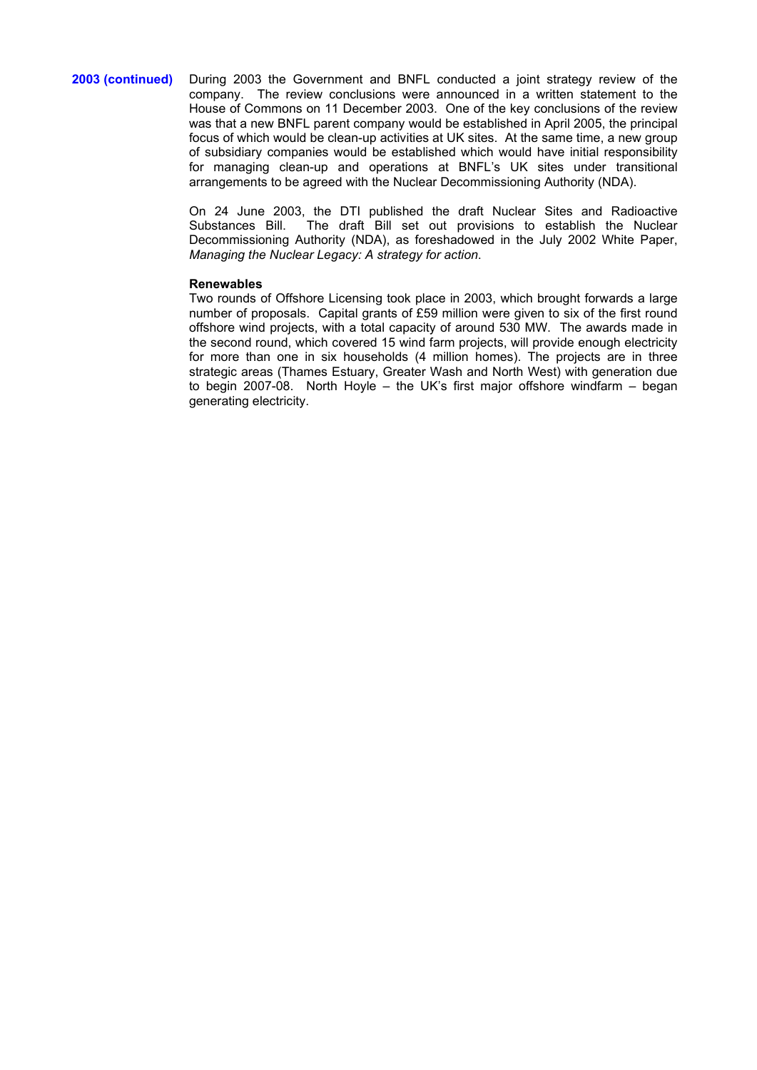**2003 (continued)**

During 2003 the Government and BNFL conducted a joint strategy review of the company. The review conclusions were announced in a written statement to the House of Commons on 11 December 2003. One of the key conclusions of the review was that a new BNFL parent company would be established in April 2005, the principal focus of which would be clean-up activities at UK sites. At the same time, a new group of subsidiary companies would be established which would have initial responsibility for managing clean-up and operations at BNFL's UK sites under transitional arrangements to be agreed with the Nuclear Decommissioning Authority (NDA).

On 24 June 2003, the DTI published the draft Nuclear Sites and Radioactive Substances Bill. The draft Bill set out provisions to establish the Nuclear Decommissioning Authority (NDA), as foreshadowed in the July 2002 White Paper, *Managing the Nuclear Legacy: A strategy for action*.

**Renewables**

Two rounds of Offshore Licensing took place in 2003, which brought forwards a large number of proposals. Capital grants of £59 million were given to six of the first round offshore wind projects, with a total capacity of around 530 MW. The awards made in the second round, which covered 15 wind farm projects, will provide enough electricity for more than one in six households (4 million homes). The projects are in three strategic areas (Thames Estuary, Greater Wash and North West) with generation due to begin 2007-08. North Hoyle – the UK's first major offshore windfarm – began generating electricity.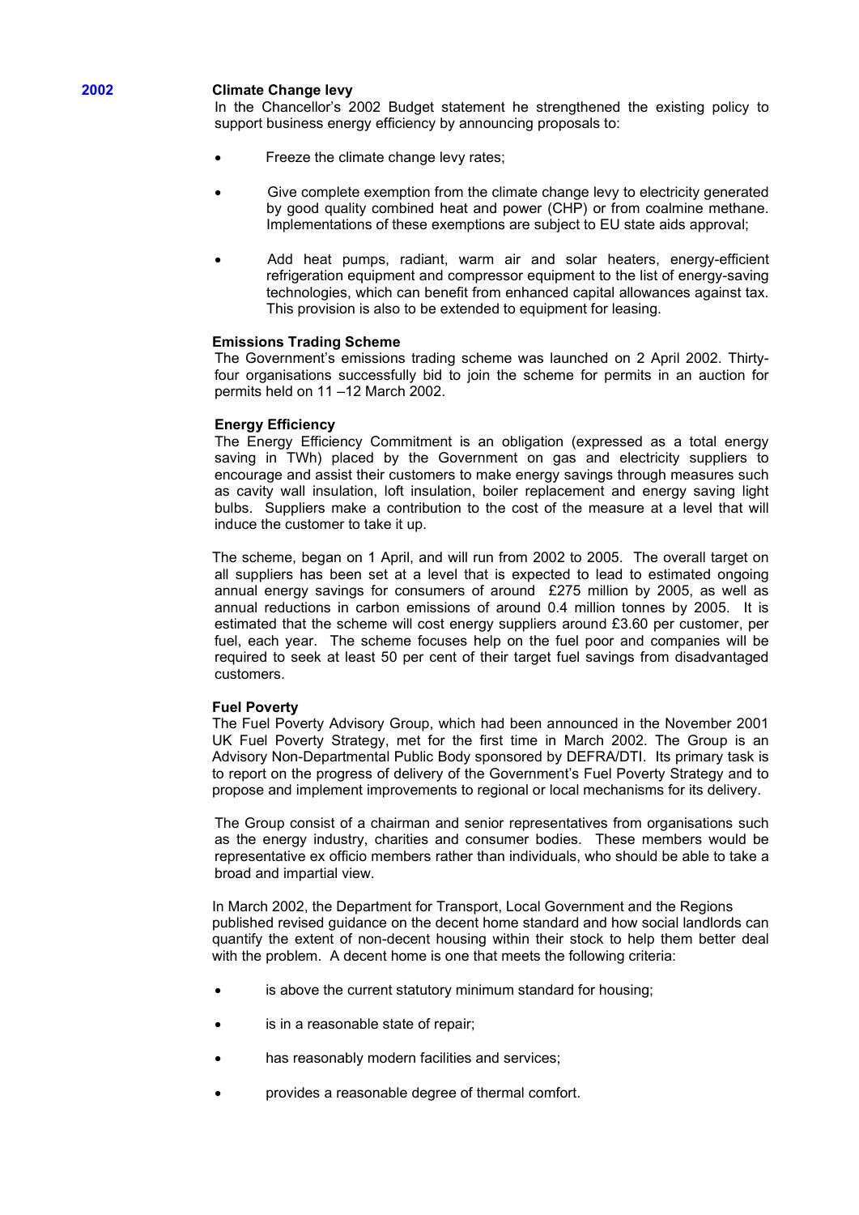**2002**

**Climate Change levy**

In the Chancellor's 2002 Budget statement he strengthened the existing policy to support business energy efficiency by announcing proposals to:

- Freeze the climate change levy rates;
- Give complete exemption from the climate change levy to electricity generated by good quality combined heat and power (CHP) or from coalmine methane. Implementations of these exemptions are subject to EU state aids approval;
- Add heat pumps, radiant, warm air and solar heaters, energy-efficient refrigeration equipment and compressor equipment to the list of energy-saving technologies, which can benefit from enhanced capital allowances against tax. This provision is also to be extended to equipment for leasing.

**Emissions Trading Scheme**

The Government's emissions trading scheme was launched on 2 April 2002. Thirty-four organisations successfully bid to join the scheme for permits in an auction for permits held on 11 –12 March 2002.

**Energy Efficiency**

The Energy Efficiency Commitment is an obligation (expressed as a total energy saving in TWh) placed by the Government on gas and electricity suppliers to encourage and assist their customers to make energy savings through measures such as cavity wall insulation, loft insulation, boiler replacement and energy saving light bulbs. Suppliers make a contribution to the cost of the measure at a level that will induce the customer to take it up.

The scheme, began on 1 April, and will run from 2002 to 2005. The overall target on all suppliers has been set at a level that is expected to lead to estimated ongoing annual energy savings for consumers of around £275 million by 2005, as well as annual reductions in carbon emissions of around 0.4 million tonnes by 2005. It is estimated that the scheme will cost energy suppliers around £3.60 per customer, per fuel, each year. The scheme focuses help on the fuel poor and companies will be required to seek at least 50 per cent of their target fuel savings from disadvantaged customers.

**Fuel Poverty**

The Fuel Poverty Advisory Group, which had been announced in the November 2001 UK Fuel Poverty Strategy, met for the first time in March 2002. The Group is an Advisory Non-Departmental Public Body sponsored by DEFRA/DTI. Its primary task is to report on the progress of delivery of the Government's Fuel Poverty Strategy and to propose and implement improvements to regional or local mechanisms for its delivery.

The Group consist of a chairman and senior representatives from organisations such as the energy industry, charities and consumer bodies. These members would be representative ex officio members rather than individuals, who should be able to take a broad and impartial view.

In March 2002, the Department for Transport, Local Government and the Regions published revised guidance on the decent home standard and how social landlords can quantify the extent of non-decent housing within their stock to help them better deal with the problem. A decent home is one that meets the following criteria:

- is above the current statutory minimum standard for housing;
- is in a reasonable state of repair;
- has reasonably modern facilities and services;
- provides a reasonable degree of thermal comfort.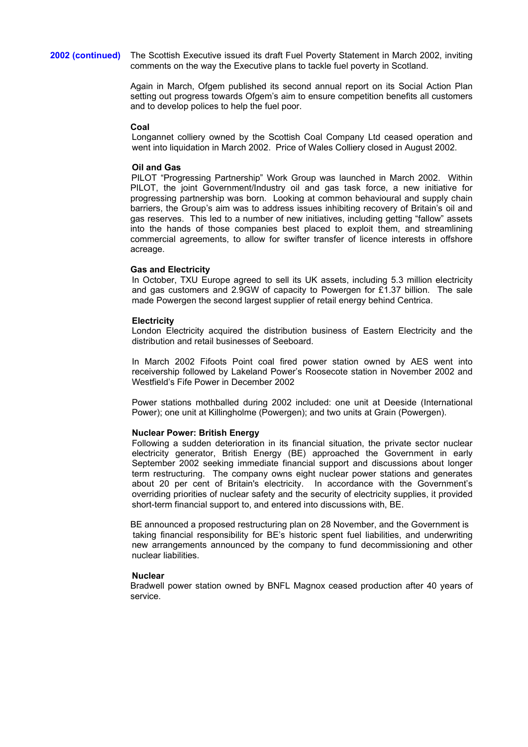**2002 (continued)**

The Scottish Executive issued its draft Fuel Poverty Statement in March 2002, inviting comments on the way the Executive plans to tackle fuel poverty in Scotland.

Again in March, Ofgem published its second annual report on its Social Action Plan setting out progress towards Ofgem's aim to ensure competition benefits all customers and to develop polices to help the fuel poor.

**Coal**

Longannet colliery owned by the Scottish Coal Company Ltd ceased operation and went into liquidation in March 2002. Price of Wales Colliery closed in August 2002.

**Oil and Gas**

PILOT "Progressing Partnership" Work Group was launched in March 2002. Within PILOT, the joint Government/Industry oil and gas task force, a new initiative for progressing partnership was born. Looking at common behavioural and supply chain barriers, the Group's aim was to address issues inhibiting recovery of Britain's oil and gas reserves. This led to a number of new initiatives, including getting "fallow" assets into the hands of those companies best placed to exploit them, and streamlining commercial agreements, to allow for swifter transfer of licence interests in offshore acreage.

**Gas and Electricity**

In October, TXU Europe agreed to sell its UK assets, including 5.3 million electricity and gas customers and 2.9GW of capacity to Powergen for £1.37 billion. The sale made Powergen the second largest supplier of retail energy behind Centrica.

**Electricity**

London Electricity acquired the distribution business of Eastern Electricity and the distribution and retail businesses of Seeboard.

In March 2002 Fifoots Point coal fired power station owned by AES went into receivership followed by Lakeland Power's Roosecote station in November 2002 and Westfield's Fife Power in December 2002

Power stations mothballed during 2002 included: one unit at Deeside (International Power); one unit at Killingholme (Powergen); and two units at Grain (Powergen).

**Nuclear Power: British Energy**

Following a sudden deterioration in its financial situation, the private sector nuclear electricity generator, British Energy (BE) approached the Government in early September 2002 seeking immediate financial support and discussions about longer term restructuring. The company owns eight nuclear power stations and generates about 20 per cent of Britain's electricity. In accordance with the Government's overriding priorities of nuclear safety and the security of electricity supplies, it provided short-term financial support to, and entered into discussions with, BE.

BE announced a proposed restructuring plan on 28 November, and the Government is taking financial responsibility for BE's historic spent fuel liabilities, and underwriting new arrangements announced by the company to fund decommissioning and other nuclear liabilities.

**Nuclear**

Bradwell power station owned by BNFL Magnox ceased production after 40 years of service.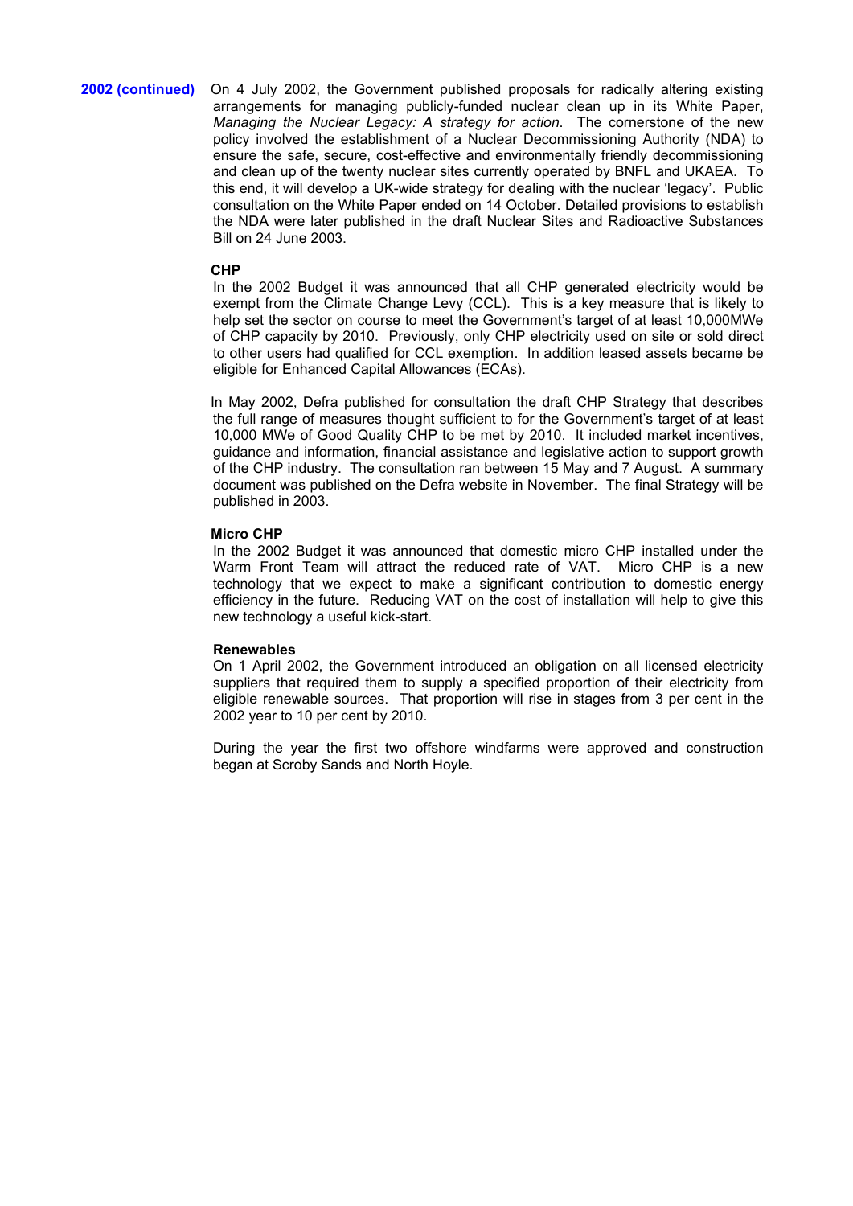**2002 (continued)** On 4 July 2002, the Government published proposals for radically altering existing arrangements for managing publicly-funded nuclear clean up in its White Paper, *Managing the Nuclear Legacy: A strategy for action*. The cornerstone of the new policy involved the establishment of a Nuclear Decommissioning Authority (NDA) to ensure the safe, secure, cost-effective and environmentally friendly decommissioning and clean up of the twenty nuclear sites currently operated by BNFL and UKAEA. To this end, it will develop a UK-wide strategy for dealing with the nuclear 'legacy'. Public consultation on the White Paper ended on 14 October. Detailed provisions to establish the NDA were later published in the draft Nuclear Sites and Radioactive Substances Bill on 24 June 2003.

**CHP**

In the 2002 Budget it was announced that all CHP generated electricity would be exempt from the Climate Change Levy (CCL). This is a key measure that is likely to help set the sector on course to meet the Government's target of at least 10,000MWe of CHP capacity by 2010. Previously, only CHP electricity used on site or sold direct to other users had qualified for CCL exemption. In addition leased assets became be eligible for Enhanced Capital Allowances (ECAs).

In May 2002, Defra published for consultation the draft CHP Strategy that describes the full range of measures thought sufficient to for the Government's target of at least 10,000 MWe of Good Quality CHP to be met by 2010. It included market incentives, guidance and information, financial assistance and legislative action to support growth of the CHP industry. The consultation ran between 15 May and 7 August. A summary document was published on the Defra website in November. The final Strategy will be published in 2003.

**Micro CHP**

In the 2002 Budget it was announced that domestic micro CHP installed under the Warm Front Team will attract the reduced rate of VAT. Micro CHP is a new technology that we expect to make a significant contribution to domestic energy efficiency in the future. Reducing VAT on the cost of installation will help to give this new technology a useful kick-start.

**Renewables**

On 1 April 2002, the Government introduced an obligation on all licensed electricity suppliers that required them to supply a specified proportion of their electricity from eligible renewable sources. That proportion will rise in stages from 3 per cent in the 2002 year to 10 per cent by 2010.

During the year the first two offshore windfarms were approved and construction began at Scroby Sands and North Hoyle.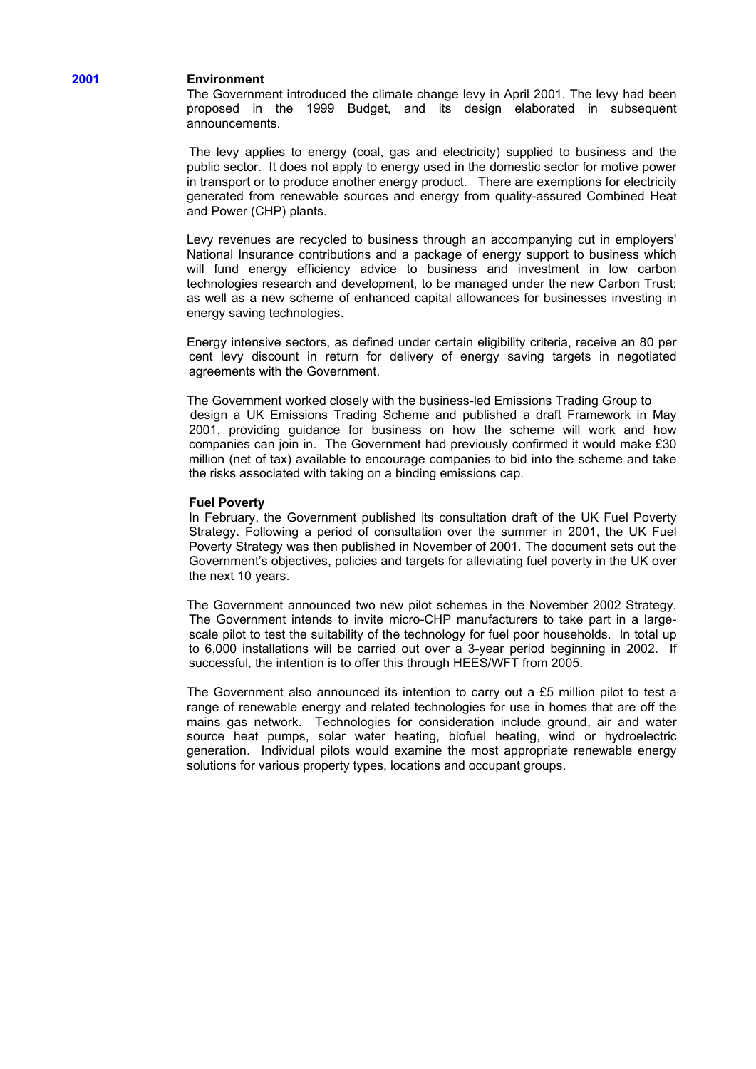**2001**

### Environment

The Government introduced the climate change levy in April 2001. The levy had been proposed in the 1999 Budget, and its design elaborated in subsequent announcements.

The levy applies to energy (coal, gas and electricity) supplied to business and the public sector. It does not apply to energy used in the domestic sector for motive power in transport or to produce another energy product. There are exemptions for electricity generated from renewable sources and energy from quality-assured Combined Heat and Power (CHP) plants.

Levy revenues are recycled to business through an accompanying cut in employers' National Insurance contributions and a package of energy support to business which will fund energy efficiency advice to business and investment in low carbon technologies research and development, to be managed under the new Carbon Trust; as well as a new scheme of enhanced capital allowances for businesses investing in energy saving technologies.

Energy intensive sectors, as defined under certain eligibility criteria, receive an 80 per cent levy discount in return for delivery of energy saving targets in negotiated agreements with the Government.

The Government worked closely with the business-led Emissions Trading Group to design a UK Emissions Trading Scheme and published a draft Framework in May 2001, providing guidance for business on how the scheme will work and how companies can join in. The Government had previously confirmed it would make £30 million (net of tax) available to encourage companies to bid into the scheme and take the risks associated with taking on a binding emissions cap.

### Fuel Poverty

In February, the Government published its consultation draft of the UK Fuel Poverty Strategy. Following a period of consultation over the summer in 2001, the UK Fuel Poverty Strategy was then published in November of 2001. The document sets out the Government's objectives, policies and targets for alleviating fuel poverty in the UK over the next 10 years.

The Government announced two new pilot schemes in the November 2002 Strategy. The Government intends to invite micro-CHP manufacturers to take part in a large-scale pilot to test the suitability of the technology for fuel poor households. In total up to 6,000 installations will be carried out over a 3-year period beginning in 2002. If successful, the intention is to offer this through HEES/WFT from 2005.

The Government also announced its intention to carry out a £5 million pilot to test a range of renewable energy and related technologies for use in homes that are off the mains gas network. Technologies for consideration include ground, air and water source heat pumps, solar water heating, biofuel heating, wind or hydroelectric generation. Individual pilots would examine the most appropriate renewable energy solutions for various property types, locations and occupant groups.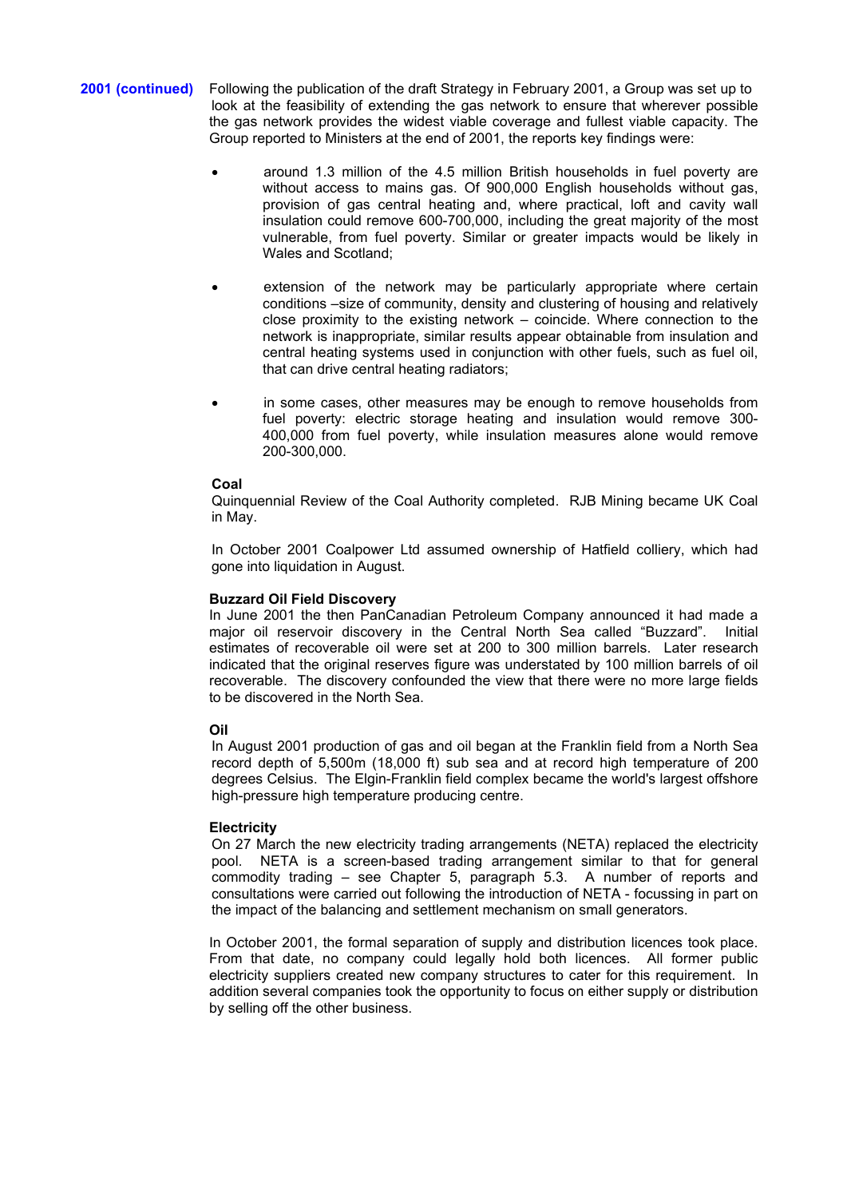**2001 (continued)** Following the publication of the draft Strategy in February 2001, a Group was set up to look at the feasibility of extending the gas network to ensure that wherever possible the gas network provides the widest viable coverage and fullest viable capacity. The Group reported to Ministers at the end of 2001, the reports key findings were:

- around 1.3 million of the 4.5 million British households in fuel poverty are without access to mains gas. Of 900,000 English households without gas, provision of gas central heating and, where practical, loft and cavity wall insulation could remove 600-700,000, including the great majority of the most vulnerable, from fuel poverty. Similar or greater impacts would be likely in Wales and Scotland;

- extension of the network may be particularly appropriate where certain conditions –size of community, density and clustering of housing and relatively close proximity to the existing network – coincide. Where connection to the network is inappropriate, similar results appear obtainable from insulation and central heating systems used in conjunction with other fuels, such as fuel oil, that can drive central heating radiators;

- in some cases, other measures may be enough to remove households from fuel poverty: electric storage heating and insulation would remove 300-400,000 from fuel poverty, while insulation measures alone would remove 200-300,000.

**Coal**

Quinquennial Review of the Coal Authority completed. RJB Mining became UK Coal in May.

In October 2001 Coalpower Ltd assumed ownership of Hatfield colliery, which had gone into liquidation in August.

**Buzzard Oil Field Discovery**

In June 2001 the then PanCanadian Petroleum Company announced it had made a major oil reservoir discovery in the Central North Sea called "Buzzard". Initial estimates of recoverable oil were set at 200 to 300 million barrels. Later research indicated that the original reserves figure was understated by 100 million barrels of oil recoverable. The discovery confounded the view that there were no more large fields to be discovered in the North Sea.

**Oil**

In August 2001 production of gas and oil began at the Franklin field from a North Sea record depth of 5,500m (18,000 ft) sub sea and at record high temperature of 200 degrees Celsius. The Elgin-Franklin field complex became the world's largest offshore high-pressure high temperature producing centre.

**Electricity**

On 27 March the new electricity trading arrangements (NETA) replaced the electricity pool. NETA is a screen-based trading arrangement similar to that for general commodity trading – see Chapter 5, paragraph 5.3. A number of reports and consultations were carried out following the introduction of NETA - focussing in part on the impact of the balancing and settlement mechanism on small generators.

In October 2001, the formal separation of supply and distribution licences took place. From that date, no company could legally hold both licences. All former public electricity suppliers created new company structures to cater for this requirement. In addition several companies took the opportunity to focus on either supply or distribution by selling off the other business.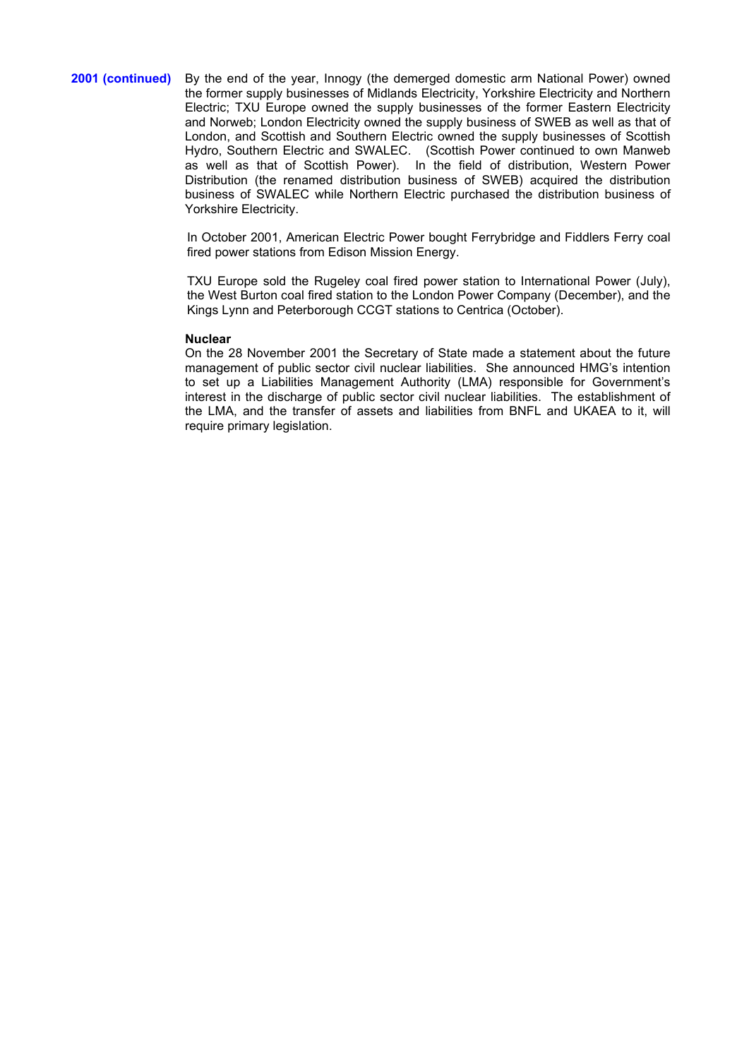**2001 (continued)**

By the end of the year, Innogy (the demerged domestic arm National Power) owned the former supply businesses of Midlands Electricity, Yorkshire Electricity and Northern Electric; TXU Europe owned the supply businesses of the former Eastern Electricity and Norweb; London Electricity owned the supply business of SWEB as well as that of London, and Scottish and Southern Electric owned the supply businesses of Scottish Hydro, Southern Electric and SWALEC. (Scottish Power continued to own Manweb as well as that of Scottish Power). In the field of distribution, Western Power Distribution (the renamed distribution business of SWEB) acquired the distribution business of SWALEC while Northern Electric purchased the distribution business of Yorkshire Electricity.

In October 2001, American Electric Power bought Ferrybridge and Fiddlers Ferry coal fired power stations from Edison Mission Energy.

TXU Europe sold the Rugeley coal fired power station to International Power (July), the West Burton coal fired station to the London Power Company (December), and the Kings Lynn and Peterborough CCGT stations to Centrica (October).

**Nuclear**

On the 28 November 2001 the Secretary of State made a statement about the future management of public sector civil nuclear liabilities. She announced HMG's intention to set up a Liabilities Management Authority (LMA) responsible for Government's interest in the discharge of public sector civil nuclear liabilities. The establishment of the LMA, and the transfer of assets and liabilities from BNFL and UKAEA to it, will require primary legislation.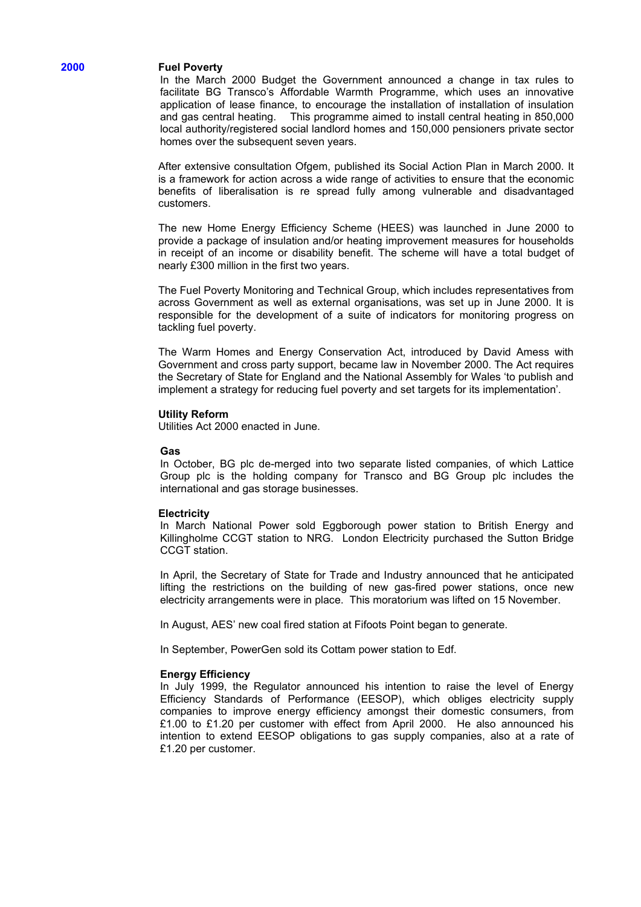**2000**

**Fuel Poverty**

In the March 2000 Budget the Government announced a change in tax rules to facilitate BG Transco's Affordable Warmth Programme, which uses an innovative application of lease finance, to encourage the installation of installation of insulation and gas central heating. This programme aimed to install central heating in 850,000 local authority/registered social landlord homes and 150,000 pensioners private sector homes over the subsequent seven years.

After extensive consultation Ofgem, published its Social Action Plan in March 2000. It is a framework for action across a wide range of activities to ensure that the economic benefits of liberalisation is re spread fully among vulnerable and disadvantaged customers.

The new Home Energy Efficiency Scheme (HEES) was launched in June 2000 to provide a package of insulation and/or heating improvement measures for households in receipt of an income or disability benefit. The scheme will have a total budget of nearly £300 million in the first two years.

The Fuel Poverty Monitoring and Technical Group, which includes representatives from across Government as well as external organisations, was set up in June 2000. It is responsible for the development of a suite of indicators for monitoring progress on tackling fuel poverty.

The Warm Homes and Energy Conservation Act, introduced by David Amess with Government and cross party support, became law in November 2000. The Act requires the Secretary of State for England and the National Assembly for Wales 'to publish and implement a strategy for reducing fuel poverty and set targets for its implementation'.

**Utility Reform**

Utilities Act 2000 enacted in June.

**Gas**

In October, BG plc de-merged into two separate listed companies, of which Lattice Group plc is the holding company for Transco and BG Group plc includes the international and gas storage businesses.

**Electricity**

In March National Power sold Eggborough power station to British Energy and Killingholme CCGT station to NRG. London Electricity purchased the Sutton Bridge CCGT station.

In April, the Secretary of State for Trade and Industry announced that he anticipated lifting the restrictions on the building of new gas-fired power stations, once new electricity arrangements were in place. This moratorium was lifted on 15 November.

In August, AES' new coal fired station at Fifoots Point began to generate.

In September, PowerGen sold its Cottam power station to Edf.

**Energy Efficiency**

In July 1999, the Regulator announced his intention to raise the level of Energy Efficiency Standards of Performance (EESOP), which obliges electricity supply companies to improve energy efficiency amongst their domestic consumers, from £1.00 to £1.20 per customer with effect from April 2000. He also announced his intention to extend EESOP obligations to gas supply companies, also at a rate of £1.20 per customer.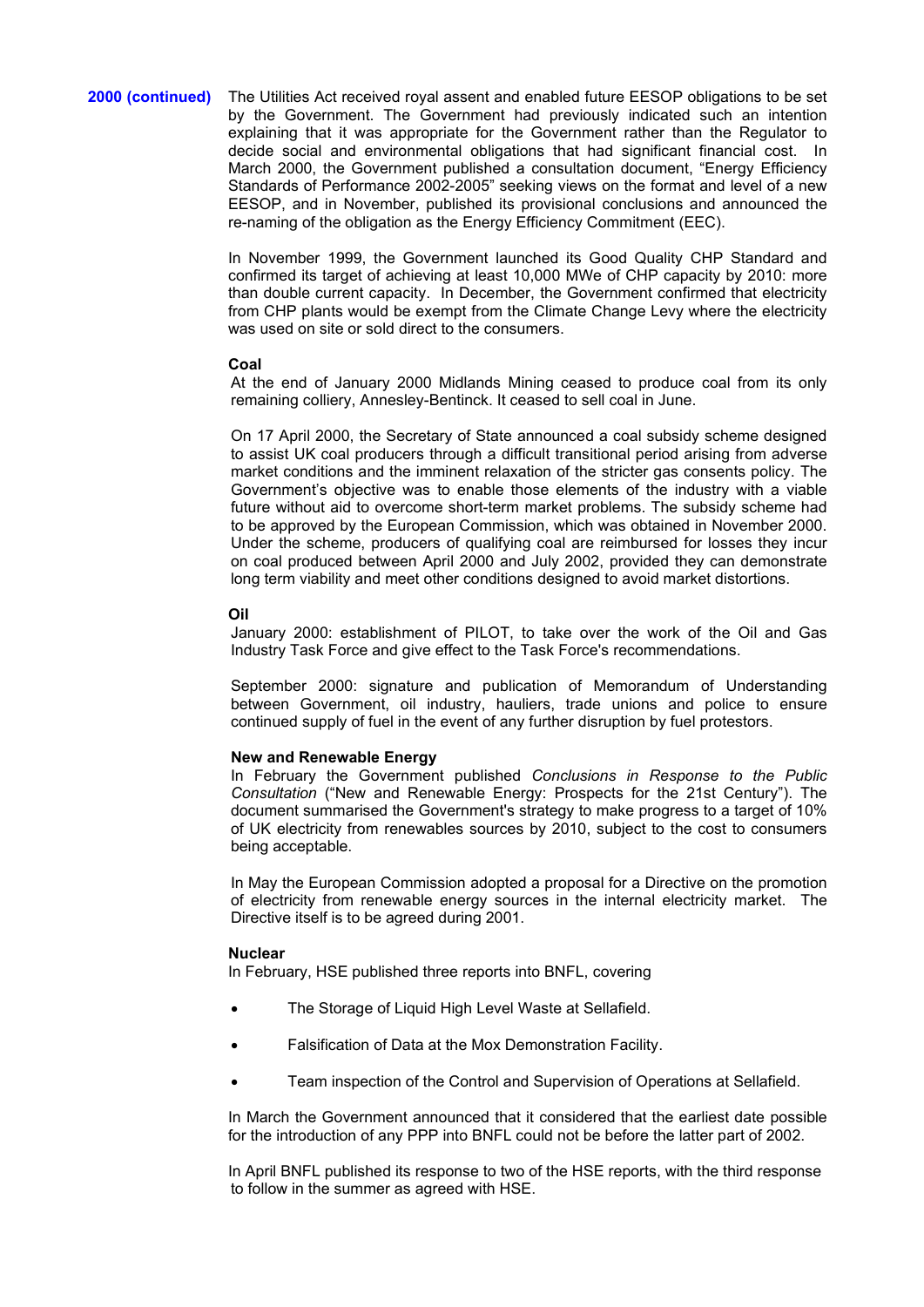**2000 (continued)**

The Utilities Act received royal assent and enabled future EESOP obligations to be set by the Government. The Government had previously indicated such an intention explaining that it was appropriate for the Government rather than the Regulator to decide social and environmental obligations that had significant financial cost. In March 2000, the Government published a consultation document, “Energy Efficiency Standards of Performance 2002-2005” seeking views on the format and level of a new EESOP, and in November, published its provisional conclusions and announced the re-naming of the obligation as the Energy Efficiency Commitment (EEC).

In November 1999, the Government launched its Good Quality CHP Standard and confirmed its target of achieving at least 10,000 MWe of CHP capacity by 2010: more than double current capacity. In December, the Government confirmed that electricity from CHP plants would be exempt from the Climate Change Levy where the electricity was used on site or sold direct to the consumers.

**Coal**

At the end of January 2000 Midlands Mining ceased to produce coal from its only remaining colliery, Annesley-Bentinck. It ceased to sell coal in June.

On 17 April 2000, the Secretary of State announced a coal subsidy scheme designed to assist UK coal producers through a difficult transitional period arising from adverse market conditions and the imminent relaxation of the stricter gas consents policy. The Government’s objective was to enable those elements of the industry with a viable future without aid to overcome short-term market problems. The subsidy scheme had to be approved by the European Commission, which was obtained in November 2000. Under the scheme, producers of qualifying coal are reimbursed for losses they incur on coal produced between April 2000 and July 2002, provided they can demonstrate long term viability and meet other conditions designed to avoid market distortions.

**Oil**

January 2000: establishment of PILOT, to take over the work of the Oil and Gas Industry Task Force and give effect to the Task Force's recommendations.

September 2000: signature and publication of Memorandum of Understanding between Government, oil industry, hauliers, trade unions and police to ensure continued supply of fuel in the event of any further disruption by fuel protestors.

**New and Renewable Energy**

In February the Government published *Conclusions in Response to the Public Consultation* (“New and Renewable Energy: Prospects for the 21st Century”). The document summarised the Government's strategy to make progress to a target of 10% of UK electricity from renewables sources by 2010, subject to the cost to consumers being acceptable.

In May the European Commission adopted a proposal for a Directive on the promotion of electricity from renewable energy sources in the internal electricity market. The Directive itself is to be agreed during 2001.

**Nuclear**

In February, HSE published three reports into BNFL, covering

- The Storage of Liquid High Level Waste at Sellafield.
- Falsification of Data at the Mox Demonstration Facility.
- Team inspection of the Control and Supervision of Operations at Sellafield.

In March the Government announced that it considered that the earliest date possible for the introduction of any PPP into BNFL could not be before the latter part of 2002.

In April BNFL published its response to two of the HSE reports, with the third response to follow in the summer as agreed with HSE.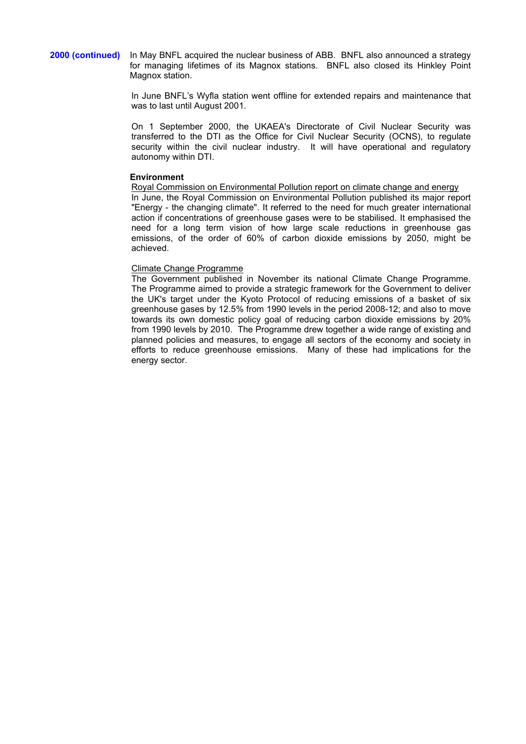**2000 (continued)** In May BNFL acquired the nuclear business of ABB. BNFL also announced a strategy for managing lifetimes of its Magnox stations. BNFL also closed its Hinkley Point Magnox station.

In June BNFL's Wyfla station went offline for extended repairs and maintenance that was to last until August 2001.

On 1 September 2000, the UKAEA's Directorate of Civil Nuclear Security was transferred to the DTI as the Office for Civil Nuclear Security (OCNS), to regulate security within the civil nuclear industry. It will have operational and regulatory autonomy within DTI.

**Environment**

Royal Commission on Environmental Pollution report on climate change and energy

In June, the Royal Commission on Environmental Pollution published its major report "Energy - the changing climate". It referred to the need for much greater international action if concentrations of greenhouse gases were to be stabilised. It emphasised the need for a long term vision of how large scale reductions in greenhouse gas emissions, of the order of 60% of carbon dioxide emissions by 2050, might be achieved.

Climate Change Programme

The Government published in November its national Climate Change Programme. The Programme aimed to provide a strategic framework for the Government to deliver the UK's target under the Kyoto Protocol of reducing emissions of a basket of six greenhouse gases by 12.5% from 1990 levels in the period 2008-12; and also to move towards its own domestic policy goal of reducing carbon dioxide emissions by 20% from 1990 levels by 2010. The Programme drew together a wide range of existing and planned policies and measures, to engage all sectors of the economy and society in efforts to reduce greenhouse emissions. Many of these had implications for the energy sector.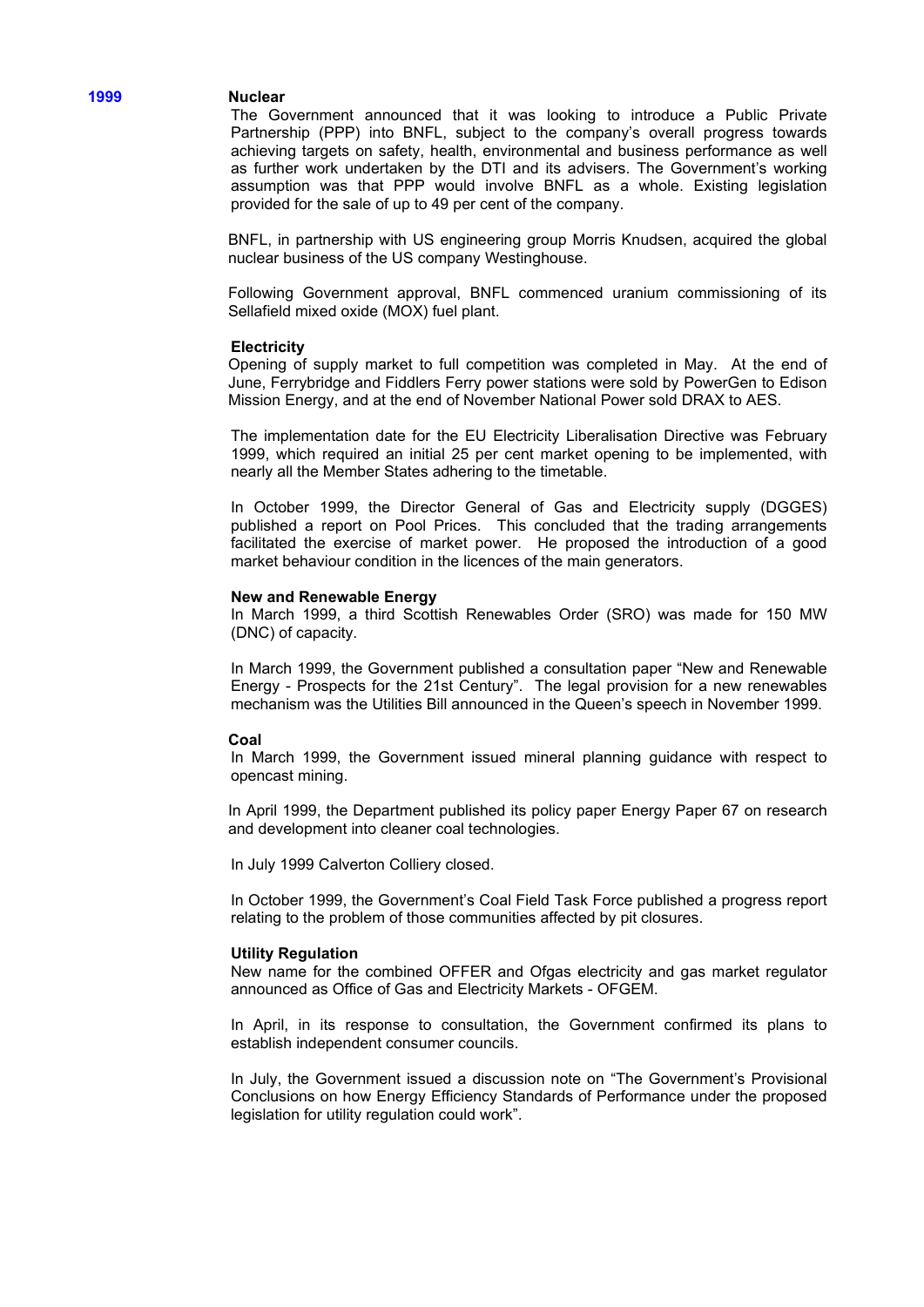## 1999

### Nuclear

The Government announced that it was looking to introduce a Public Private Partnership (PPP) into BNFL, subject to the company's overall progress towards achieving targets on safety, health, environmental and business performance as well as further work undertaken by the DTI and its advisers. The Government's working assumption was that PPP would involve BNFL as a whole. Existing legislation provided for the sale of up to 49 per cent of the company.

BNFL, in partnership with US engineering group Morris Knudsen, acquired the global nuclear business of the US company Westinghouse.

Following Government approval, BNFL commenced uranium commissioning of its Sellafield mixed oxide (MOX) fuel plant.

### Electricity

Opening of supply market to full competition was completed in May. At the end of June, Ferrybridge and Fiddlers Ferry power stations were sold by PowerGen to Edison Mission Energy, and at the end of November National Power sold DRAX to AES.

The implementation date for the EU Electricity Liberalisation Directive was February 1999, which required an initial 25 per cent market opening to be implemented, with nearly all the Member States adhering to the timetable.

In October 1999, the Director General of Gas and Electricity supply (DGGES) published a report on Pool Prices. This concluded that the trading arrangements facilitated the exercise of market power. He proposed the introduction of a good market behaviour condition in the licences of the main generators.

### New and Renewable Energy

In March 1999, a third Scottish Renewables Order (SRO) was made for 150 MW (DNC) of capacity.

In March 1999, the Government published a consultation paper "New and Renewable Energy - Prospects for the 21st Century". The legal provision for a new renewables mechanism was the Utilities Bill announced in the Queen's speech in November 1999.

### Coal

In March 1999, the Government issued mineral planning guidance with respect to opencast mining.

In April 1999, the Department published its policy paper Energy Paper 67 on research and development into cleaner coal technologies.

In July 1999 Calverton Colliery closed.

In October 1999, the Government's Coal Field Task Force published a progress report relating to the problem of those communities affected by pit closures.

### Utility Regulation

New name for the combined OFFER and Ofgas electricity and gas market regulator announced as Office of Gas and Electricity Markets - OFGEM.

In April, in its response to consultation, the Government confirmed its plans to establish independent consumer councils.

In July, the Government issued a discussion note on "The Government's Provisional Conclusions on how Energy Efficiency Standards of Performance under the proposed legislation for utility regulation could work".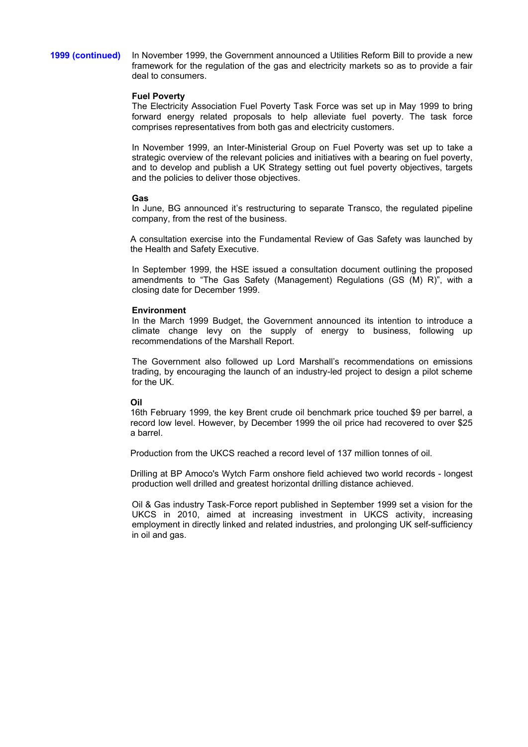**1999 (continued)**

In November 1999, the Government announced a Utilities Reform Bill to provide a new framework for the regulation of the gas and electricity markets so as to provide a fair deal to consumers.

**Fuel Poverty**

The Electricity Association Fuel Poverty Task Force was set up in May 1999 to bring forward energy related proposals to help alleviate fuel poverty. The task force comprises representatives from both gas and electricity customers.

In November 1999, an Inter-Ministerial Group on Fuel Poverty was set up to take a strategic overview of the relevant policies and initiatives with a bearing on fuel poverty, and to develop and publish a UK Strategy setting out fuel poverty objectives, targets and the policies to deliver those objectives.

**Gas**

In June, BG announced it's restructuring to separate Transco, the regulated pipeline company, from the rest of the business.

A consultation exercise into the Fundamental Review of Gas Safety was launched by the Health and Safety Executive.

In September 1999, the HSE issued a consultation document outlining the proposed amendments to "The Gas Safety (Management) Regulations (GS (M) R)", with a closing date for December 1999.

**Environment**

In the March 1999 Budget, the Government announced its intention to introduce a climate change levy on the supply of energy to business, following up recommendations of the Marshall Report.

The Government also followed up Lord Marshall's recommendations on emissions trading, by encouraging the launch of an industry-led project to design a pilot scheme for the UK.

**Oil**

16th February 1999, the key Brent crude oil benchmark price touched $9 per barrel, a record low level. However, by December 1999 the oil price had recovered to over $25 a barrel.

Production from the UKCS reached a record level of 137 million tonnes of oil.

Drilling at BP Amoco's Wytch Farm onshore field achieved two world records - longest production well drilled and greatest horizontal drilling distance achieved.

Oil & Gas industry Task-Force report published in September 1999 set a vision for the UKCS in 2010, aimed at increasing investment in UKCS activity, increasing employment in directly linked and related industries, and prolonging UK self-sufficiency in oil and gas.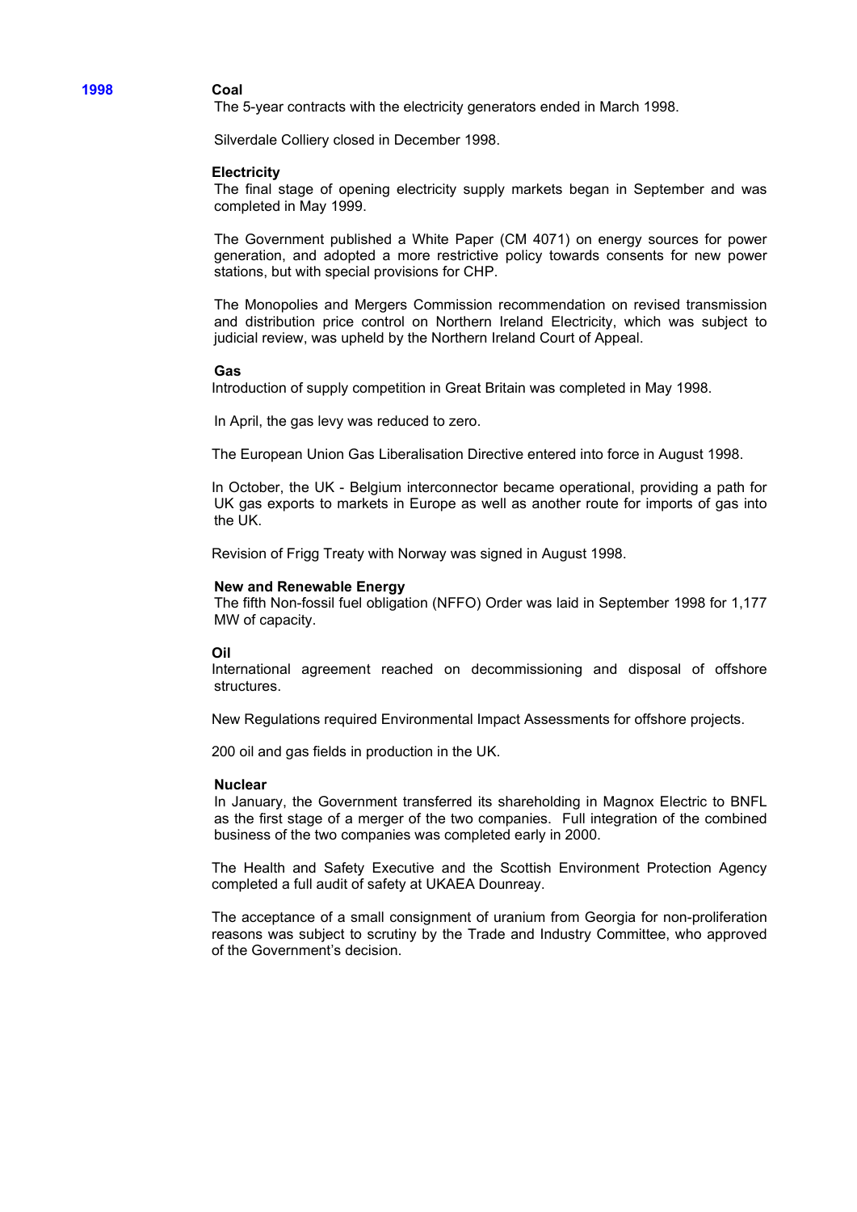## 1998

### Coal

The 5-year contracts with the electricity generators ended in March 1998.

Silverdale Colliery closed in December 1998.

### Electricity

The final stage of opening electricity supply markets began in September and was completed in May 1999.

The Government published a White Paper (CM 4071) on energy sources for power generation, and adopted a more restrictive policy towards consents for new power stations, but with special provisions for CHP.

The Monopolies and Mergers Commission recommendation on revised transmission and distribution price control on Northern Ireland Electricity, which was subject to judicial review, was upheld by the Northern Ireland Court of Appeal.

### Gas

Introduction of supply competition in Great Britain was completed in May 1998.

In April, the gas levy was reduced to zero.

The European Union Gas Liberalisation Directive entered into force in August 1998.

In October, the UK - Belgium interconnector became operational, providing a path for UK gas exports to markets in Europe as well as another route for imports of gas into the UK.

Revision of Frigg Treaty with Norway was signed in August 1998.

### New and Renewable Energy

The fifth Non-fossil fuel obligation (NFFO) Order was laid in September 1998 for 1,177 MW of capacity.

### Oil

International agreement reached on decommissioning and disposal of offshore structures.

New Regulations required Environmental Impact Assessments for offshore projects.

200 oil and gas fields in production in the UK.

### Nuclear

In January, the Government transferred its shareholding in Magnox Electric to BNFL as the first stage of a merger of the two companies. Full integration of the combined business of the two companies was completed early in 2000.

The Health and Safety Executive and the Scottish Environment Protection Agency completed a full audit of safety at UKAEA Dounreay.

The acceptance of a small consignment of uranium from Georgia for non-proliferation reasons was subject to scrutiny by the Trade and Industry Committee, who approved of the Government's decision.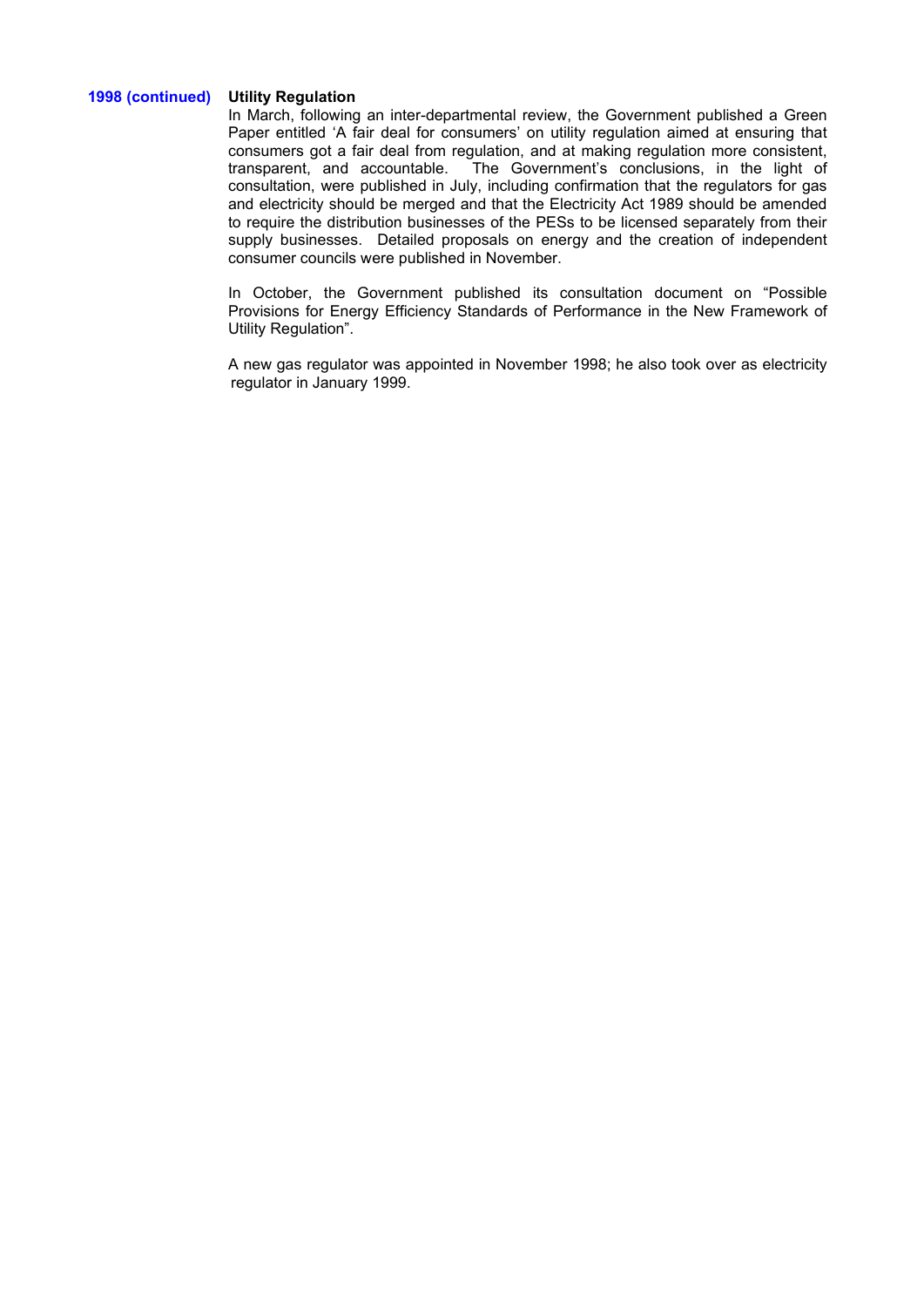**1998 (continued)**

**Utility Regulation**

In March, following an inter-departmental review, the Government published a Green Paper entitled 'A fair deal for consumers' on utility regulation aimed at ensuring that consumers got a fair deal from regulation, and at making regulation more consistent, transparent, and accountable. The Government's conclusions, in the light of consultation, were published in July, including confirmation that the regulators for gas and electricity should be merged and that the Electricity Act 1989 should be amended to require the distribution businesses of the PESs to be licensed separately from their supply businesses. Detailed proposals on energy and the creation of independent consumer councils were published in November.

In October, the Government published its consultation document on "Possible Provisions for Energy Efficiency Standards of Performance in the New Framework of Utility Regulation".

A new gas regulator was appointed in November 1998; he also took over as electricity regulator in January 1999.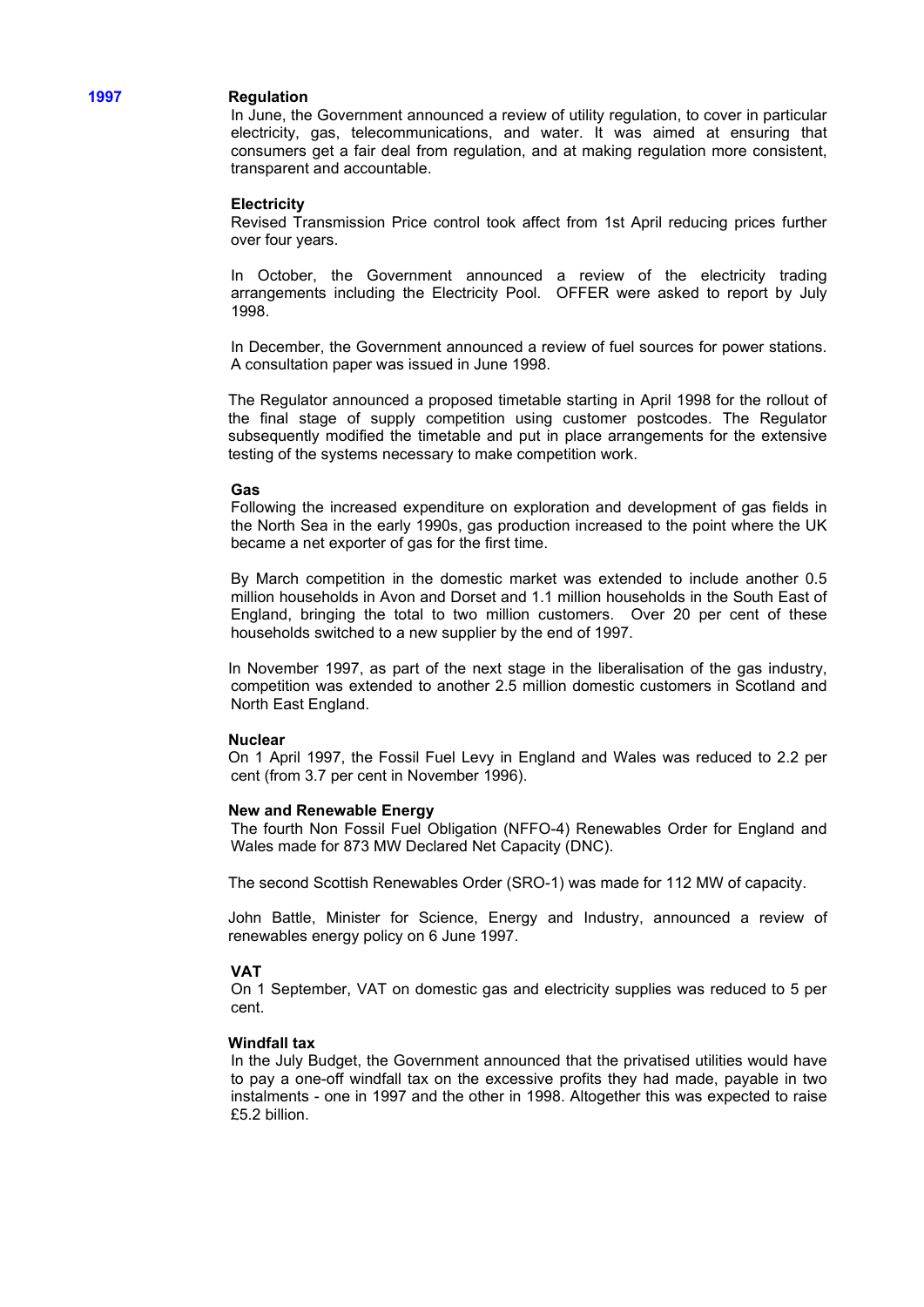## 1997

### Regulation

In June, the Government announced a review of utility regulation, to cover in particular electricity, gas, telecommunications, and water. It was aimed at ensuring that consumers get a fair deal from regulation, and at making regulation more consistent, transparent and accountable.

### Electricity

Revised Transmission Price control took affect from 1st April reducing prices further over four years.

In October, the Government announced a review of the electricity trading arrangements including the Electricity Pool. OFFER were asked to report by July 1998.

In December, the Government announced a review of fuel sources for power stations. A consultation paper was issued in June 1998.

The Regulator announced a proposed timetable starting in April 1998 for the rollout of the final stage of supply competition using customer postcodes. The Regulator subsequently modified the timetable and put in place arrangements for the extensive testing of the systems necessary to make competition work.

### Gas

Following the increased expenditure on exploration and development of gas fields in the North Sea in the early 1990s, gas production increased to the point where the UK became a net exporter of gas for the first time.

By March competition in the domestic market was extended to include another 0.5 million households in Avon and Dorset and 1.1 million households in the South East of England, bringing the total to two million customers. Over 20 per cent of these households switched to a new supplier by the end of 1997.

In November 1997, as part of the next stage in the liberalisation of the gas industry, competition was extended to another 2.5 million domestic customers in Scotland and North East England.

### Nuclear

On 1 April 1997, the Fossil Fuel Levy in England and Wales was reduced to 2.2 per cent (from 3.7 per cent in November 1996).

### New and Renewable Energy

The fourth Non Fossil Fuel Obligation (NFFO-4) Renewables Order for England and Wales made for 873 MW Declared Net Capacity (DNC).

The second Scottish Renewables Order (SRO-1) was made for 112 MW of capacity.

John Battle, Minister for Science, Energy and Industry, announced a review of renewables energy policy on 6 June 1997.

### VAT

On 1 September, VAT on domestic gas and electricity supplies was reduced to 5 per cent.

### Windfall tax

In the July Budget, the Government announced that the privatised utilities would have to pay a one-off windfall tax on the excessive profits they had made, payable in two instalments - one in 1997 and the other in 1998. Altogether this was expected to raise £5.2 billion.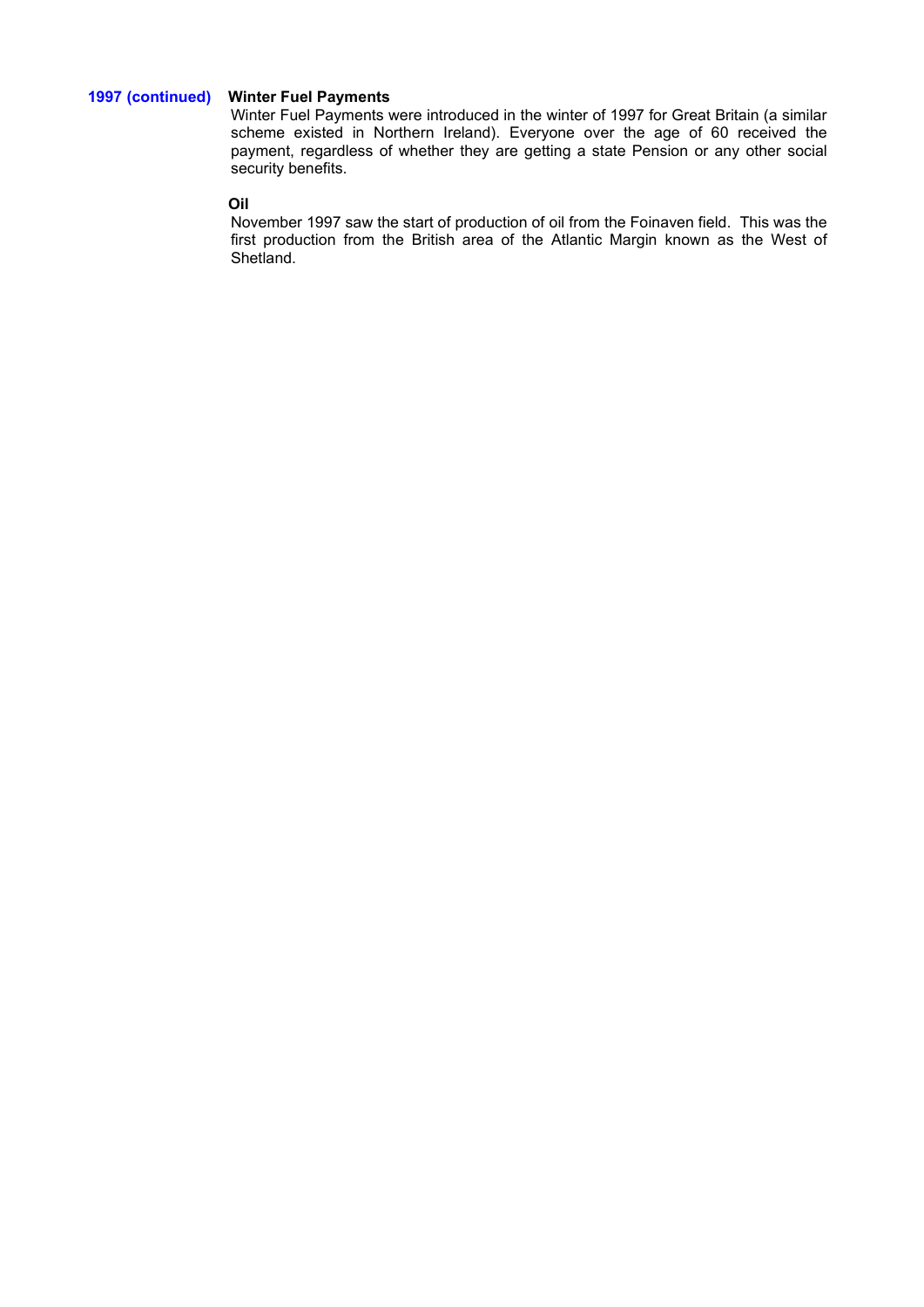**1997 (continued)**

**Winter Fuel Payments**

Winter Fuel Payments were introduced in the winter of 1997 for Great Britain (a similar scheme existed in Northern Ireland). Everyone over the age of 60 received the payment, regardless of whether they are getting a state Pension or any other social security benefits.

**Oil**

November 1997 saw the start of production of oil from the Foinaven field. This was the first production from the British area of the Atlantic Margin known as the West of Shetland.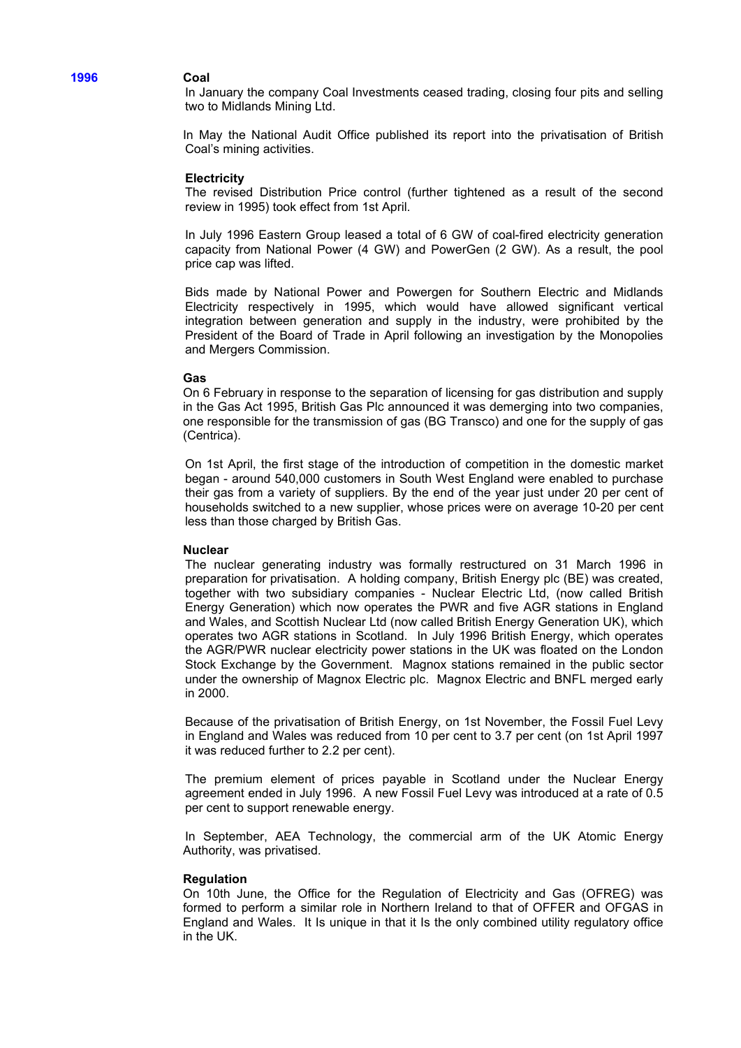## 1996

### Coal

In January the company Coal Investments ceased trading, closing four pits and selling two to Midlands Mining Ltd.

In May the National Audit Office published its report into the privatisation of British Coal's mining activities.

### Electricity

The revised Distribution Price control (further tightened as a result of the second review in 1995) took effect from 1st April.

In July 1996 Eastern Group leased a total of 6 GW of coal-fired electricity generation capacity from National Power (4 GW) and PowerGen (2 GW). As a result, the pool price cap was lifted.

Bids made by National Power and Powergen for Southern Electric and Midlands Electricity respectively in 1995, which would have allowed significant vertical integration between generation and supply in the industry, were prohibited by the President of the Board of Trade in April following an investigation by the Monopolies and Mergers Commission.

### Gas

On 6 February in response to the separation of licensing for gas distribution and supply in the Gas Act 1995, British Gas Plc announced it was demerging into two companies, one responsible for the transmission of gas (BG Transco) and one for the supply of gas (Centrica).

On 1st April, the first stage of the introduction of competition in the domestic market began - around 540,000 customers in South West England were enabled to purchase their gas from a variety of suppliers. By the end of the year just under 20 per cent of households switched to a new supplier, whose prices were on average 10-20 per cent less than those charged by British Gas.

### Nuclear

The nuclear generating industry was formally restructured on 31 March 1996 in preparation for privatisation. A holding company, British Energy plc (BE) was created, together with two subsidiary companies - Nuclear Electric Ltd, (now called British Energy Generation) which now operates the PWR and five AGR stations in England and Wales, and Scottish Nuclear Ltd (now called British Energy Generation UK), which operates two AGR stations in Scotland. In July 1996 British Energy, which operates the AGR/PWR nuclear electricity power stations in the UK was floated on the London Stock Exchange by the Government. Magnox stations remained in the public sector under the ownership of Magnox Electric plc. Magnox Electric and BNFL merged early in 2000.

Because of the privatisation of British Energy, on 1st November, the Fossil Fuel Levy in England and Wales was reduced from 10 per cent to 3.7 per cent (on 1st April 1997 it was reduced further to 2.2 per cent).

The premium element of prices payable in Scotland under the Nuclear Energy agreement ended in July 1996. A new Fossil Fuel Levy was introduced at a rate of 0.5 per cent to support renewable energy.

In September, AEA Technology, the commercial arm of the UK Atomic Energy Authority, was privatised.

### Regulation

On 10th June, the Office for the Regulation of Electricity and Gas (OFREG) was formed to perform a similar role in Northern Ireland to that of OFFER and OFGAS in England and Wales. It Is unique in that it Is the only combined utility regulatory office in the UK.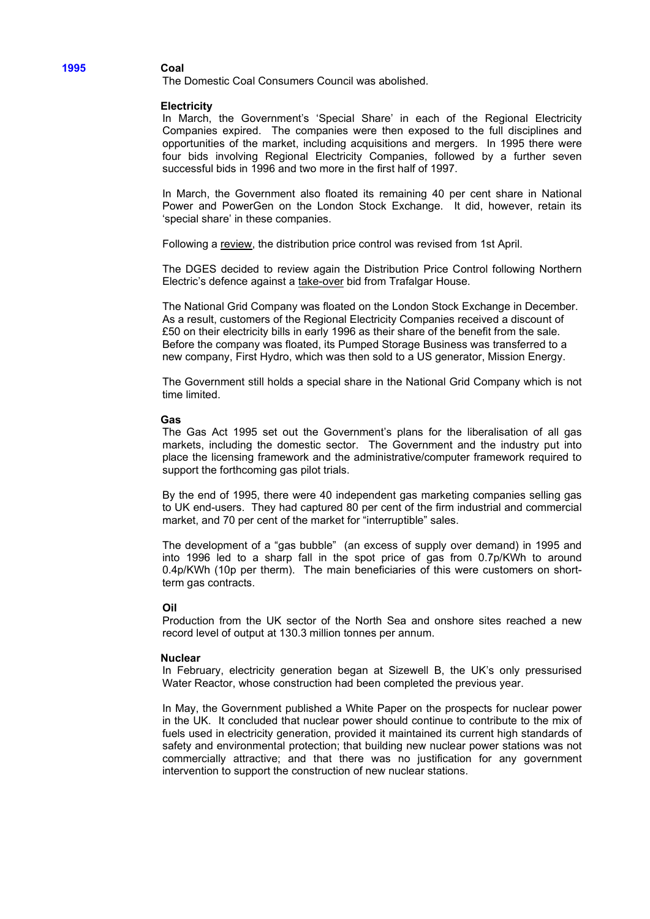## 1995

### Coal

The Domestic Coal Consumers Council was abolished.

### Electricity

In March, the Government's 'Special Share' in each of the Regional Electricity Companies expired. The companies were then exposed to the full disciplines and opportunities of the market, including acquisitions and mergers. In 1995 there were four bids involving Regional Electricity Companies, followed by a further seven successful bids in 1996 and two more in the first half of 1997.

In March, the Government also floated its remaining 40 per cent share in National Power and PowerGen on the London Stock Exchange. It did, however, retain its 'special share' in these companies.

Following a review, the distribution price control was revised from 1st April.

The DGES decided to review again the Distribution Price Control following Northern Electric's defence against a take-over bid from Trafalgar House.

The National Grid Company was floated on the London Stock Exchange in December. As a result, customers of the Regional Electricity Companies received a discount of £50 on their electricity bills in early 1996 as their share of the benefit from the sale. Before the company was floated, its Pumped Storage Business was transferred to a new company, First Hydro, which was then sold to a US generator, Mission Energy.

The Government still holds a special share in the National Grid Company which is not time limited.

### Gas

The Gas Act 1995 set out the Government's plans for the liberalisation of all gas markets, including the domestic sector. The Government and the industry put into place the licensing framework and the administrative/computer framework required to support the forthcoming gas pilot trials.

By the end of 1995, there were 40 independent gas marketing companies selling gas to UK end-users. They had captured 80 per cent of the firm industrial and commercial market, and 70 per cent of the market for "interruptible" sales.

The development of a "gas bubble" (an excess of supply over demand) in 1995 and into 1996 led to a sharp fall in the spot price of gas from 0.7p/KWh to around 0.4p/KWh (10p per therm). The main beneficiaries of this were customers on short-term gas contracts.

### Oil

Production from the UK sector of the North Sea and onshore sites reached a new record level of output at 130.3 million tonnes per annum.

### Nuclear

In February, electricity generation began at Sizewell B, the UK's only pressurised Water Reactor, whose construction had been completed the previous year.

In May, the Government published a White Paper on the prospects for nuclear power in the UK. It concluded that nuclear power should continue to contribute to the mix of fuels used in electricity generation, provided it maintained its current high standards of safety and environmental protection; that building new nuclear power stations was not commercially attractive; and that there was no justification for any government intervention to support the construction of new nuclear stations.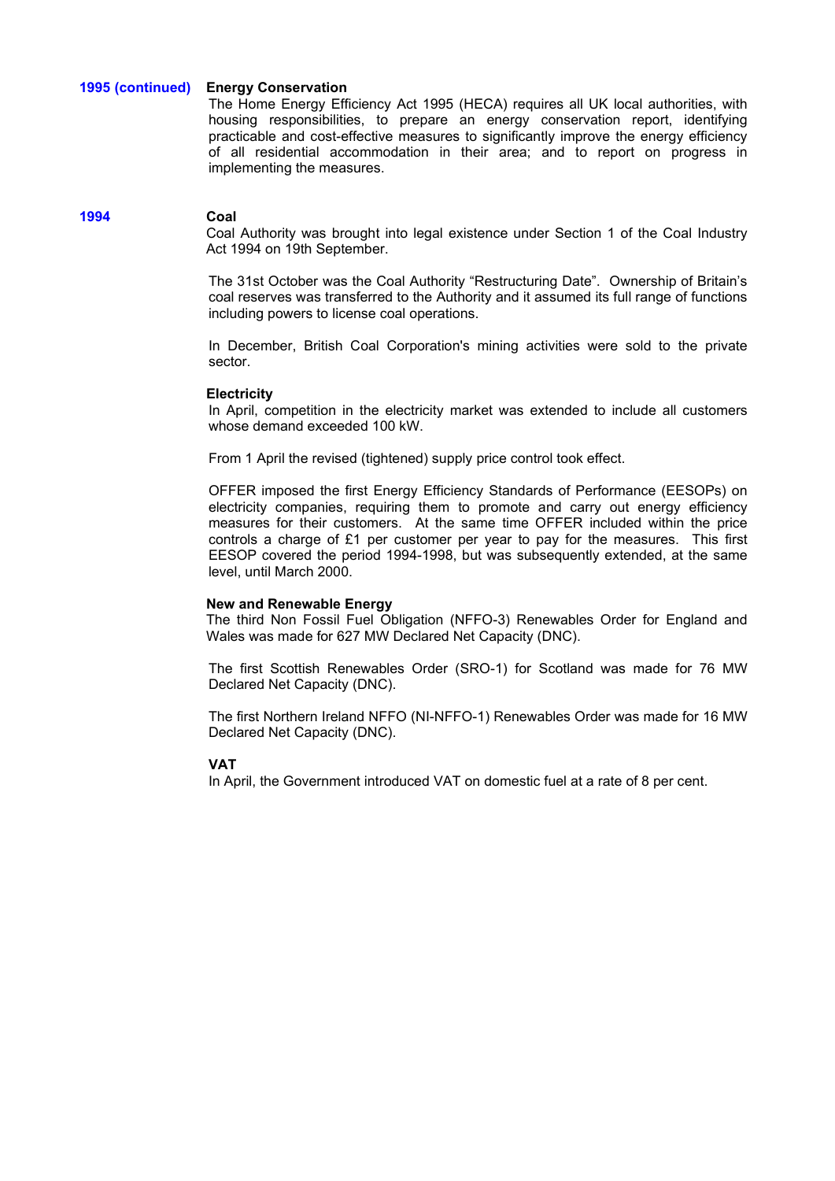**1995 (continued)**

**Energy Conservation**

The Home Energy Efficiency Act 1995 (HECA) requires all UK local authorities, with housing responsibilities, to prepare an energy conservation report, identifying practicable and cost-effective measures to significantly improve the energy efficiency of all residential accommodation in their area; and to report on progress in implementing the measures.

**1994**

**Coal**

Coal Authority was brought into legal existence under Section 1 of the Coal Industry Act 1994 on 19th September.

The 31st October was the Coal Authority "Restructuring Date". Ownership of Britain's coal reserves was transferred to the Authority and it assumed its full range of functions including powers to license coal operations.

In December, British Coal Corporation's mining activities were sold to the private sector.

**Electricity**

In April, competition in the electricity market was extended to include all customers whose demand exceeded 100 kW.

From 1 April the revised (tightened) supply price control took effect.

OFFER imposed the first Energy Efficiency Standards of Performance (EESOPs) on electricity companies, requiring them to promote and carry out energy efficiency measures for their customers. At the same time OFFER included within the price controls a charge of £1 per customer per year to pay for the measures. This first EESOP covered the period 1994-1998, but was subsequently extended, at the same level, until March 2000.

**New and Renewable Energy**

The third Non Fossil Fuel Obligation (NFFO-3) Renewables Order for England and Wales was made for 627 MW Declared Net Capacity (DNC).

The first Scottish Renewables Order (SRO-1) for Scotland was made for 76 MW Declared Net Capacity (DNC).

The first Northern Ireland NFFO (NI-NFFO-1) Renewables Order was made for 16 MW Declared Net Capacity (DNC).

**VAT**

In April, the Government introduced VAT on domestic fuel at a rate of 8 per cent.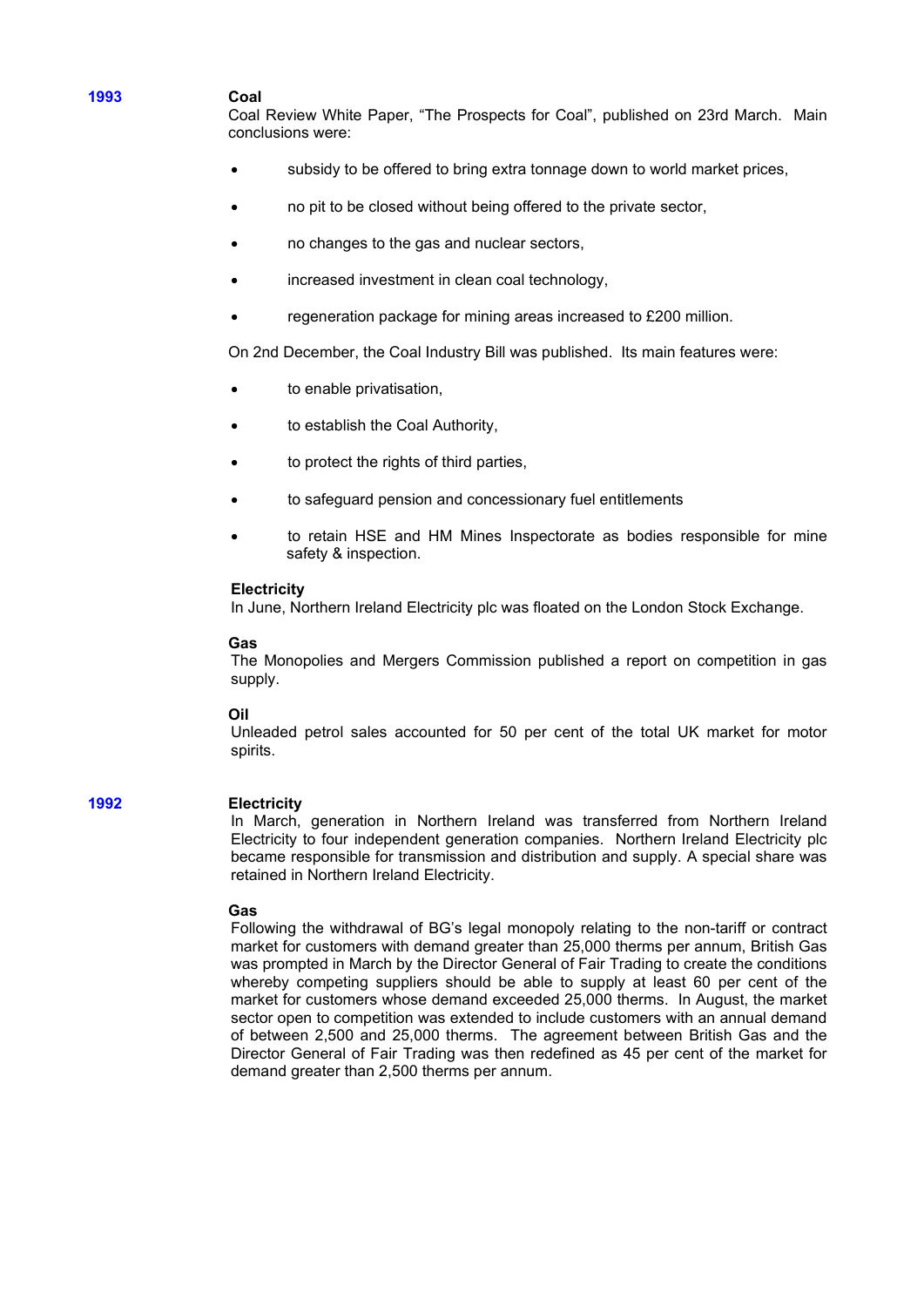## 1993

### Coal

Coal Review White Paper, "The Prospects for Coal", published on 23rd March. Main conclusions were:

- subsidy to be offered to bring extra tonnage down to world market prices,
- no pit to be closed without being offered to the private sector,
- no changes to the gas and nuclear sectors,
- increased investment in clean coal technology,
- regeneration package for mining areas increased to £200 million.

On 2nd December, the Coal Industry Bill was published. Its main features were:

- to enable privatisation,
- to establish the Coal Authority,
- to protect the rights of third parties,
- to safeguard pension and concessionary fuel entitlements
- to retain HSE and HM Mines Inspectorate as bodies responsible for mine safety & inspection.

### Electricity

In June, Northern Ireland Electricity plc was floated on the London Stock Exchange.

### Gas

The Monopolies and Mergers Commission published a report on competition in gas supply.

### Oil

Unleaded petrol sales accounted for 50 per cent of the total UK market for motor spirits.

## 1992

### Electricity

In March, generation in Northern Ireland was transferred from Northern Ireland Electricity to four independent generation companies. Northern Ireland Electricity plc became responsible for transmission and distribution and supply. A special share was retained in Northern Ireland Electricity.

### Gas

Following the withdrawal of BG's legal monopoly relating to the non-tariff or contract market for customers with demand greater than 25,000 therms per annum, British Gas was prompted in March by the Director General of Fair Trading to create the conditions whereby competing suppliers should be able to supply at least 60 per cent of the market for customers whose demand exceeded 25,000 therms. In August, the market sector open to competition was extended to include customers with an annual demand of between 2,500 and 25,000 therms. The agreement between British Gas and the Director General of Fair Trading was then redefined as 45 per cent of the market for demand greater than 2,500 therms per annum.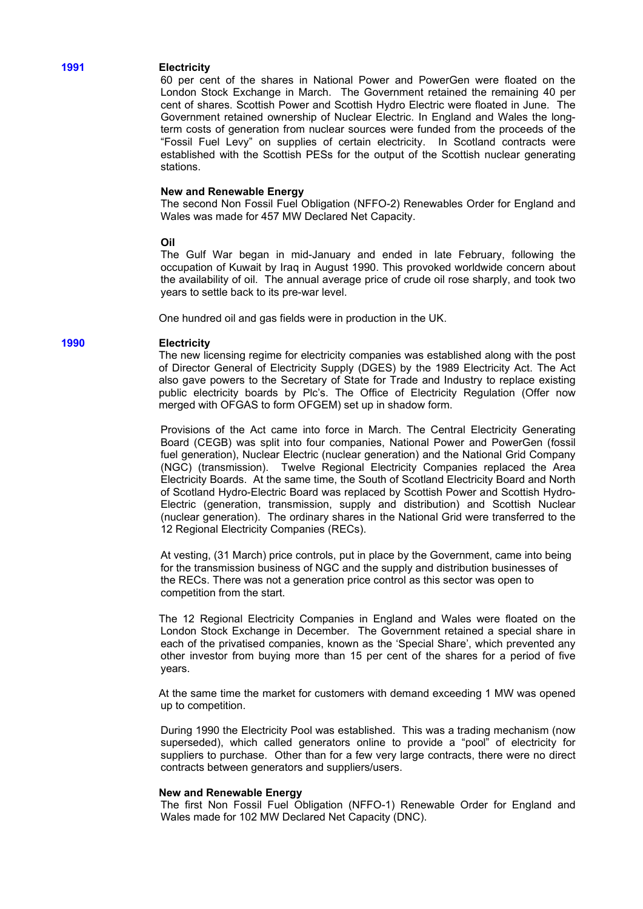## 1991

### Electricity

60 per cent of the shares in National Power and PowerGen were floated on the London Stock Exchange in March. The Government retained the remaining 40 per cent of shares. Scottish Power and Scottish Hydro Electric were floated in June. The Government retained ownership of Nuclear Electric. In England and Wales the long-term costs of generation from nuclear sources were funded from the proceeds of the "Fossil Fuel Levy" on supplies of certain electricity. In Scotland contracts were established with the Scottish PESs for the output of the Scottish nuclear generating stations.

### New and Renewable Energy

The second Non Fossil Fuel Obligation (NFFO-2) Renewables Order for England and Wales was made for 457 MW Declared Net Capacity.

### Oil

The Gulf War began in mid-January and ended in late February, following the occupation of Kuwait by Iraq in August 1990. This provoked worldwide concern about the availability of oil. The annual average price of crude oil rose sharply, and took two years to settle back to its pre-war level.

One hundred oil and gas fields were in production in the UK.

## 1990

### Electricity

The new licensing regime for electricity companies was established along with the post of Director General of Electricity Supply (DGES) by the 1989 Electricity Act. The Act also gave powers to the Secretary of State for Trade and Industry to replace existing public electricity boards by Plc's. The Office of Electricity Regulation (Offer now merged with OFGAS to form OFGEM) set up in shadow form.

Provisions of the Act came into force in March. The Central Electricity Generating Board (CEGB) was split into four companies, National Power and PowerGen (fossil fuel generation), Nuclear Electric (nuclear generation) and the National Grid Company (NGC) (transmission). Twelve Regional Electricity Companies replaced the Area Electricity Boards. At the same time, the South of Scotland Electricity Board and North of Scotland Hydro-Electric Board was replaced by Scottish Power and Scottish Hydro-Electric (generation, transmission, supply and distribution) and Scottish Nuclear (nuclear generation). The ordinary shares in the National Grid were transferred to the 12 Regional Electricity Companies (RECs).

At vesting, (31 March) price controls, put in place by the Government, came into being for the transmission business of NGC and the supply and distribution businesses of the RECs. There was not a generation price control as this sector was open to competition from the start.

The 12 Regional Electricity Companies in England and Wales were floated on the London Stock Exchange in December. The Government retained a special share in each of the privatised companies, known as the 'Special Share', which prevented any other investor from buying more than 15 per cent of the shares for a period of five years.

At the same time the market for customers with demand exceeding 1 MW was opened up to competition.

During 1990 the Electricity Pool was established. This was a trading mechanism (now superseded), which called generators online to provide a "pool" of electricity for suppliers to purchase. Other than for a few very large contracts, there were no direct contracts between generators and suppliers/users.

### New and Renewable Energy

The first Non Fossil Fuel Obligation (NFFO-1) Renewable Order for England and Wales made for 102 MW Declared Net Capacity (DNC).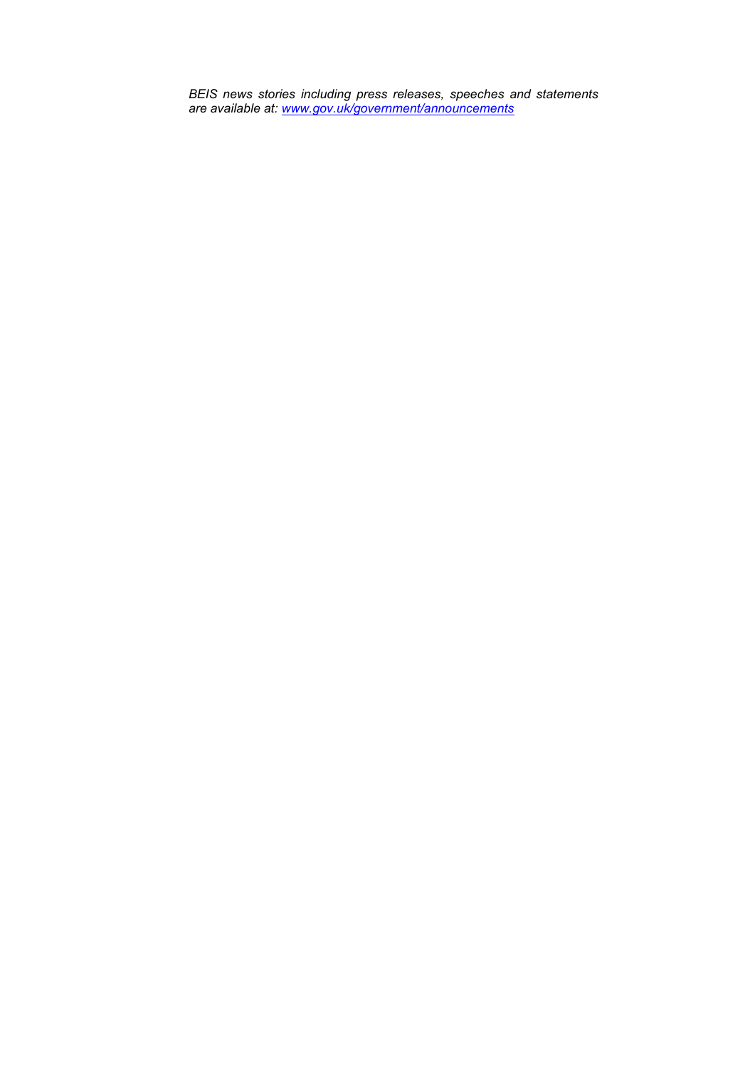*BEIS news stories including press releases, speeches and statements are available at: [www.gov.uk/government/announcements](www.gov.uk/government/announcements)*